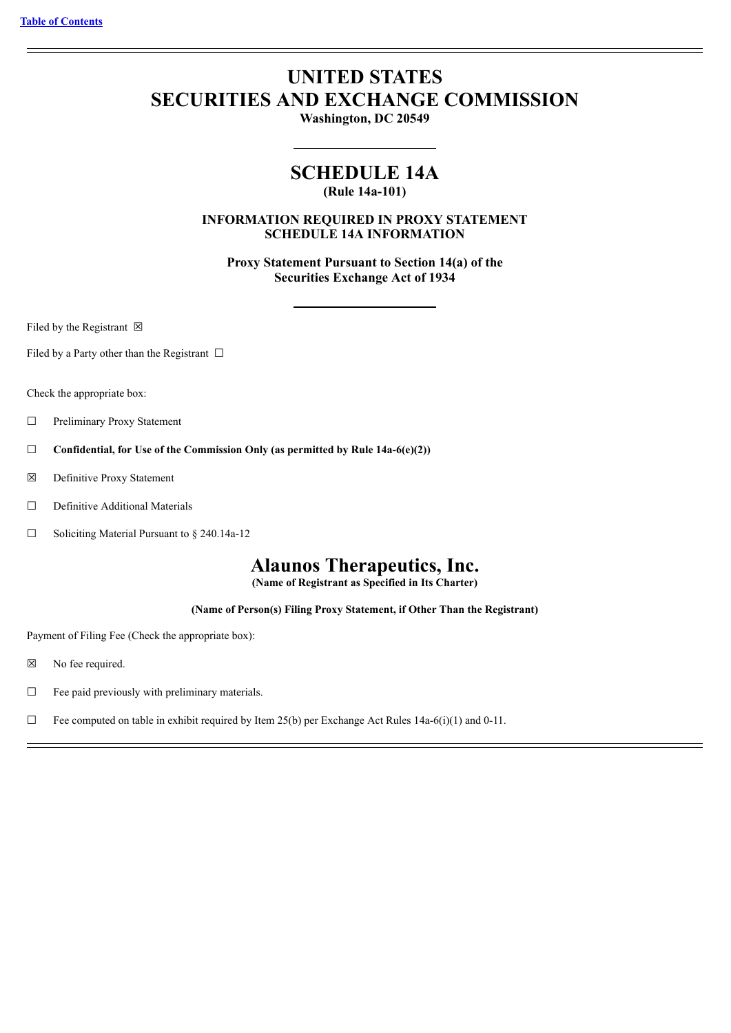[Table of Contents]

# UNITED STATES
# SECURITIES AND EXCHANGE COMMISSION
**Washington, DC 20549**

## SCHEDULE 14A
**(Rule 14a-101)**

**INFORMATION REQUIRED IN PROXY STATEMENT**
**SCHEDULE 14A INFORMATION**

**Proxy Statement Pursuant to Section 14(a) of the Securities Exchange Act of 1934**

Filed by the Registrant ☒

Filed by a Party other than the Registrant ☐

Check the appropriate box:

☐ Preliminary Proxy Statement

☐ **Confidential, for Use of the Commission Only (as permitted by Rule 14a-6(e)(2))**

☒ Definitive Proxy Statement

☐ Definitive Additional Materials

☐ Soliciting Material Pursuant to § 240.14a-12

# Alaunos Therapeutics, Inc.
**(Name of Registrant as Specified in Its Charter)**

**(Name of Person(s) Filing Proxy Statement, if Other Than the Registrant)**

Payment of Filing Fee (Check the appropriate box):

☒ No fee required.

☐ Fee paid previously with preliminary materials.

☐ Fee computed on table in exhibit required by Item 25(b) per Exchange Act Rules 14a-6(i)(1) and 0-11.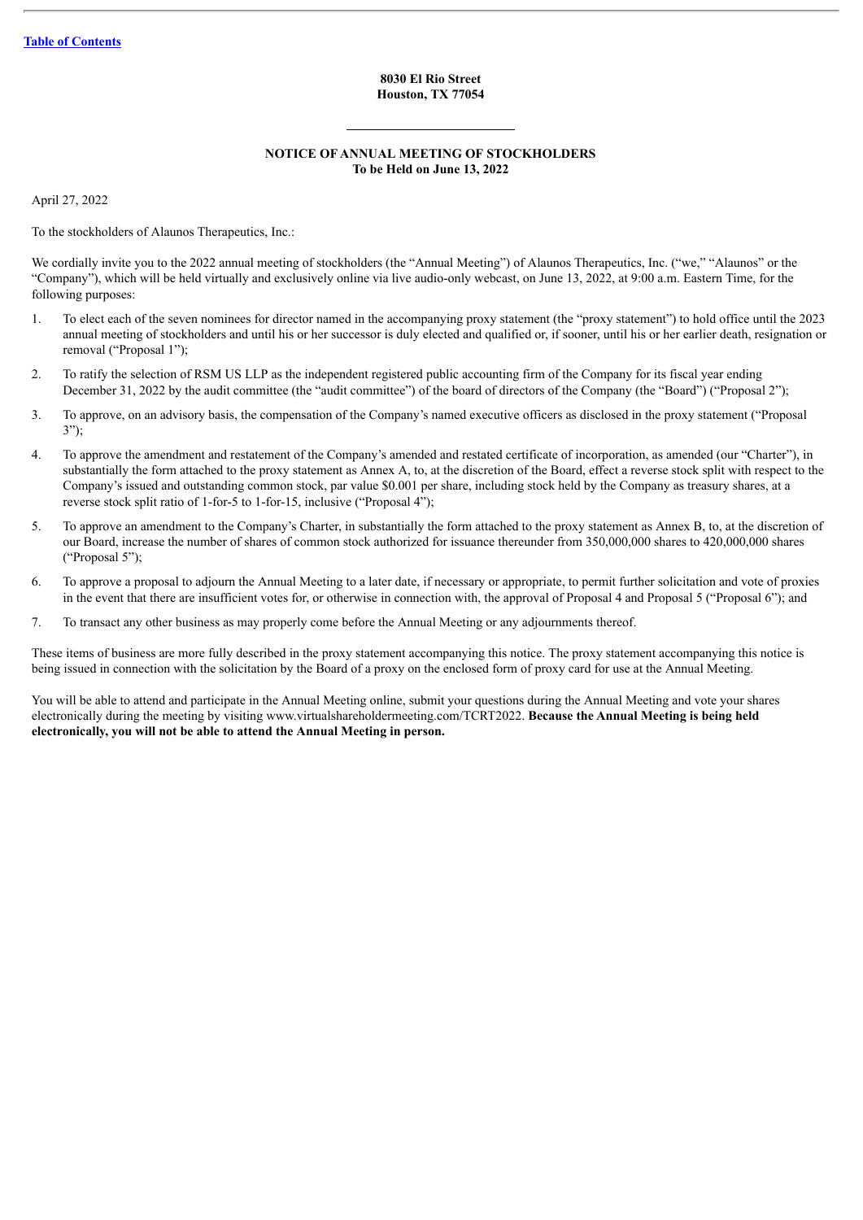[Table of Contents](#)

**8030 El Rio Street**
**Houston, TX 77054**

---

**NOTICE OF ANNUAL MEETING OF STOCKHOLDERS**
**To be Held on June 13, 2022**

April 27, 2022

To the stockholders of Alaunos Therapeutics, Inc.:

We cordially invite you to the 2022 annual meeting of stockholders (the "Annual Meeting") of Alaunos Therapeutics, Inc. ("we," "Alaunos" or the "Company"), which will be held virtually and exclusively online via live audio-only webcast, on June 13, 2022, at 9:00 a.m. Eastern Time, for the following purposes:

1. To elect each of the seven nominees for director named in the accompanying proxy statement (the "proxy statement") to hold office until the 2023 annual meeting of stockholders and until his or her successor is duly elected and qualified or, if sooner, until his or her earlier death, resignation or removal ("Proposal 1");
2. To ratify the selection of RSM US LLP as the independent registered public accounting firm of the Company for its fiscal year ending December 31, 2022 by the audit committee (the "audit committee") of the board of directors of the Company (the "Board") ("Proposal 2");
3. To approve, on an advisory basis, the compensation of the Company's named executive officers as disclosed in the proxy statement ("Proposal 3");
4. To approve the amendment and restatement of the Company's amended and restated certificate of incorporation, as amended (our "Charter"), in substantially the form attached to the proxy statement as Annex A, to, at the discretion of the Board, effect a reverse stock split with respect to the Company's issued and outstanding common stock, par value $0.001 per share, including stock held by the Company as treasury shares, at a reverse stock split ratio of 1-for-5 to 1-for-15, inclusive ("Proposal 4");
5. To approve an amendment to the Company's Charter, in substantially the form attached to the proxy statement as Annex B, to, at the discretion of our Board, increase the number of shares of common stock authorized for issuance thereunder from 350,000,000 shares to 420,000,000 shares ("Proposal 5");
6. To approve a proposal to adjourn the Annual Meeting to a later date, if necessary or appropriate, to permit further solicitation and vote of proxies in the event that there are insufficient votes for, or otherwise in connection with, the approval of Proposal 4 and Proposal 5 ("Proposal 6"); and
7. To transact any other business as may properly come before the Annual Meeting or any adjournments thereof.

These items of business are more fully described in the proxy statement accompanying this notice. The proxy statement accompanying this notice is being issued in connection with the solicitation by the Board of a proxy on the enclosed form of proxy card for use at the Annual Meeting.

You will be able to attend and participate in the Annual Meeting online, submit your questions during the Annual Meeting and vote your shares electronically during the meeting by visiting www.virtualshareholdermeeting.com/TCRT2022. **Because the Annual Meeting is being held electronically, you will not be able to attend the Annual Meeting in person.**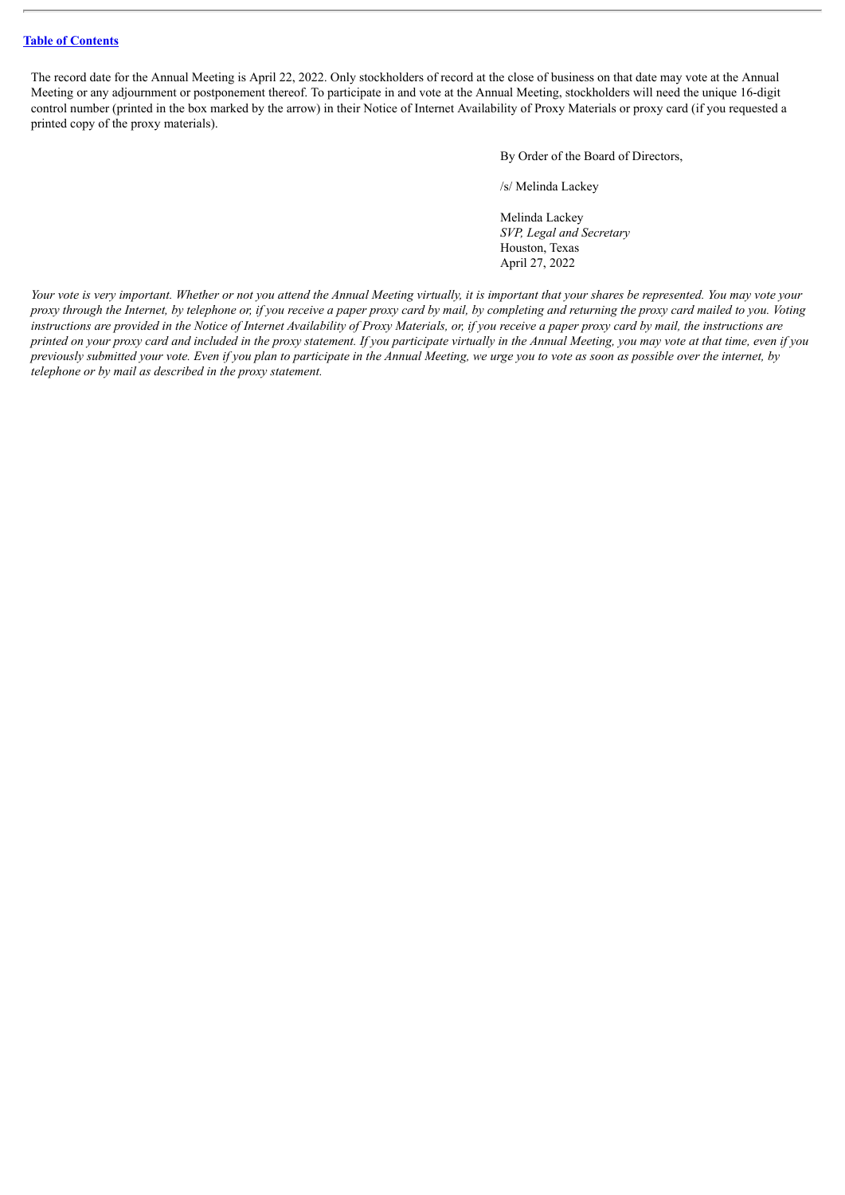The record date for the Annual Meeting is April 22, 2022. Only stockholders of record at the close of business on that date may vote at the Annual Meeting or any adjournment or postponement thereof. To participate in and vote at the Annual Meeting, stockholders will need the unique 16-digit control number (printed in the box marked by the arrow) in their Notice of Internet Availability of Proxy Materials or proxy card (if you requested a printed copy of the proxy materials).

By Order of the Board of Directors,

/s/ Melinda Lackey

Melinda Lackey
*SVP, Legal and Secretary*
Houston, Texas
April 27, 2022

*Your vote is very important. Whether or not you attend the Annual Meeting virtually, it is important that your shares be represented. You may vote your proxy through the Internet, by telephone or, if you receive a paper proxy card by mail, by completing and returning the proxy card mailed to you. Voting instructions are provided in the Notice of Internet Availability of Proxy Materials, or, if you receive a paper proxy card by mail, the instructions are printed on your proxy card and included in the proxy statement. If you participate virtually in the Annual Meeting, you may vote at that time, even if you previously submitted your vote. Even if you plan to participate in the Annual Meeting, we urge you to vote as soon as possible over the internet, by telephone or by mail as described in the proxy statement.*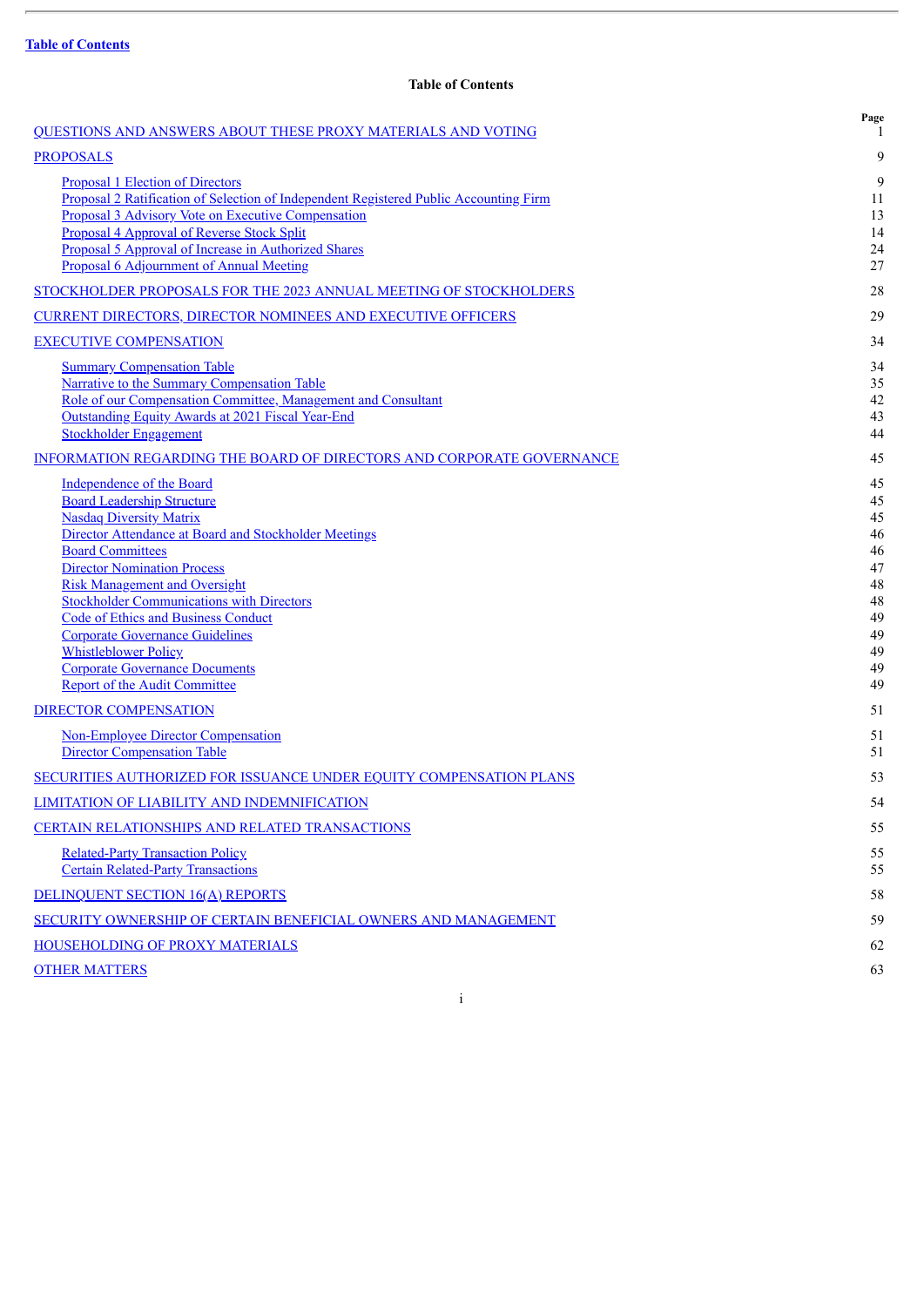[Table of Contents](#)

## Table of Contents

| | Page |
|---|---|
| QUESTIONS AND ANSWERS ABOUT THESE PROXY MATERIALS AND VOTING | 1 |
| PROPOSALS | 9 |
| Proposal 1 Election of Directors | 9 |
| Proposal 2 Ratification of Selection of Independent Registered Public Accounting Firm | 11 |
| Proposal 3 Advisory Vote on Executive Compensation | 13 |
| Proposal 4 Approval of Reverse Stock Split | 14 |
| Proposal 5 Approval of Increase in Authorized Shares | 24 |
| Proposal 6 Adjournment of Annual Meeting | 27 |
| STOCKHOLDER PROPOSALS FOR THE 2023 ANNUAL MEETING OF STOCKHOLDERS | 28 |
| CURRENT DIRECTORS, DIRECTOR NOMINEES AND EXECUTIVE OFFICERS | 29 |
| EXECUTIVE COMPENSATION | 34 |
| Summary Compensation Table | 34 |
| Narrative to the Summary Compensation Table | 35 |
| Role of our Compensation Committee, Management and Consultant | 42 |
| Outstanding Equity Awards at 2021 Fiscal Year-End | 43 |
| Stockholder Engagement | 44 |
| INFORMATION REGARDING THE BOARD OF DIRECTORS AND CORPORATE GOVERNANCE | 45 |
| Independence of the Board | 45 |
| Board Leadership Structure | 45 |
| Nasdaq Diversity Matrix | 45 |
| Director Attendance at Board and Stockholder Meetings | 46 |
| Board Committees | 46 |
| Director Nomination Process | 47 |
| Risk Management and Oversight | 48 |
| Stockholder Communications with Directors | 48 |
| Code of Ethics and Business Conduct | 49 |
| Corporate Governance Guidelines | 49 |
| Whistleblower Policy | 49 |
| Corporate Governance Documents | 49 |
| Report of the Audit Committee | 49 |
| DIRECTOR COMPENSATION | 51 |
| Non-Employee Director Compensation | 51 |
| Director Compensation Table | 51 |
| SECURITIES AUTHORIZED FOR ISSUANCE UNDER EQUITY COMPENSATION PLANS | 53 |
| LIMITATION OF LIABILITY AND INDEMNIFICATION | 54 |
| CERTAIN RELATIONSHIPS AND RELATED TRANSACTIONS | 55 |
| Related-Party Transaction Policy | 55 |
| Certain Related-Party Transactions | 55 |
| DELINQUENT SECTION 16(A) REPORTS | 58 |
| SECURITY OWNERSHIP OF CERTAIN BENEFICIAL OWNERS AND MANAGEMENT | 59 |
| HOUSEHOLDING OF PROXY MATERIALS | 62 |
| OTHER MATTERS | 63 |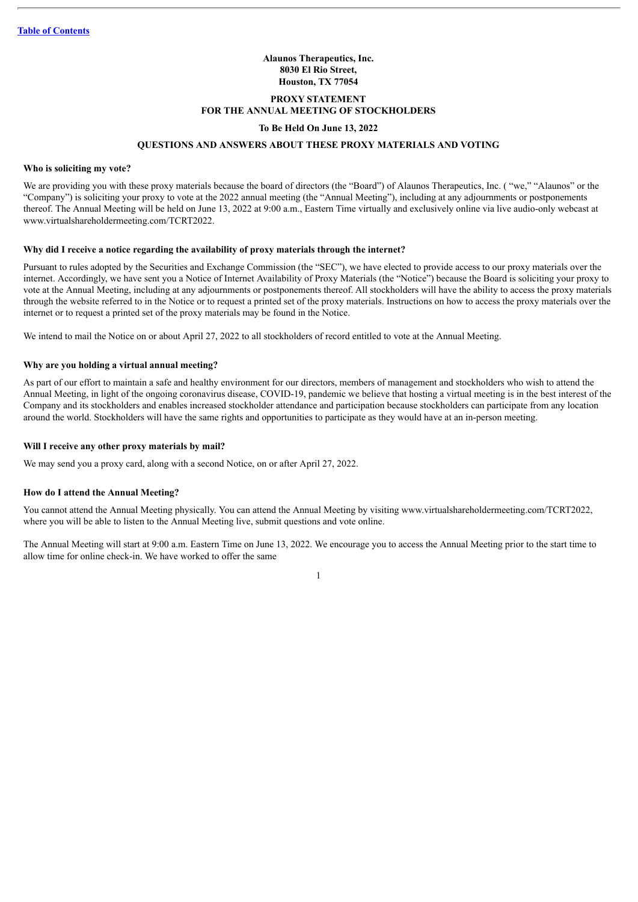**Alaunos Therapeutics, Inc.**
**8030 El Rio Street,**
**Houston, TX 77054**

# PROXY STATEMENT
# FOR THE ANNUAL MEETING OF STOCKHOLDERS

**To Be Held On June 13, 2022**

## QUESTIONS AND ANSWERS ABOUT THESE PROXY MATERIALS AND VOTING

### Who is soliciting my vote?

We are providing you with these proxy materials because the board of directors (the "Board") of Alaunos Therapeutics, Inc. ( "we," "Alaunos" or the "Company") is soliciting your proxy to vote at the 2022 annual meeting (the "Annual Meeting"), including at any adjournments or postponements thereof. The Annual Meeting will be held on June 13, 2022 at 9:00 a.m., Eastern Time virtually and exclusively online via live audio-only webcast at www.virtualshareholdermeeting.com/TCRT2022.

### Why did I receive a notice regarding the availability of proxy materials through the internet?

Pursuant to rules adopted by the Securities and Exchange Commission (the "SEC"), we have elected to provide access to our proxy materials over the internet. Accordingly, we have sent you a Notice of Internet Availability of Proxy Materials (the "Notice") because the Board is soliciting your proxy to vote at the Annual Meeting, including at any adjournments or postponements thereof. All stockholders will have the ability to access the proxy materials through the website referred to in the Notice or to request a printed set of the proxy materials. Instructions on how to access the proxy materials over the internet or to request a printed set of the proxy materials may be found in the Notice.

We intend to mail the Notice on or about April 27, 2022 to all stockholders of record entitled to vote at the Annual Meeting.

### Why are you holding a virtual annual meeting?

As part of our effort to maintain a safe and healthy environment for our directors, members of management and stockholders who wish to attend the Annual Meeting, in light of the ongoing coronavirus disease, COVID-19, pandemic we believe that hosting a virtual meeting is in the best interest of the Company and its stockholders and enables increased stockholder attendance and participation because stockholders can participate from any location around the world. Stockholders will have the same rights and opportunities to participate as they would have at an in-person meeting.

### Will I receive any other proxy materials by mail?

We may send you a proxy card, along with a second Notice, on or after April 27, 2022.

### How do I attend the Annual Meeting?

You cannot attend the Annual Meeting physically. You can attend the Annual Meeting by visiting www.virtualshareholdermeeting.com/TCRT2022, where you will be able to listen to the Annual Meeting live, submit questions and vote online.

The Annual Meeting will start at 9:00 a.m. Eastern Time on June 13, 2022. We encourage you to access the Annual Meeting prior to the start time to allow time for online check-in. We have worked to offer the same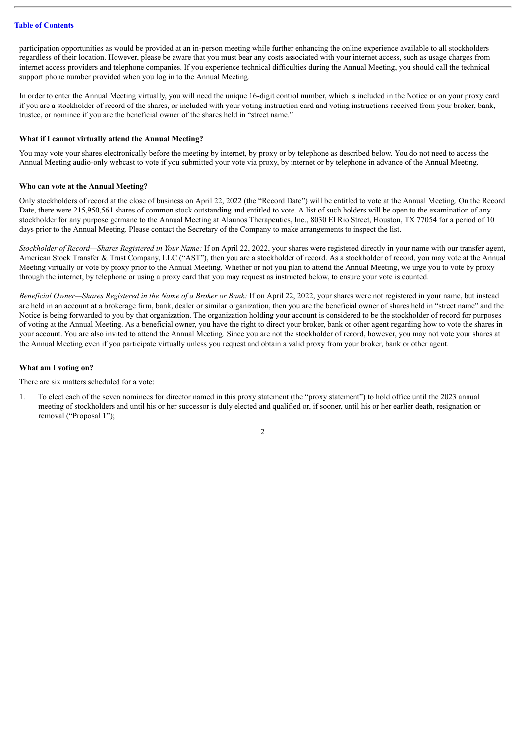participation opportunities as would be provided at an in-person meeting while further enhancing the online experience available to all stockholders regardless of their location. However, please be aware that you must bear any costs associated with your internet access, such as usage charges from internet access providers and telephone companies. If you experience technical difficulties during the Annual Meeting, you should call the technical support phone number provided when you log in to the Annual Meeting.

In order to enter the Annual Meeting virtually, you will need the unique 16-digit control number, which is included in the Notice or on your proxy card if you are a stockholder of record of the shares, or included with your voting instruction card and voting instructions received from your broker, bank, trustee, or nominee if you are the beneficial owner of the shares held in "street name."

**What if I cannot virtually attend the Annual Meeting?**

You may vote your shares electronically before the meeting by internet, by proxy or by telephone as described below. You do not need to access the Annual Meeting audio-only webcast to vote if you submitted your vote via proxy, by internet or by telephone in advance of the Annual Meeting.

**Who can vote at the Annual Meeting?**

Only stockholders of record at the close of business on April 22, 2022 (the "Record Date") will be entitled to vote at the Annual Meeting. On the Record Date, there were 215,950,561 shares of common stock outstanding and entitled to vote. A list of such holders will be open to the examination of any stockholder for any purpose germane to the Annual Meeting at Alaunos Therapeutics, Inc., 8030 El Rio Street, Houston, TX 77054 for a period of 10 days prior to the Annual Meeting. Please contact the Secretary of the Company to make arrangements to inspect the list.

*Stockholder of Record—Shares Registered in Your Name:* If on April 22, 2022, your shares were registered directly in your name with our transfer agent, American Stock Transfer & Trust Company, LLC ("AST"), then you are a stockholder of record. As a stockholder of record, you may vote at the Annual Meeting virtually or vote by proxy prior to the Annual Meeting. Whether or not you plan to attend the Annual Meeting, we urge you to vote by proxy through the internet, by telephone or using a proxy card that you may request as instructed below, to ensure your vote is counted.

*Beneficial Owner—Shares Registered in the Name of a Broker or Bank:* If on April 22, 2022, your shares were not registered in your name, but instead are held in an account at a brokerage firm, bank, dealer or similar organization, then you are the beneficial owner of shares held in "street name" and the Notice is being forwarded to you by that organization. The organization holding your account is considered to be the stockholder of record for purposes of voting at the Annual Meeting. As a beneficial owner, you have the right to direct your broker, bank or other agent regarding how to vote the shares in your account. You are also invited to attend the Annual Meeting. Since you are not the stockholder of record, however, you may not vote your shares at the Annual Meeting even if you participate virtually unless you request and obtain a valid proxy from your broker, bank or other agent.

**What am I voting on?**

There are six matters scheduled for a vote:

1. To elect each of the seven nominees for director named in this proxy statement (the "proxy statement") to hold office until the 2023 annual meeting of stockholders and until his or her successor is duly elected and qualified or, if sooner, until his or her earlier death, resignation or removal ("Proposal 1");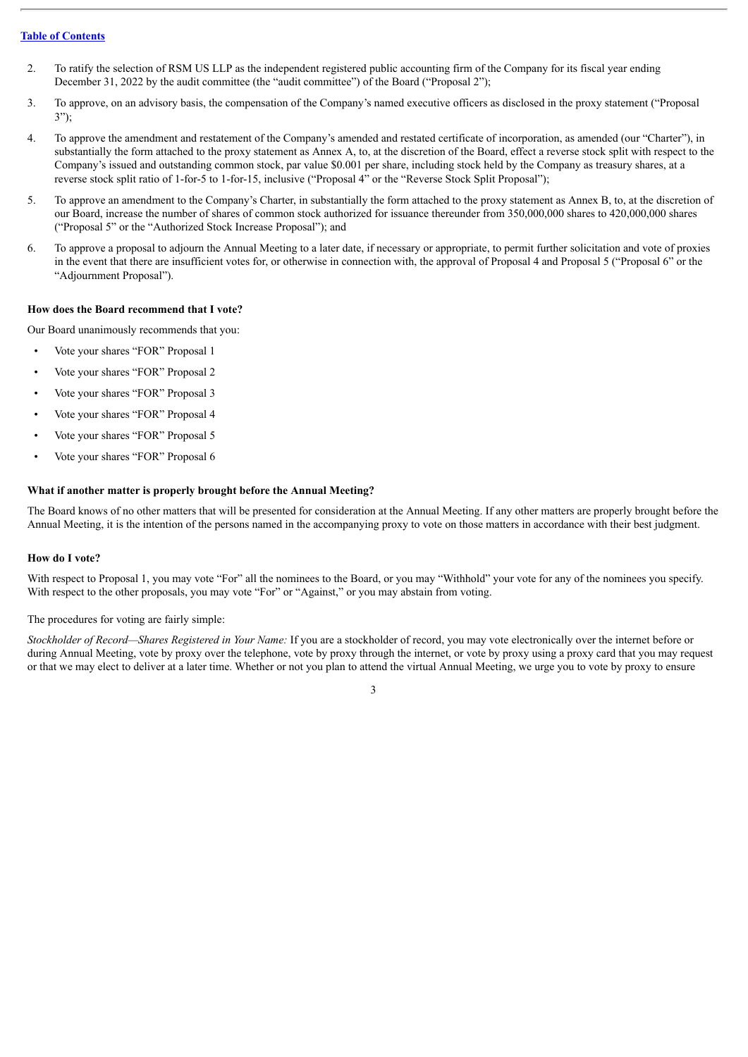[Table of Contents](#)

2. To ratify the selection of RSM US LLP as the independent registered public accounting firm of the Company for its fiscal year ending December 31, 2022 by the audit committee (the "audit committee") of the Board ("Proposal 2");

3. To approve, on an advisory basis, the compensation of the Company's named executive officers as disclosed in the proxy statement ("Proposal 3");

4. To approve the amendment and restatement of the Company's amended and restated certificate of incorporation, as amended (our "Charter"), in substantially the form attached to the proxy statement as Annex A, to, at the discretion of the Board, effect a reverse stock split with respect to the Company's issued and outstanding common stock, par value $0.001 per share, including stock held by the Company as treasury shares, at a reverse stock split ratio of 1-for-5 to 1-for-15, inclusive ("Proposal 4" or the "Reverse Stock Split Proposal");

5. To approve an amendment to the Company's Charter, in substantially the form attached to the proxy statement as Annex B, to, at the discretion of our Board, increase the number of shares of common stock authorized for issuance thereunder from 350,000,000 shares to 420,000,000 shares ("Proposal 5" or the "Authorized Stock Increase Proposal"); and

6. To approve a proposal to adjourn the Annual Meeting to a later date, if necessary or appropriate, to permit further solicitation and vote of proxies in the event that there are insufficient votes for, or otherwise in connection with, the approval of Proposal 4 and Proposal 5 ("Proposal 6" or the "Adjournment Proposal").

**How does the Board recommend that I vote?**

Our Board unanimously recommends that you:

- Vote your shares "FOR" Proposal 1
- Vote your shares "FOR" Proposal 2
- Vote your shares "FOR" Proposal 3
- Vote your shares "FOR" Proposal 4
- Vote your shares "FOR" Proposal 5
- Vote your shares "FOR" Proposal 6

**What if another matter is properly brought before the Annual Meeting?**

The Board knows of no other matters that will be presented for consideration at the Annual Meeting. If any other matters are properly brought before the Annual Meeting, it is the intention of the persons named in the accompanying proxy to vote on those matters in accordance with their best judgment.

**How do I vote?**

With respect to Proposal 1, you may vote "For" all the nominees to the Board, or you may "Withhold" your vote for any of the nominees you specify. With respect to the other proposals, you may vote "For" or "Against," or you may abstain from voting.

The procedures for voting are fairly simple:

*Stockholder of Record—Shares Registered in Your Name:* If you are a stockholder of record, you may vote electronically over the internet before or during Annual Meeting, vote by proxy over the telephone, vote by proxy through the internet, or vote by proxy using a proxy card that you may request or that we may elect to deliver at a later time. Whether or not you plan to attend the virtual Annual Meeting, we urge you to vote by proxy to ensure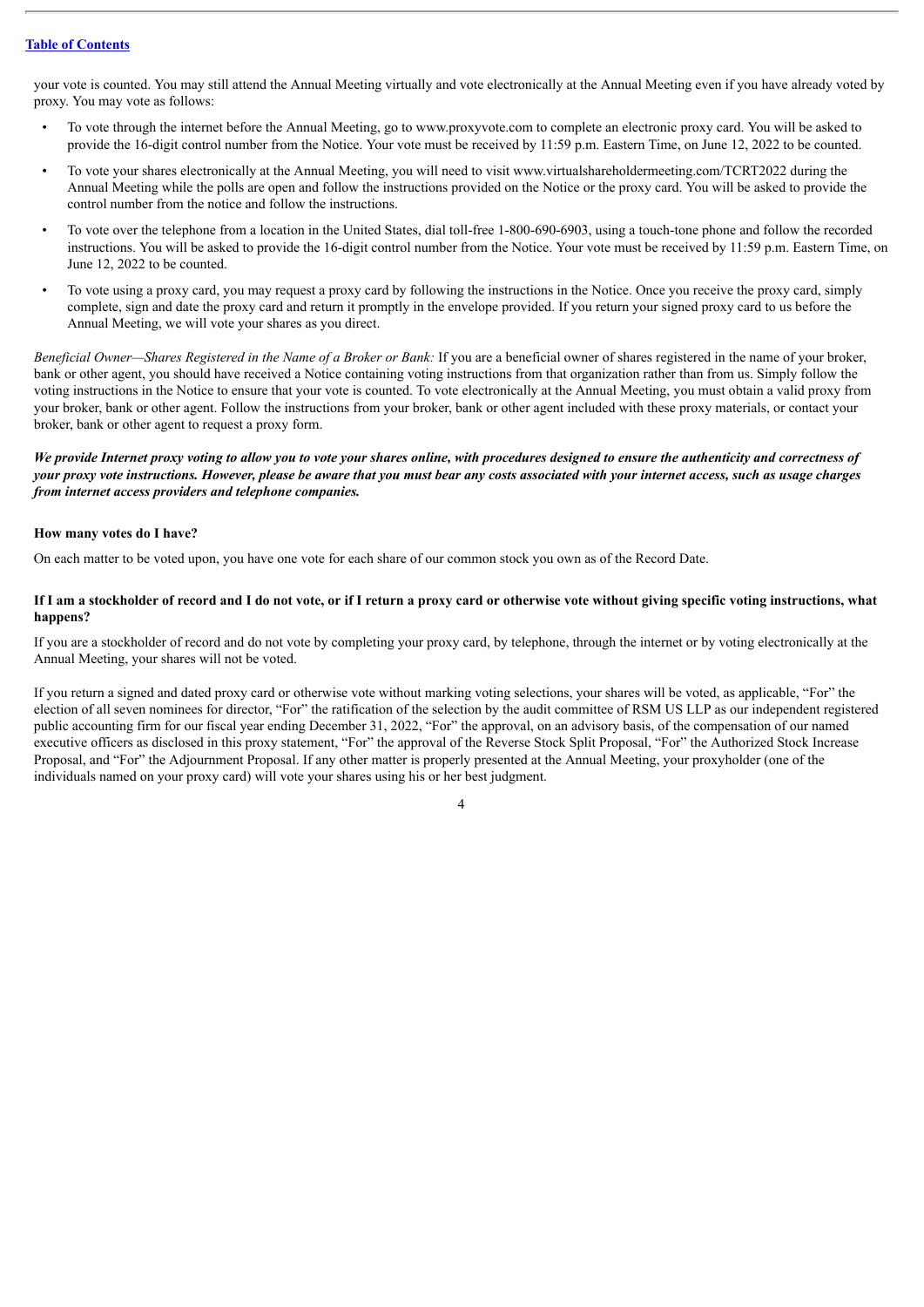your vote is counted. You may still attend the Annual Meeting virtually and vote electronically at the Annual Meeting even if you have already voted by proxy. You may vote as follows:

- To vote through the internet before the Annual Meeting, go to www.proxyvote.com to complete an electronic proxy card. You will be asked to provide the 16-digit control number from the Notice. Your vote must be received by 11:59 p.m. Eastern Time, on June 12, 2022 to be counted.
- To vote your shares electronically at the Annual Meeting, you will need to visit www.virtualshareholdermeeting.com/TCRT2022 during the Annual Meeting while the polls are open and follow the instructions provided on the Notice or the proxy card. You will be asked to provide the control number from the notice and follow the instructions.
- To vote over the telephone from a location in the United States, dial toll-free 1-800-690-6903, using a touch-tone phone and follow the recorded instructions. You will be asked to provide the 16-digit control number from the Notice. Your vote must be received by 11:59 p.m. Eastern Time, on June 12, 2022 to be counted.
- To vote using a proxy card, you may request a proxy card by following the instructions in the Notice. Once you receive the proxy card, simply complete, sign and date the proxy card and return it promptly in the envelope provided. If you return your signed proxy card to us before the Annual Meeting, we will vote your shares as you direct.

*Beneficial Owner—Shares Registered in the Name of a Broker or Bank:* If you are a beneficial owner of shares registered in the name of your broker, bank or other agent, you should have received a Notice containing voting instructions from that organization rather than from us. Simply follow the voting instructions in the Notice to ensure that your vote is counted. To vote electronically at the Annual Meeting, you must obtain a valid proxy from your broker, bank or other agent. Follow the instructions from your broker, bank or other agent included with these proxy materials, or contact your broker, bank or other agent to request a proxy form.

***We provide Internet proxy voting to allow you to vote your shares online, with procedures designed to ensure the authenticity and correctness of your proxy vote instructions. However, please be aware that you must bear any costs associated with your internet access, such as usage charges from internet access providers and telephone companies.***

**How many votes do I have?**

On each matter to be voted upon, you have one vote for each share of our common stock you own as of the Record Date.

**If I am a stockholder of record and I do not vote, or if I return a proxy card or otherwise vote without giving specific voting instructions, what happens?**

If you are a stockholder of record and do not vote by completing your proxy card, by telephone, through the internet or by voting electronically at the Annual Meeting, your shares will not be voted.

If you return a signed and dated proxy card or otherwise vote without marking voting selections, your shares will be voted, as applicable, "For" the election of all seven nominees for director, "For" the ratification of the selection by the audit committee of RSM US LLP as our independent registered public accounting firm for our fiscal year ending December 31, 2022, "For" the approval, on an advisory basis, of the compensation of our named executive officers as disclosed in this proxy statement, "For" the approval of the Reverse Stock Split Proposal, "For" the Authorized Stock Increase Proposal, and "For" the Adjournment Proposal. If any other matter is properly presented at the Annual Meeting, your proxyholder (one of the individuals named on your proxy card) will vote your shares using his or her best judgment.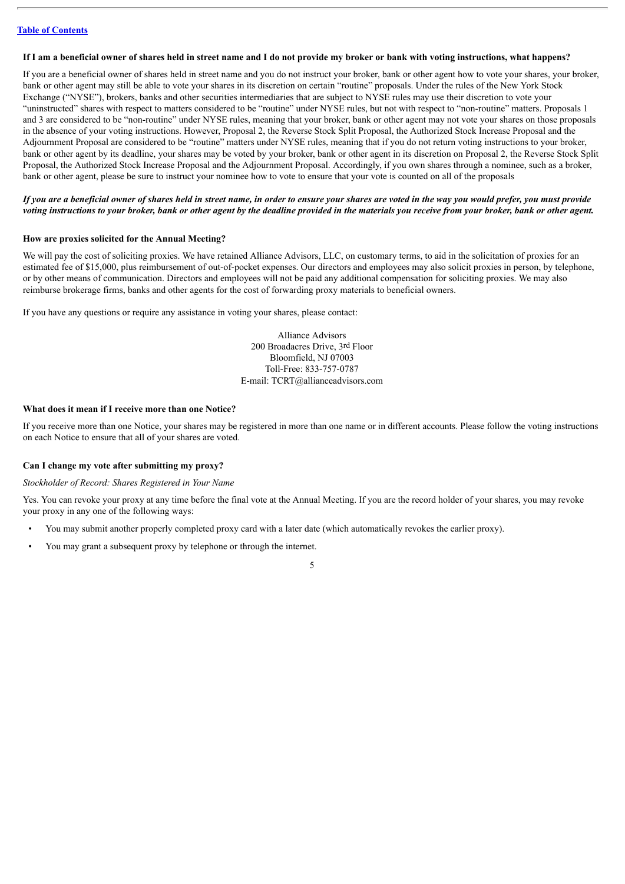[Table of Contents](#)

**If I am a beneficial owner of shares held in street name and I do not provide my broker or bank with voting instructions, what happens?**

If you are a beneficial owner of shares held in street name and you do not instruct your broker, bank or other agent how to vote your shares, your broker, bank or other agent may still be able to vote your shares in its discretion on certain "routine" proposals. Under the rules of the New York Stock Exchange ("NYSE"), brokers, banks and other securities intermediaries that are subject to NYSE rules may use their discretion to vote your "uninstructed" shares with respect to matters considered to be "routine" under NYSE rules, but not with respect to "non-routine" matters. Proposals 1 and 3 are considered to be "non-routine" under NYSE rules, meaning that your broker, bank or other agent may not vote your shares on those proposals in the absence of your voting instructions. However, Proposal 2, the Reverse Stock Split Proposal, the Authorized Stock Increase Proposal and the Adjournment Proposal are considered to be "routine" matters under NYSE rules, meaning that if you do not return voting instructions to your broker, bank or other agent by its deadline, your shares may be voted by your broker, bank or other agent in its discretion on Proposal 2, the Reverse Stock Split Proposal, the Authorized Stock Increase Proposal and the Adjournment Proposal. Accordingly, if you own shares through a nominee, such as a broker, bank or other agent, please be sure to instruct your nominee how to vote to ensure that your vote is counted on all of the proposals

***If you are a beneficial owner of shares held in street name, in order to ensure your shares are voted in the way you would prefer, you must provide voting instructions to your broker, bank or other agent by the deadline provided in the materials you receive from your broker, bank or other agent.***

**How are proxies solicited for the Annual Meeting?**

We will pay the cost of soliciting proxies. We have retained Alliance Advisors, LLC, on customary terms, to aid in the solicitation of proxies for an estimated fee of $15,000, plus reimbursement of out-of-pocket expenses. Our directors and employees may also solicit proxies in person, by telephone, or by other means of communication. Directors and employees will not be paid any additional compensation for soliciting proxies. We may also reimburse brokerage firms, banks and other agents for the cost of forwarding proxy materials to beneficial owners.

If you have any questions or require any assistance in voting your shares, please contact:

Alliance Advisors
200 Broadacres Drive, 3rd Floor
Bloomfield, NJ 07003
Toll-Free: 833-757-0787
E-mail: TCRT@allianceadvisors.com

**What does it mean if I receive more than one Notice?**

If you receive more than one Notice, your shares may be registered in more than one name or in different accounts. Please follow the voting instructions on each Notice to ensure that all of your shares are voted.

**Can I change my vote after submitting my proxy?**

*Stockholder of Record: Shares Registered in Your Name*

Yes. You can revoke your proxy at any time before the final vote at the Annual Meeting. If you are the record holder of your shares, you may revoke your proxy in any one of the following ways:

- You may submit another properly completed proxy card with a later date (which automatically revokes the earlier proxy).
- You may grant a subsequent proxy by telephone or through the internet.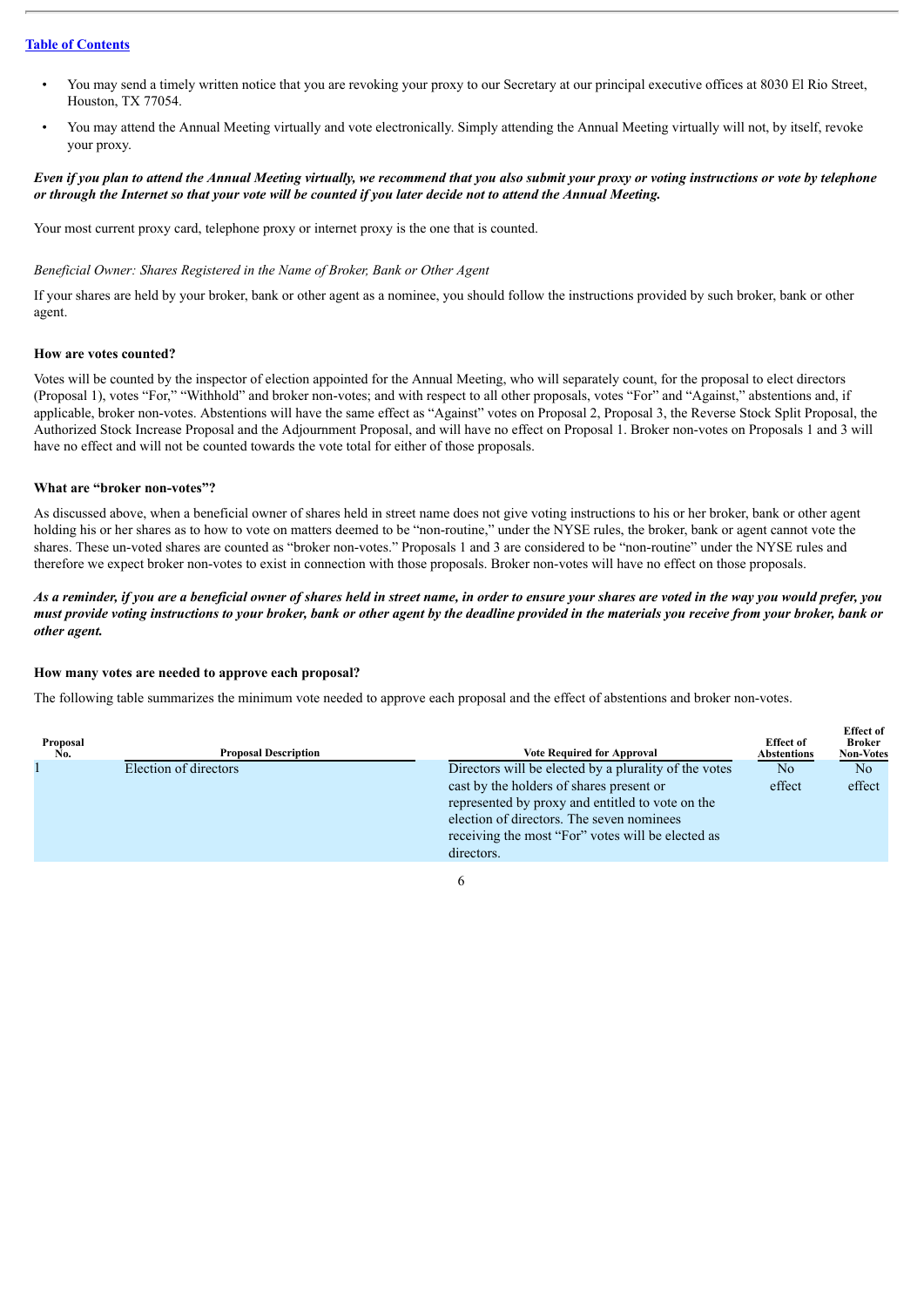[Table of Contents](#)

- You may send a timely written notice that you are revoking your proxy to our Secretary at our principal executive offices at 8030 El Rio Street, Houston, TX 77054.
- You may attend the Annual Meeting virtually and vote electronically. Simply attending the Annual Meeting virtually will not, by itself, revoke your proxy.

***Even if you plan to attend the Annual Meeting virtually, we recommend that you also submit your proxy or voting instructions or vote by telephone or through the Internet so that your vote will be counted if you later decide not to attend the Annual Meeting.***

Your most current proxy card, telephone proxy or internet proxy is the one that is counted.

*Beneficial Owner: Shares Registered in the Name of Broker, Bank or Other Agent*

If your shares are held by your broker, bank or other agent as a nominee, you should follow the instructions provided by such broker, bank or other agent.

**How are votes counted?**

Votes will be counted by the inspector of election appointed for the Annual Meeting, who will separately count, for the proposal to elect directors (Proposal 1), votes "For," "Withhold" and broker non-votes; and with respect to all other proposals, votes "For" and "Against," abstentions and, if applicable, broker non-votes. Abstentions will have the same effect as "Against" votes on Proposal 2, Proposal 3, the Reverse Stock Split Proposal, the Authorized Stock Increase Proposal and the Adjournment Proposal, and will have no effect on Proposal 1. Broker non-votes on Proposals 1 and 3 will have no effect and will not be counted towards the vote total for either of those proposals.

**What are "broker non-votes"?**

As discussed above, when a beneficial owner of shares held in street name does not give voting instructions to his or her broker, bank or other agent holding his or her shares as to how to vote on matters deemed to be "non-routine," under the NYSE rules, the broker, bank or agent cannot vote the shares. These un-voted shares are counted as "broker non-votes." Proposals 1 and 3 are considered to be "non-routine" under the NYSE rules and therefore we expect broker non-votes to exist in connection with those proposals. Broker non-votes will have no effect on those proposals.

***As a reminder, if you are a beneficial owner of shares held in street name, in order to ensure your shares are voted in the way you would prefer, you must provide voting instructions to your broker, bank or other agent by the deadline provided in the materials you receive from your broker, bank or other agent.***

**How many votes are needed to approve each proposal?**

The following table summarizes the minimum vote needed to approve each proposal and the effect of abstentions and broker non-votes.

| Proposal No. | Proposal Description | Vote Required for Approval | Effect of Abstentions | Effect of Broker Non-Votes |
|---|---|---|---|---|
| 1 | Election of directors | Directors will be elected by a plurality of the votes cast by the holders of shares present or represented by proxy and entitled to vote on the election of directors. The seven nominees receiving the most "For" votes will be elected as directors. | No effect | No effect |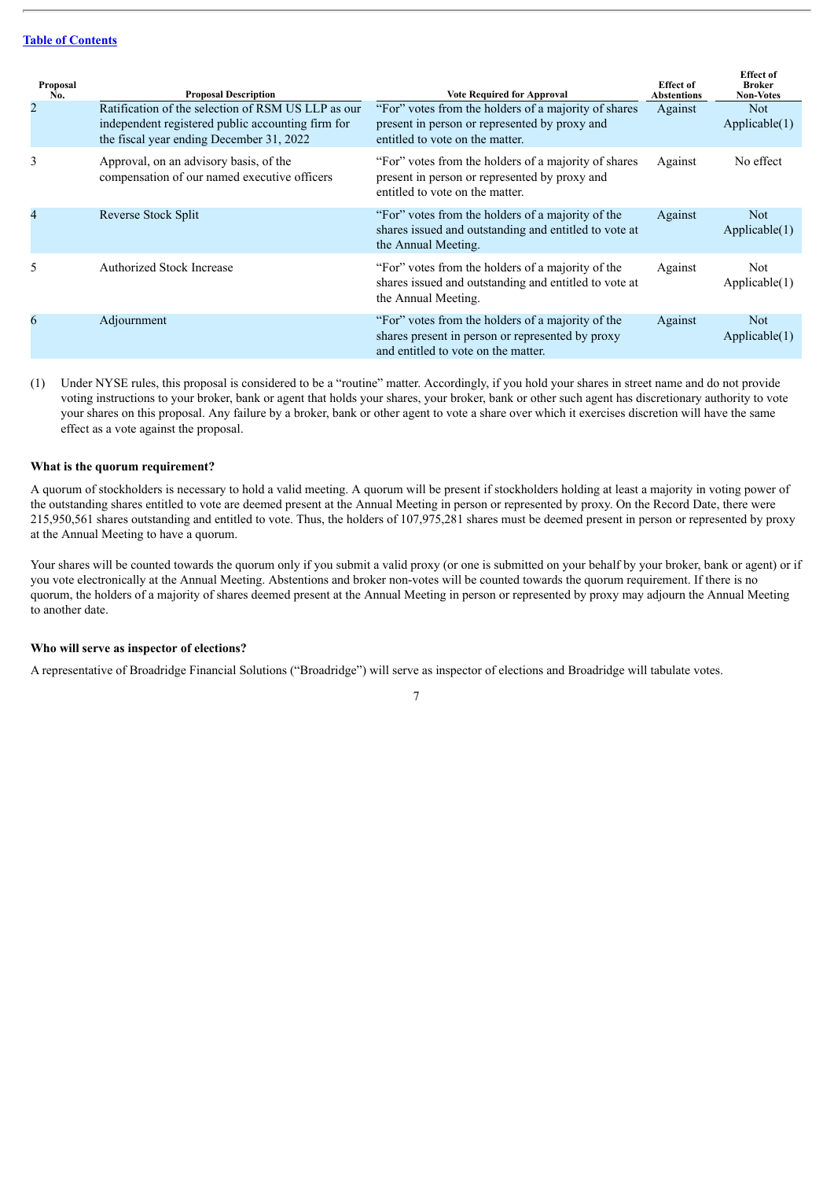| Proposal No. | Proposal Description | Vote Required for Approval | Effect of Abstentions | Effect of Broker Non-Votes |
| --- | --- | --- | --- | --- |
| 2 | Ratification of the selection of RSM US LLP as our independent registered public accounting firm for the fiscal year ending December 31, 2022 | "For" votes from the holders of a majority of shares present in person or represented by proxy and entitled to vote on the matter. | Against | Not Applicable(1) |
| 3 | Approval, on an advisory basis, of the compensation of our named executive officers | "For" votes from the holders of a majority of shares present in person or represented by proxy and entitled to vote on the matter. | Against | No effect |
| 4 | Reverse Stock Split | "For" votes from the holders of a majority of the shares issued and outstanding and entitled to vote at the Annual Meeting. | Against | Not Applicable(1) |
| 5 | Authorized Stock Increase | "For" votes from the holders of a majority of the shares issued and outstanding and entitled to vote at the Annual Meeting. | Against | Not Applicable(1) |
| 6 | Adjournment | "For" votes from the holders of a majority of the shares present in person or represented by proxy and entitled to vote on the matter. | Against | Not Applicable(1) |

(1) Under NYSE rules, this proposal is considered to be a "routine" matter. Accordingly, if you hold your shares in street name and do not provide voting instructions to your broker, bank or agent that holds your shares, your broker, bank or other such agent has discretionary authority to vote your shares on this proposal. Any failure by a broker, bank or other agent to vote a share over which it exercises discretion will have the same effect as a vote against the proposal.

**What is the quorum requirement?**

A quorum of stockholders is necessary to hold a valid meeting. A quorum will be present if stockholders holding at least a majority in voting power of the outstanding shares entitled to vote are deemed present at the Annual Meeting in person or represented by proxy. On the Record Date, there were 215,950,561 shares outstanding and entitled to vote. Thus, the holders of 107,975,281 shares must be deemed present in person or represented by proxy at the Annual Meeting to have a quorum.

Your shares will be counted towards the quorum only if you submit a valid proxy (or one is submitted on your behalf by your broker, bank or agent) or if you vote electronically at the Annual Meeting. Abstentions and broker non-votes will be counted towards the quorum requirement. If there is no quorum, the holders of a majority of shares deemed present at the Annual Meeting in person or represented by proxy may adjourn the Annual Meeting to another date.

**Who will serve as inspector of elections?**

A representative of Broadridge Financial Solutions ("Broadridge") will serve as inspector of elections and Broadridge will tabulate votes.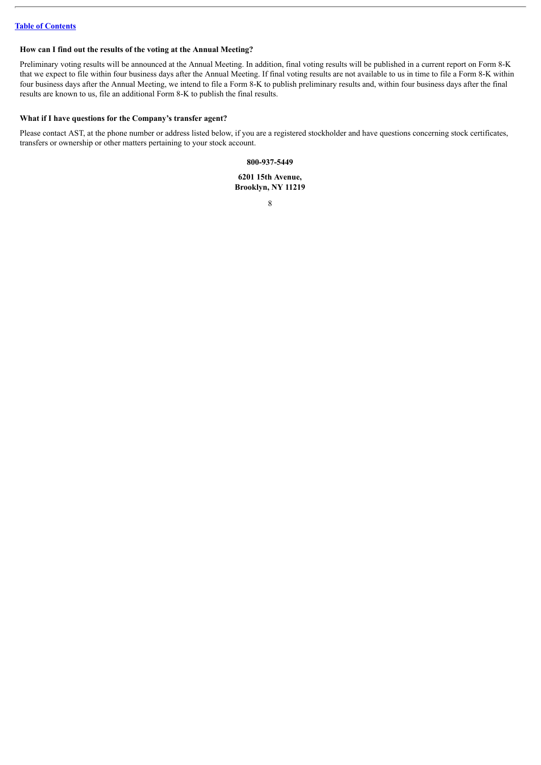**How can I find out the results of the voting at the Annual Meeting?**

Preliminary voting results will be announced at the Annual Meeting. In addition, final voting results will be published in a current report on Form 8-K that we expect to file within four business days after the Annual Meeting. If final voting results are not available to us in time to file a Form 8-K within four business days after the Annual Meeting, we intend to file a Form 8-K to publish preliminary results and, within four business days after the final results are known to us, file an additional Form 8-K to publish the final results.

**What if I have questions for the Company's transfer agent?**

Please contact AST, at the phone number or address listed below, if you are a registered stockholder and have questions concerning stock certificates, transfers or ownership or other matters pertaining to your stock account.

**800-937-5449**

**6201 15th Avenue,**
**Brooklyn, NY 11219**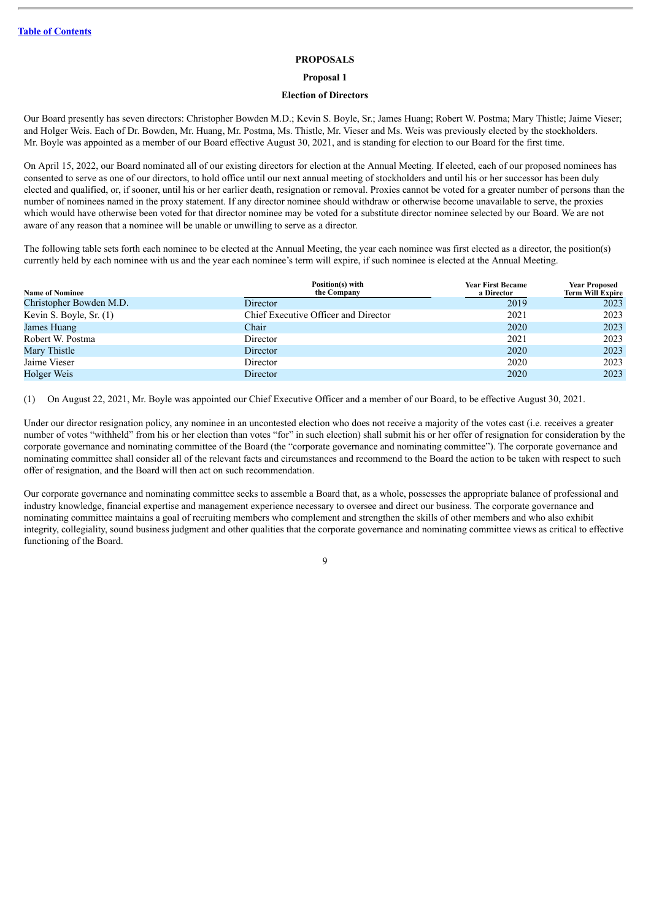[Table of Contents](#)

## PROPOSALS

### Proposal 1

### Election of Directors

Our Board presently has seven directors: Christopher Bowden M.D.; Kevin S. Boyle, Sr.; James Huang; Robert W. Postma; Mary Thistle; Jaime Vieser; and Holger Weis. Each of Dr. Bowden, Mr. Huang, Mr. Postma, Ms. Thistle, Mr. Vieser and Ms. Weis was previously elected by the stockholders. Mr. Boyle was appointed as a member of our Board effective August 30, 2021, and is standing for election to our Board for the first time.

On April 15, 2022, our Board nominated all of our existing directors for election at the Annual Meeting. If elected, each of our proposed nominees has consented to serve as one of our directors, to hold office until our next annual meeting of stockholders and until his or her successor has been duly elected and qualified, or, if sooner, until his or her earlier death, resignation or removal. Proxies cannot be voted for a greater number of persons than the number of nominees named in the proxy statement. If any director nominee should withdraw or otherwise become unavailable to serve, the proxies which would have otherwise been voted for that director nominee may be voted for a substitute director nominee selected by our Board. We are not aware of any reason that a nominee will be unable or unwilling to serve as a director.

The following table sets forth each nominee to be elected at the Annual Meeting, the year each nominee was first elected as a director, the position(s) currently held by each nominee with us and the year each nominee's term will expire, if such nominee is elected at the Annual Meeting.

| Name of Nominee | Position(s) with the Company | Year First Became a Director | Year Proposed Term Will Expire |
|---|---|---|---|
| Christopher Bowden M.D. | Director | 2019 | 2023 |
| Kevin S. Boyle, Sr. (1) | Chief Executive Officer and Director | 2021 | 2023 |
| James Huang | Chair | 2020 | 2023 |
| Robert W. Postma | Director | 2021 | 2023 |
| Mary Thistle | Director | 2020 | 2023 |
| Jaime Vieser | Director | 2020 | 2023 |
| Holger Weis | Director | 2020 | 2023 |

(1) On August 22, 2021, Mr. Boyle was appointed our Chief Executive Officer and a member of our Board, to be effective August 30, 2021.

Under our director resignation policy, any nominee in an uncontested election who does not receive a majority of the votes cast (i.e. receives a greater number of votes "withheld" from his or her election than votes "for" in such election) shall submit his or her offer of resignation for consideration by the corporate governance and nominating committee of the Board (the "corporate governance and nominating committee"). The corporate governance and nominating committee shall consider all of the relevant facts and circumstances and recommend to the Board the action to be taken with respect to such offer of resignation, and the Board will then act on such recommendation.

Our corporate governance and nominating committee seeks to assemble a Board that, as a whole, possesses the appropriate balance of professional and industry knowledge, financial expertise and management experience necessary to oversee and direct our business. The corporate governance and nominating committee maintains a goal of recruiting members who complement and strengthen the skills of other members and who also exhibit integrity, collegiality, sound business judgment and other qualities that the corporate governance and nominating committee views as critical to effective functioning of the Board.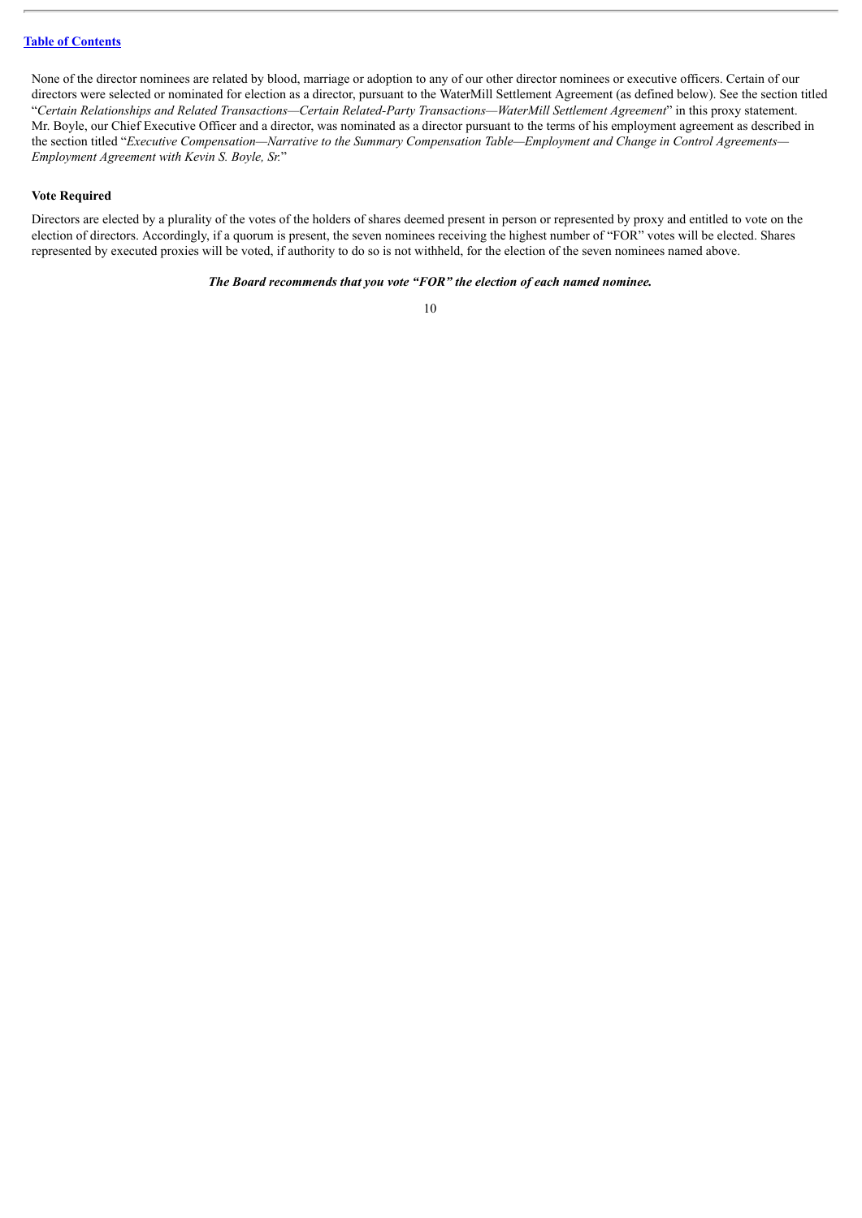None of the director nominees are related by blood, marriage or adoption to any of our other director nominees or executive officers. Certain of our directors were selected or nominated for election as a director, pursuant to the WaterMill Settlement Agreement (as defined below). See the section titled "*Certain Relationships and Related Transactions—Certain Related-Party Transactions—WaterMill Settlement Agreement*" in this proxy statement. Mr. Boyle, our Chief Executive Officer and a director, was nominated as a director pursuant to the terms of his employment agreement as described in the section titled "*Executive Compensation—Narrative to the Summary Compensation Table—Employment and Change in Control Agreements—Employment Agreement with Kevin S. Boyle, Sr.*"

**Vote Required**

Directors are elected by a plurality of the votes of the holders of shares deemed present in person or represented by proxy and entitled to vote on the election of directors. Accordingly, if a quorum is present, the seven nominees receiving the highest number of "FOR" votes will be elected. Shares represented by executed proxies will be voted, if authority to do so is not withheld, for the election of the seven nominees named above.

***The Board recommends that you vote "FOR" the election of each named nominee.***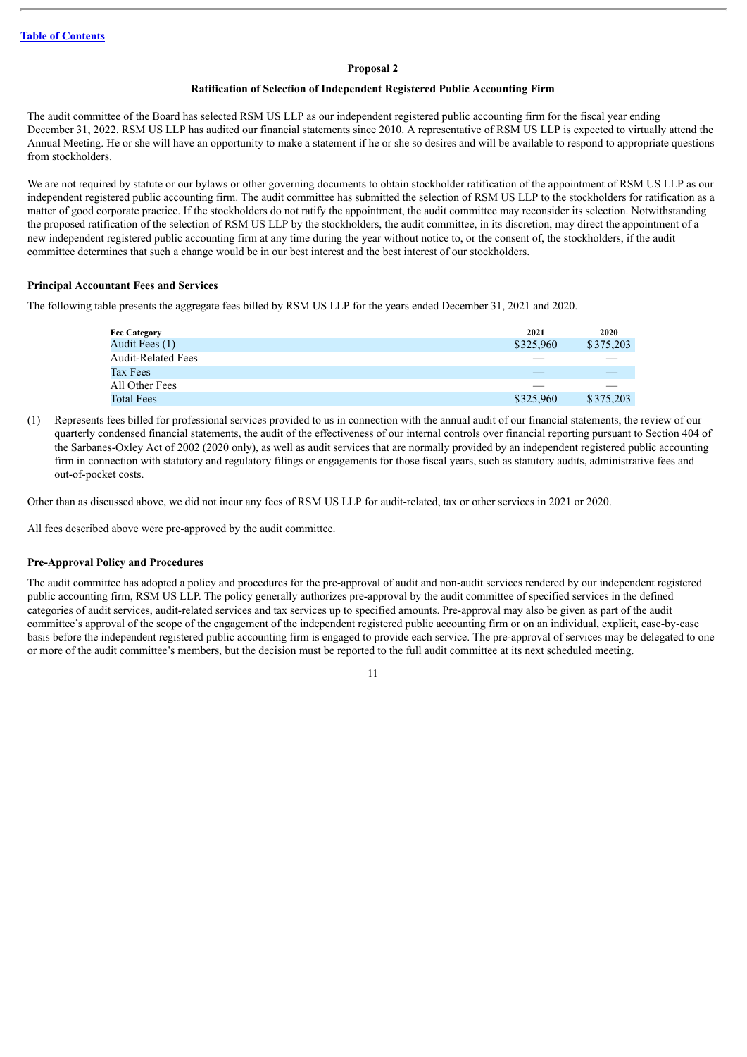## Proposal 2

### Ratification of Selection of Independent Registered Public Accounting Firm

The audit committee of the Board has selected RSM US LLP as our independent registered public accounting firm for the fiscal year ending December 31, 2022. RSM US LLP has audited our financial statements since 2010. A representative of RSM US LLP is expected to virtually attend the Annual Meeting. He or she will have an opportunity to make a statement if he or she so desires and will be available to respond to appropriate questions from stockholders.

We are not required by statute or our bylaws or other governing documents to obtain stockholder ratification of the appointment of RSM US LLP as our independent registered public accounting firm. The audit committee has submitted the selection of RSM US LLP to the stockholders for ratification as a matter of good corporate practice. If the stockholders do not ratify the appointment, the audit committee may reconsider its selection. Notwithstanding the proposed ratification of the selection of RSM US LLP by the stockholders, the audit committee, in its discretion, may direct the appointment of a new independent registered public accounting firm at any time during the year without notice to, or the consent of, the stockholders, if the audit committee determines that such a change would be in our best interest and the best interest of our stockholders.

### Principal Accountant Fees and Services

The following table presents the aggregate fees billed by RSM US LLP for the years ended December 31, 2021 and 2020.

| Fee Category | 2021 | 2020 |
|---|---|---|
| Audit Fees (1) | $325,960 | $375,203 |
| Audit-Related Fees | — | — |
| Tax Fees | — | — |
| All Other Fees | — | — |
| Total Fees | $325,960 | $375,203 |

(1) Represents fees billed for professional services provided to us in connection with the annual audit of our financial statements, the review of our quarterly condensed financial statements, the audit of the effectiveness of our internal controls over financial reporting pursuant to Section 404 of the Sarbanes-Oxley Act of 2002 (2020 only), as well as audit services that are normally provided by an independent registered public accounting firm in connection with statutory and regulatory filings or engagements for those fiscal years, such as statutory audits, administrative fees and out-of-pocket costs.

Other than as discussed above, we did not incur any fees of RSM US LLP for audit-related, tax or other services in 2021 or 2020.

All fees described above were pre-approved by the audit committee.

### Pre-Approval Policy and Procedures

The audit committee has adopted a policy and procedures for the pre-approval of audit and non-audit services rendered by our independent registered public accounting firm, RSM US LLP. The policy generally authorizes pre-approval by the audit committee of specified services in the defined categories of audit services, audit-related services and tax services up to specified amounts. Pre-approval may also be given as part of the audit committee's approval of the scope of the engagement of the independent registered public accounting firm or on an individual, explicit, case-by-case basis before the independent registered public accounting firm is engaged to provide each service. The pre-approval of services may be delegated to one or more of the audit committee's members, but the decision must be reported to the full audit committee at its next scheduled meeting.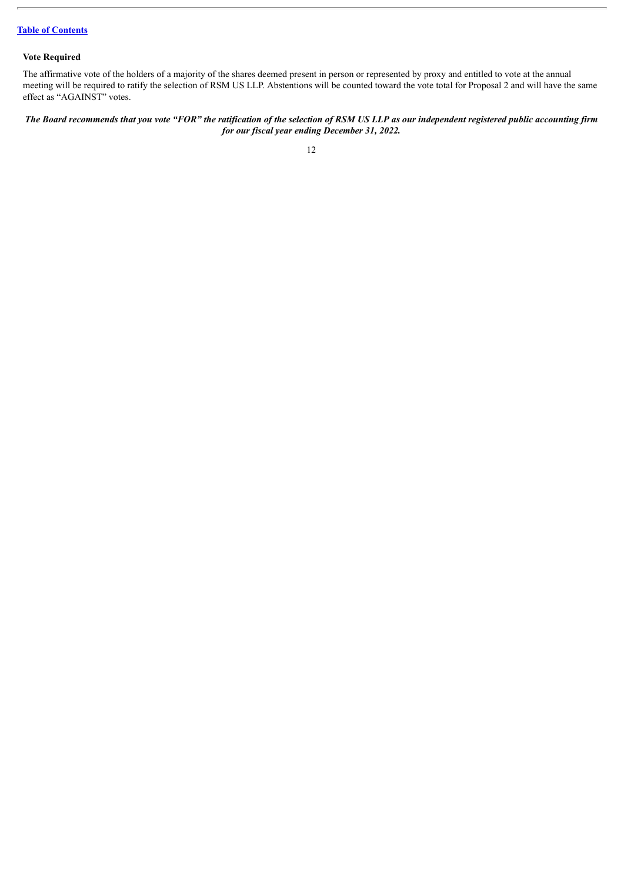### Vote Required

The affirmative vote of the holders of a majority of the shares deemed present in person or represented by proxy and entitled to vote at the annual meeting will be required to ratify the selection of RSM US LLP. Abstentions will be counted toward the vote total for Proposal 2 and will have the same effect as "AGAINST" votes.

***The Board recommends that you vote "FOR" the ratification of the selection of RSM US LLP as our independent registered public accounting firm for our fiscal year ending December 31, 2022.***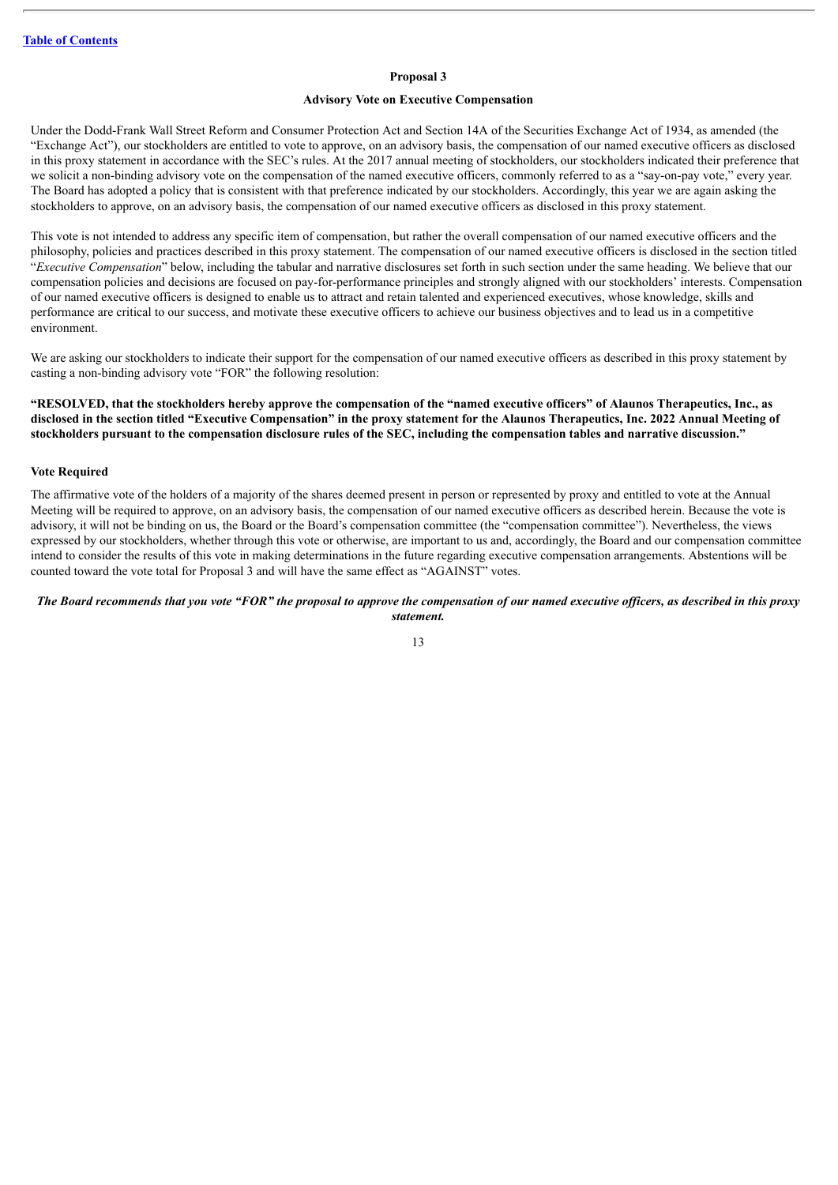## Proposal 3

### Advisory Vote on Executive Compensation

Under the Dodd-Frank Wall Street Reform and Consumer Protection Act and Section 14A of the Securities Exchange Act of 1934, as amended (the "Exchange Act"), our stockholders are entitled to vote to approve, on an advisory basis, the compensation of our named executive officers as disclosed in this proxy statement in accordance with the SEC's rules. At the 2017 annual meeting of stockholders, our stockholders indicated their preference that we solicit a non-binding advisory vote on the compensation of the named executive officers, commonly referred to as a "say-on-pay vote," every year. The Board has adopted a policy that is consistent with that preference indicated by our stockholders. Accordingly, this year we are again asking the stockholders to approve, on an advisory basis, the compensation of our named executive officers as disclosed in this proxy statement.

This vote is not intended to address any specific item of compensation, but rather the overall compensation of our named executive officers and the philosophy, policies and practices described in this proxy statement. The compensation of our named executive officers is disclosed in the section titled "*Executive Compensation*" below, including the tabular and narrative disclosures set forth in such section under the same heading. We believe that our compensation policies and decisions are focused on pay-for-performance principles and strongly aligned with our stockholders' interests. Compensation of our named executive officers is designed to enable us to attract and retain talented and experienced executives, whose knowledge, skills and performance are critical to our success, and motivate these executive officers to achieve our business objectives and to lead us in a competitive environment.

We are asking our stockholders to indicate their support for the compensation of our named executive officers as described in this proxy statement by casting a non-binding advisory vote "FOR" the following resolution:

**"RESOLVED, that the stockholders hereby approve the compensation of the "named executive officers" of Alaunos Therapeutics, Inc., as disclosed in the section titled "Executive Compensation" in the proxy statement for the Alaunos Therapeutics, Inc. 2022 Annual Meeting of stockholders pursuant to the compensation disclosure rules of the SEC, including the compensation tables and narrative discussion."**

### Vote Required

The affirmative vote of the holders of a majority of the shares deemed present in person or represented by proxy and entitled to vote at the Annual Meeting will be required to approve, on an advisory basis, the compensation of our named executive officers as described herein. Because the vote is advisory, it will not be binding on us, the Board or the Board's compensation committee (the "compensation committee"). Nevertheless, the views expressed by our stockholders, whether through this vote or otherwise, are important to us and, accordingly, the Board and our compensation committee intend to consider the results of this vote in making determinations in the future regarding executive compensation arrangements. Abstentions will be counted toward the vote total for Proposal 3 and will have the same effect as "AGAINST" votes.

***The Board recommends that you vote "FOR" the proposal to approve the compensation of our named executive officers, as described in this proxy statement.***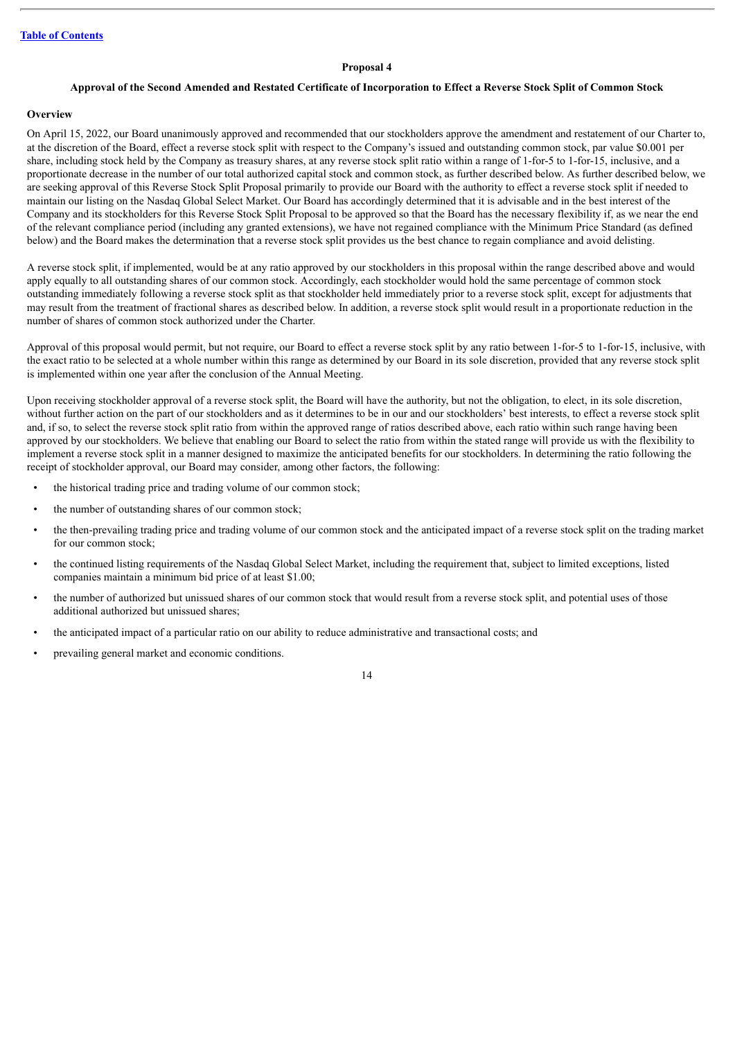**Proposal 4**

**Approval of the Second Amended and Restated Certificate of Incorporation to Effect a Reverse Stock Split of Common Stock**

**Overview**

On April 15, 2022, our Board unanimously approved and recommended that our stockholders approve the amendment and restatement of our Charter to, at the discretion of the Board, effect a reverse stock split with respect to the Company's issued and outstanding common stock, par value $0.001 per share, including stock held by the Company as treasury shares, at any reverse stock split ratio within a range of 1-for-5 to 1-for-15, inclusive, and a proportionate decrease in the number of our total authorized capital stock and common stock, as further described below. As further described below, we are seeking approval of this Reverse Stock Split Proposal primarily to provide our Board with the authority to effect a reverse stock split if needed to maintain our listing on the Nasdaq Global Select Market. Our Board has accordingly determined that it is advisable and in the best interest of the Company and its stockholders for this Reverse Stock Split Proposal to be approved so that the Board has the necessary flexibility if, as we near the end of the relevant compliance period (including any granted extensions), we have not regained compliance with the Minimum Price Standard (as defined below) and the Board makes the determination that a reverse stock split provides us the best chance to regain compliance and avoid delisting.

A reverse stock split, if implemented, would be at any ratio approved by our stockholders in this proposal within the range described above and would apply equally to all outstanding shares of our common stock. Accordingly, each stockholder would hold the same percentage of common stock outstanding immediately following a reverse stock split as that stockholder held immediately prior to a reverse stock split, except for adjustments that may result from the treatment of fractional shares as described below. In addition, a reverse stock split would result in a proportionate reduction in the number of shares of common stock authorized under the Charter.

Approval of this proposal would permit, but not require, our Board to effect a reverse stock split by any ratio between 1-for-5 to 1-for-15, inclusive, with the exact ratio to be selected at a whole number within this range as determined by our Board in its sole discretion, provided that any reverse stock split is implemented within one year after the conclusion of the Annual Meeting.

Upon receiving stockholder approval of a reverse stock split, the Board will have the authority, but not the obligation, to elect, in its sole discretion, without further action on the part of our stockholders and as it determines to be in our and our stockholders' best interests, to effect a reverse stock split and, if so, to select the reverse stock split ratio from within the approved range of ratios described above, each ratio within such range having been approved by our stockholders. We believe that enabling our Board to select the ratio from within the stated range will provide us with the flexibility to implement a reverse stock split in a manner designed to maximize the anticipated benefits for our stockholders. In determining the ratio following the receipt of stockholder approval, our Board may consider, among other factors, the following:

- the historical trading price and trading volume of our common stock;
- the number of outstanding shares of our common stock;
- the then-prevailing trading price and trading volume of our common stock and the anticipated impact of a reverse stock split on the trading market for our common stock;
- the continued listing requirements of the Nasdaq Global Select Market, including the requirement that, subject to limited exceptions, listed companies maintain a minimum bid price of at least $1.00;
- the number of authorized but unissued shares of our common stock that would result from a reverse stock split, and potential uses of those additional authorized but unissued shares;
- the anticipated impact of a particular ratio on our ability to reduce administrative and transactional costs; and
- prevailing general market and economic conditions.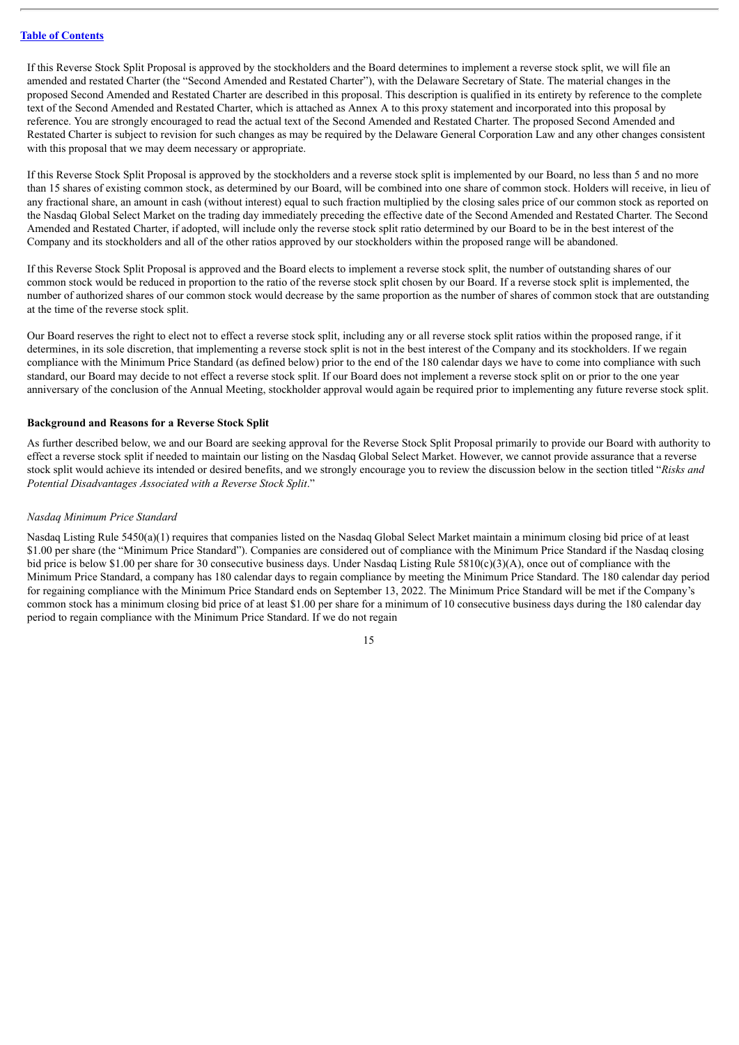If this Reverse Stock Split Proposal is approved by the stockholders and the Board determines to implement a reverse stock split, we will file an amended and restated Charter (the "Second Amended and Restated Charter"), with the Delaware Secretary of State. The material changes in the proposed Second Amended and Restated Charter are described in this proposal. This description is qualified in its entirety by reference to the complete text of the Second Amended and Restated Charter, which is attached as Annex A to this proxy statement and incorporated into this proposal by reference. You are strongly encouraged to read the actual text of the Second Amended and Restated Charter. The proposed Second Amended and Restated Charter is subject to revision for such changes as may be required by the Delaware General Corporation Law and any other changes consistent with this proposal that we may deem necessary or appropriate.

If this Reverse Stock Split Proposal is approved by the stockholders and a reverse stock split is implemented by our Board, no less than 5 and no more than 15 shares of existing common stock, as determined by our Board, will be combined into one share of common stock. Holders will receive, in lieu of any fractional share, an amount in cash (without interest) equal to such fraction multiplied by the closing sales price of our common stock as reported on the Nasdaq Global Select Market on the trading day immediately preceding the effective date of the Second Amended and Restated Charter. The Second Amended and Restated Charter, if adopted, will include only the reverse stock split ratio determined by our Board to be in the best interest of the Company and its stockholders and all of the other ratios approved by our stockholders within the proposed range will be abandoned.

If this Reverse Stock Split Proposal is approved and the Board elects to implement a reverse stock split, the number of outstanding shares of our common stock would be reduced in proportion to the ratio of the reverse stock split chosen by our Board. If a reverse stock split is implemented, the number of authorized shares of our common stock would decrease by the same proportion as the number of shares of common stock that are outstanding at the time of the reverse stock split.

Our Board reserves the right to elect not to effect a reverse stock split, including any or all reverse stock split ratios within the proposed range, if it determines, in its sole discretion, that implementing a reverse stock split is not in the best interest of the Company and its stockholders. If we regain compliance with the Minimum Price Standard (as defined below) prior to the end of the 180 calendar days we have to come into compliance with such standard, our Board may decide to not effect a reverse stock split. If our Board does not implement a reverse stock split on or prior to the one year anniversary of the conclusion of the Annual Meeting, stockholder approval would again be required prior to implementing any future reverse stock split.

**Background and Reasons for a Reverse Stock Split**

As further described below, we and our Board are seeking approval for the Reverse Stock Split Proposal primarily to provide our Board with authority to effect a reverse stock split if needed to maintain our listing on the Nasdaq Global Select Market. However, we cannot provide assurance that a reverse stock split would achieve its intended or desired benefits, and we strongly encourage you to review the discussion below in the section titled "*Risks and Potential Disadvantages Associated with a Reverse Stock Split*."

*Nasdaq Minimum Price Standard*

Nasdaq Listing Rule 5450(a)(1) requires that companies listed on the Nasdaq Global Select Market maintain a minimum closing bid price of at least $1.00 per share (the "Minimum Price Standard"). Companies are considered out of compliance with the Minimum Price Standard if the Nasdaq closing bid price is below $1.00 per share for 30 consecutive business days. Under Nasdaq Listing Rule 5810(c)(3)(A), once out of compliance with the Minimum Price Standard, a company has 180 calendar days to regain compliance by meeting the Minimum Price Standard. The 180 calendar day period for regaining compliance with the Minimum Price Standard ends on September 13, 2022. The Minimum Price Standard will be met if the Company's common stock has a minimum closing bid price of at least $1.00 per share for a minimum of 10 consecutive business days during the 180 calendar day period to regain compliance with the Minimum Price Standard. If we do not regain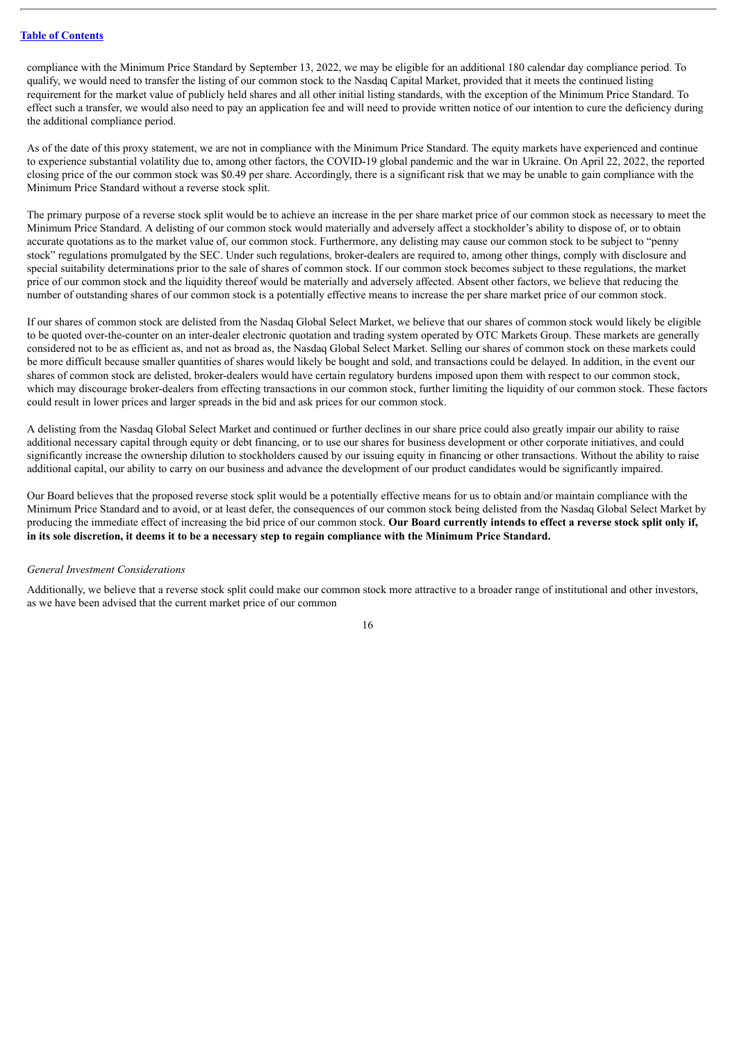compliance with the Minimum Price Standard by September 13, 2022, we may be eligible for an additional 180 calendar day compliance period. To qualify, we would need to transfer the listing of our common stock to the Nasdaq Capital Market, provided that it meets the continued listing requirement for the market value of publicly held shares and all other initial listing standards, with the exception of the Minimum Price Standard. To effect such a transfer, we would also need to pay an application fee and will need to provide written notice of our intention to cure the deficiency during the additional compliance period.

As of the date of this proxy statement, we are not in compliance with the Minimum Price Standard. The equity markets have experienced and continue to experience substantial volatility due to, among other factors, the COVID-19 global pandemic and the war in Ukraine. On April 22, 2022, the reported closing price of the our common stock was $0.49 per share. Accordingly, there is a significant risk that we may be unable to gain compliance with the Minimum Price Standard without a reverse stock split.

The primary purpose of a reverse stock split would be to achieve an increase in the per share market price of our common stock as necessary to meet the Minimum Price Standard. A delisting of our common stock would materially and adversely affect a stockholder's ability to dispose of, or to obtain accurate quotations as to the market value of, our common stock. Furthermore, any delisting may cause our common stock to be subject to "penny stock" regulations promulgated by the SEC. Under such regulations, broker-dealers are required to, among other things, comply with disclosure and special suitability determinations prior to the sale of shares of common stock. If our common stock becomes subject to these regulations, the market price of our common stock and the liquidity thereof would be materially and adversely affected. Absent other factors, we believe that reducing the number of outstanding shares of our common stock is a potentially effective means to increase the per share market price of our common stock.

If our shares of common stock are delisted from the Nasdaq Global Select Market, we believe that our shares of common stock would likely be eligible to be quoted over-the-counter on an inter-dealer electronic quotation and trading system operated by OTC Markets Group. These markets are generally considered not to be as efficient as, and not as broad as, the Nasdaq Global Select Market. Selling our shares of common stock on these markets could be more difficult because smaller quantities of shares would likely be bought and sold, and transactions could be delayed. In addition, in the event our shares of common stock are delisted, broker-dealers would have certain regulatory burdens imposed upon them with respect to our common stock, which may discourage broker-dealers from effecting transactions in our common stock, further limiting the liquidity of our common stock. These factors could result in lower prices and larger spreads in the bid and ask prices for our common stock.

A delisting from the Nasdaq Global Select Market and continued or further declines in our share price could also greatly impair our ability to raise additional necessary capital through equity or debt financing, or to use our shares for business development or other corporate initiatives, and could significantly increase the ownership dilution to stockholders caused by our issuing equity in financing or other transactions. Without the ability to raise additional capital, our ability to carry on our business and advance the development of our product candidates would be significantly impaired.

Our Board believes that the proposed reverse stock split would be a potentially effective means for us to obtain and/or maintain compliance with the Minimum Price Standard and to avoid, or at least defer, the consequences of our common stock being delisted from the Nasdaq Global Select Market by producing the immediate effect of increasing the bid price of our common stock. **Our Board currently intends to effect a reverse stock split only if, in its sole discretion, it deems it to be a necessary step to regain compliance with the Minimum Price Standard.**

*General Investment Considerations*

Additionally, we believe that a reverse stock split could make our common stock more attractive to a broader range of institutional and other investors, as we have been advised that the current market price of our common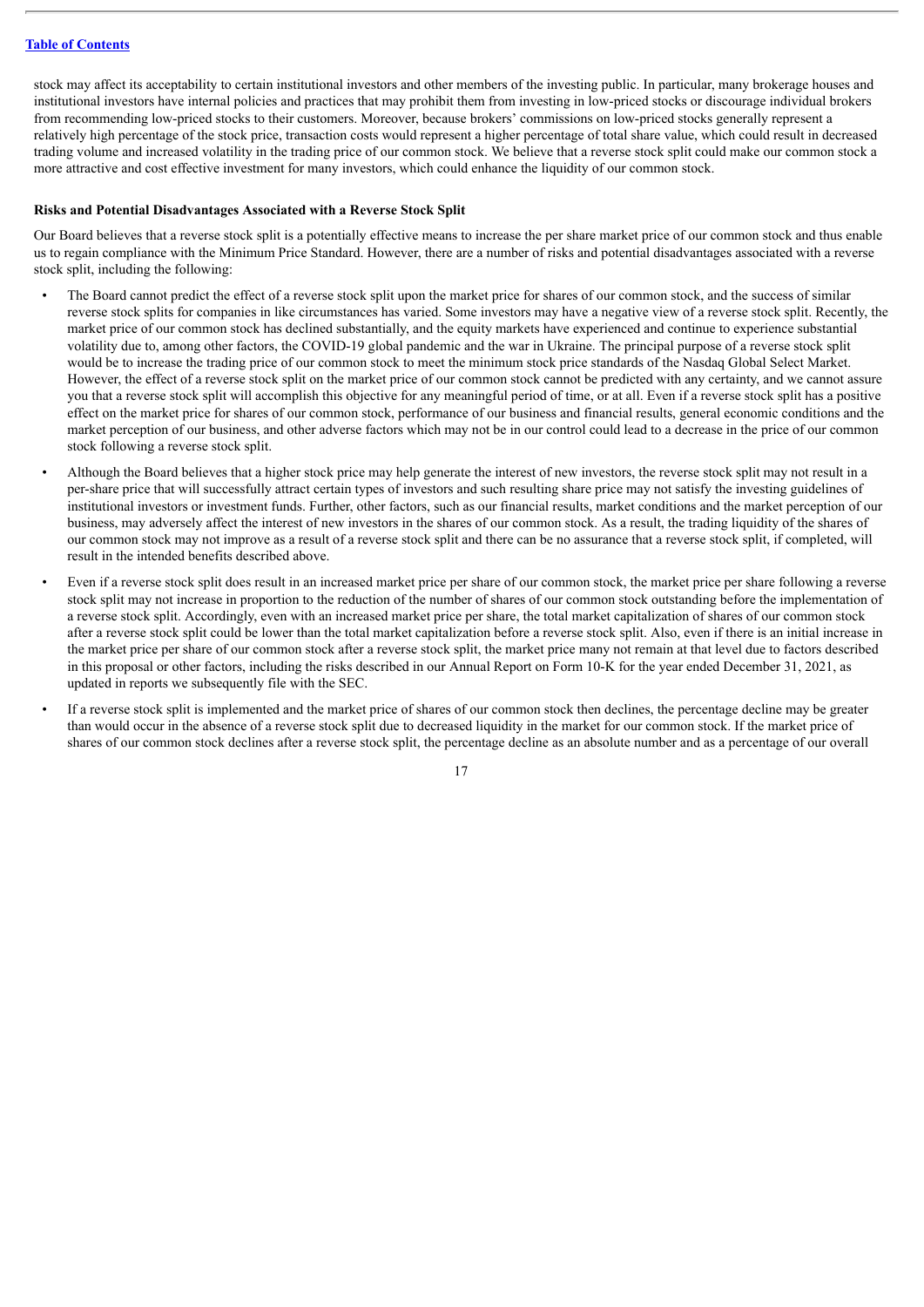stock may affect its acceptability to certain institutional investors and other members of the investing public. In particular, many brokerage houses and institutional investors have internal policies and practices that may prohibit them from investing in low-priced stocks or discourage individual brokers from recommending low-priced stocks to their customers. Moreover, because brokers' commissions on low-priced stocks generally represent a relatively high percentage of the stock price, transaction costs would represent a higher percentage of total share value, which could result in decreased trading volume and increased volatility in the trading price of our common stock. We believe that a reverse stock split could make our common stock a more attractive and cost effective investment for many investors, which could enhance the liquidity of our common stock.

**Risks and Potential Disadvantages Associated with a Reverse Stock Split**

Our Board believes that a reverse stock split is a potentially effective means to increase the per share market price of our common stock and thus enable us to regain compliance with the Minimum Price Standard. However, there are a number of risks and potential disadvantages associated with a reverse stock split, including the following:

- The Board cannot predict the effect of a reverse stock split upon the market price for shares of our common stock, and the success of similar reverse stock splits for companies in like circumstances has varied. Some investors may have a negative view of a reverse stock split. Recently, the market price of our common stock has declined substantially, and the equity markets have experienced and continue to experience substantial volatility due to, among other factors, the COVID-19 global pandemic and the war in Ukraine. The principal purpose of a reverse stock split would be to increase the trading price of our common stock to meet the minimum stock price standards of the Nasdaq Global Select Market. However, the effect of a reverse stock split on the market price of our common stock cannot be predicted with any certainty, and we cannot assure you that a reverse stock split will accomplish this objective for any meaningful period of time, or at all. Even if a reverse stock split has a positive effect on the market price for shares of our common stock, performance of our business and financial results, general economic conditions and the market perception of our business, and other adverse factors which may not be in our control could lead to a decrease in the price of our common stock following a reverse stock split.
- Although the Board believes that a higher stock price may help generate the interest of new investors, the reverse stock split may not result in a per-share price that will successfully attract certain types of investors and such resulting share price may not satisfy the investing guidelines of institutional investors or investment funds. Further, other factors, such as our financial results, market conditions and the market perception of our business, may adversely affect the interest of new investors in the shares of our common stock. As a result, the trading liquidity of the shares of our common stock may not improve as a result of a reverse stock split and there can be no assurance that a reverse stock split, if completed, will result in the intended benefits described above.
- Even if a reverse stock split does result in an increased market price per share of our common stock, the market price per share following a reverse stock split may not increase in proportion to the reduction of the number of shares of our common stock outstanding before the implementation of a reverse stock split. Accordingly, even with an increased market price per share, the total market capitalization of shares of our common stock after a reverse stock split could be lower than the total market capitalization before a reverse stock split. Also, even if there is an initial increase in the market price per share of our common stock after a reverse stock split, the market price many not remain at that level due to factors described in this proposal or other factors, including the risks described in our Annual Report on Form 10-K for the year ended December 31, 2021, as updated in reports we subsequently file with the SEC.
- If a reverse stock split is implemented and the market price of shares of our common stock then declines, the percentage decline may be greater than would occur in the absence of a reverse stock split due to decreased liquidity in the market for our common stock. If the market price of shares of our common stock declines after a reverse stock split, the percentage decline as an absolute number and as a percentage of our overall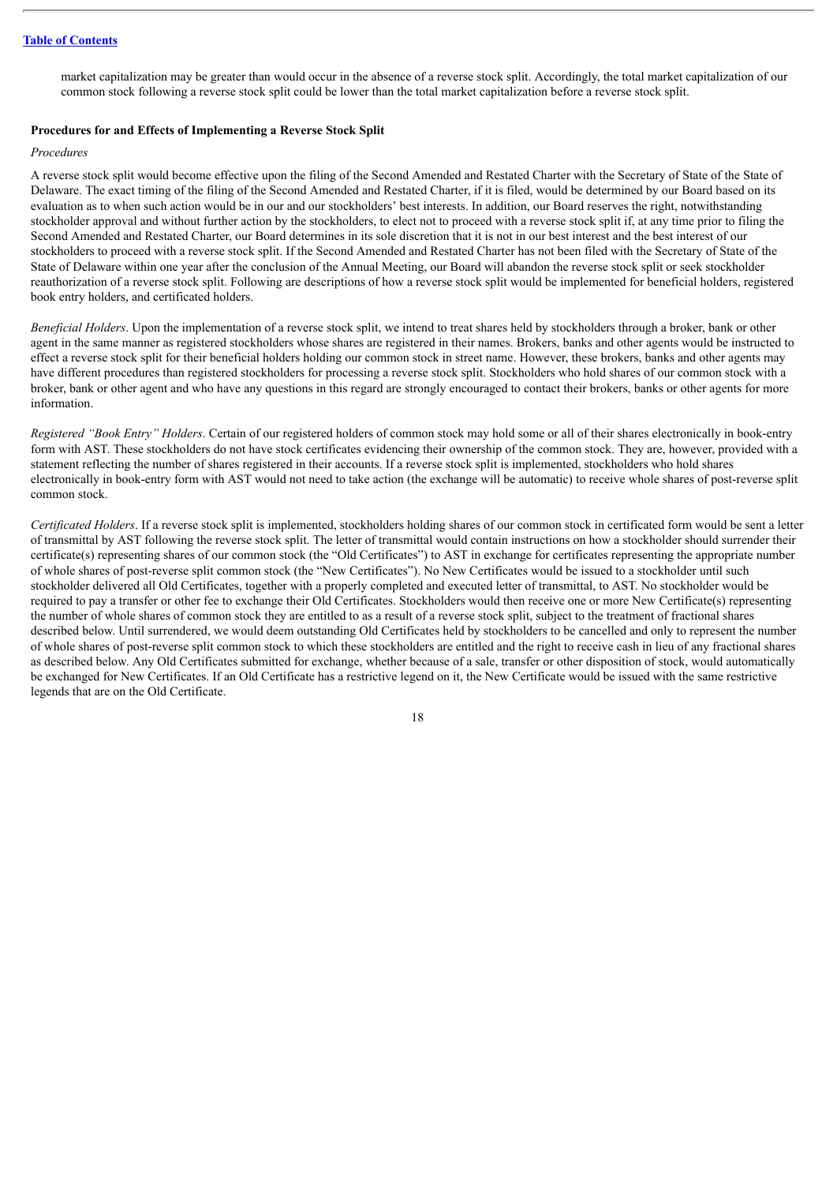market capitalization may be greater than would occur in the absence of a reverse stock split. Accordingly, the total market capitalization of our common stock following a reverse stock split could be lower than the total market capitalization before a reverse stock split.

**Procedures for and Effects of Implementing a Reverse Stock Split**

*Procedures*

A reverse stock split would become effective upon the filing of the Second Amended and Restated Charter with the Secretary of State of the State of Delaware. The exact timing of the filing of the Second Amended and Restated Charter, if it is filed, would be determined by our Board based on its evaluation as to when such action would be in our and our stockholders' best interests. In addition, our Board reserves the right, notwithstanding stockholder approval and without further action by the stockholders, to elect not to proceed with a reverse stock split if, at any time prior to filing the Second Amended and Restated Charter, our Board determines in its sole discretion that it is not in our best interest and the best interest of our stockholders to proceed with a reverse stock split. If the Second Amended and Restated Charter has not been filed with the Secretary of State of the State of Delaware within one year after the conclusion of the Annual Meeting, our Board will abandon the reverse stock split or seek stockholder reauthorization of a reverse stock split. Following are descriptions of how a reverse stock split would be implemented for beneficial holders, registered book entry holders, and certificated holders.

*Beneficial Holders*. Upon the implementation of a reverse stock split, we intend to treat shares held by stockholders through a broker, bank or other agent in the same manner as registered stockholders whose shares are registered in their names. Brokers, banks and other agents would be instructed to effect a reverse stock split for their beneficial holders holding our common stock in street name. However, these brokers, banks and other agents may have different procedures than registered stockholders for processing a reverse stock split. Stockholders who hold shares of our common stock with a broker, bank or other agent and who have any questions in this regard are strongly encouraged to contact their brokers, banks or other agents for more information.

*Registered "Book Entry" Holders*. Certain of our registered holders of common stock may hold some or all of their shares electronically in book-entry form with AST. These stockholders do not have stock certificates evidencing their ownership of the common stock. They are, however, provided with a statement reflecting the number of shares registered in their accounts. If a reverse stock split is implemented, stockholders who hold shares electronically in book-entry form with AST would not need to take action (the exchange will be automatic) to receive whole shares of post-reverse split common stock.

*Certificated Holders*. If a reverse stock split is implemented, stockholders holding shares of our common stock in certificated form would be sent a letter of transmittal by AST following the reverse stock split. The letter of transmittal would contain instructions on how a stockholder should surrender their certificate(s) representing shares of our common stock (the "Old Certificates") to AST in exchange for certificates representing the appropriate number of whole shares of post-reverse split common stock (the "New Certificates"). No New Certificates would be issued to a stockholder until such stockholder delivered all Old Certificates, together with a properly completed and executed letter of transmittal, to AST. No stockholder would be required to pay a transfer or other fee to exchange their Old Certificates. Stockholders would then receive one or more New Certificate(s) representing the number of whole shares of common stock they are entitled to as a result of a reverse stock split, subject to the treatment of fractional shares described below. Until surrendered, we would deem outstanding Old Certificates held by stockholders to be cancelled and only to represent the number of whole shares of post-reverse split common stock to which these stockholders are entitled and the right to receive cash in lieu of any fractional shares as described below. Any Old Certificates submitted for exchange, whether because of a sale, transfer or other disposition of stock, would automatically be exchanged for New Certificates. If an Old Certificate has a restrictive legend on it, the New Certificate would be issued with the same restrictive legends that are on the Old Certificate.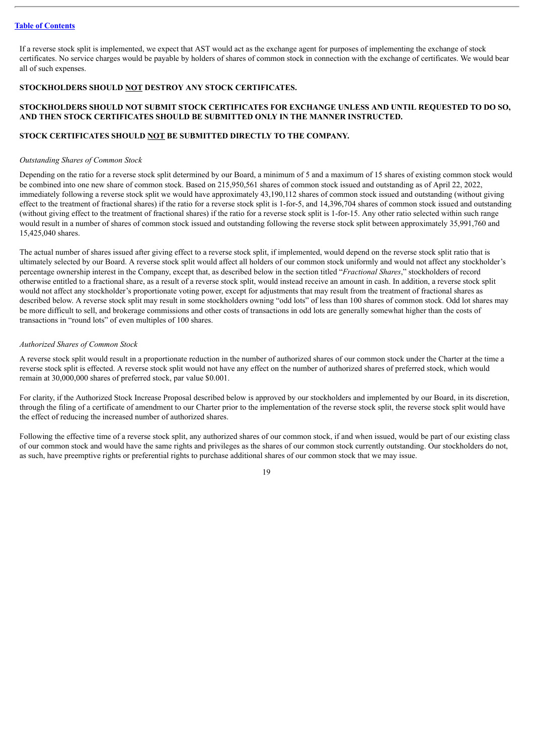If a reverse stock split is implemented, we expect that AST would act as the exchange agent for purposes of implementing the exchange of stock certificates. No service charges would be payable by holders of shares of common stock in connection with the exchange of certificates. We would bear all of such expenses.

**STOCKHOLDERS SHOULD NOT DESTROY ANY STOCK CERTIFICATES.**

**STOCKHOLDERS SHOULD NOT SUBMIT STOCK CERTIFICATES FOR EXCHANGE UNLESS AND UNTIL REQUESTED TO DO SO, AND THEN STOCK CERTIFICATES SHOULD BE SUBMITTED ONLY IN THE MANNER INSTRUCTED.**

**STOCK CERTIFICATES SHOULD NOT BE SUBMITTED DIRECTLY TO THE COMPANY.**

*Outstanding Shares of Common Stock*

Depending on the ratio for a reverse stock split determined by our Board, a minimum of 5 and a maximum of 15 shares of existing common stock would be combined into one new share of common stock. Based on 215,950,561 shares of common stock issued and outstanding as of April 22, 2022, immediately following a reverse stock split we would have approximately 43,190,112 shares of common stock issued and outstanding (without giving effect to the treatment of fractional shares) if the ratio for a reverse stock split is 1-for-5, and 14,396,704 shares of common stock issued and outstanding (without giving effect to the treatment of fractional shares) if the ratio for a reverse stock split is 1-for-15. Any other ratio selected within such range would result in a number of shares of common stock issued and outstanding following the reverse stock split between approximately 35,991,760 and 15,425,040 shares.

The actual number of shares issued after giving effect to a reverse stock split, if implemented, would depend on the reverse stock split ratio that is ultimately selected by our Board. A reverse stock split would affect all holders of our common stock uniformly and would not affect any stockholder's percentage ownership interest in the Company, except that, as described below in the section titled "*Fractional Shares*," stockholders of record otherwise entitled to a fractional share, as a result of a reverse stock split, would instead receive an amount in cash. In addition, a reverse stock split would not affect any stockholder's proportionate voting power, except for adjustments that may result from the treatment of fractional shares as described below. A reverse stock split may result in some stockholders owning "odd lots" of less than 100 shares of common stock. Odd lot shares may be more difficult to sell, and brokerage commissions and other costs of transactions in odd lots are generally somewhat higher than the costs of transactions in "round lots" of even multiples of 100 shares.

*Authorized Shares of Common Stock*

A reverse stock split would result in a proportionate reduction in the number of authorized shares of our common stock under the Charter at the time a reverse stock split is effected. A reverse stock split would not have any effect on the number of authorized shares of preferred stock, which would remain at 30,000,000 shares of preferred stock, par value $0.001.

For clarity, if the Authorized Stock Increase Proposal described below is approved by our stockholders and implemented by our Board, in its discretion, through the filing of a certificate of amendment to our Charter prior to the implementation of the reverse stock split, the reverse stock split would have the effect of reducing the increased number of authorized shares.

Following the effective time of a reverse stock split, any authorized shares of our common stock, if and when issued, would be part of our existing class of our common stock and would have the same rights and privileges as the shares of our common stock currently outstanding. Our stockholders do not, as such, have preemptive rights or preferential rights to purchase additional shares of our common stock that we may issue.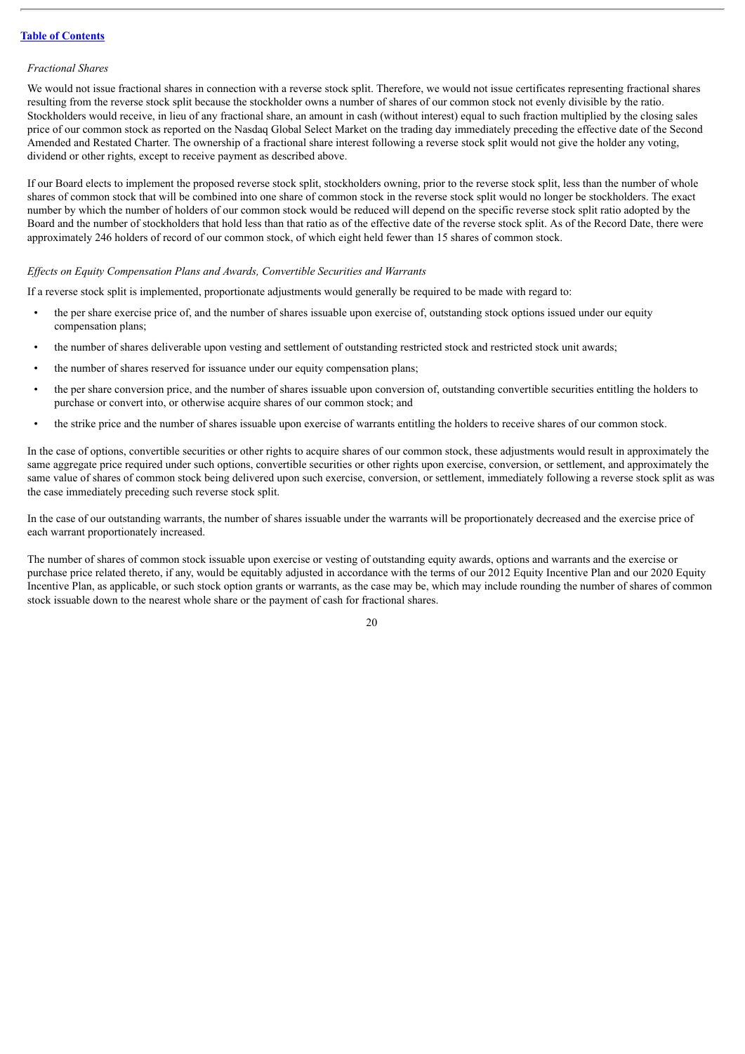*Fractional Shares*

We would not issue fractional shares in connection with a reverse stock split. Therefore, we would not issue certificates representing fractional shares resulting from the reverse stock split because the stockholder owns a number of shares of our common stock not evenly divisible by the ratio. Stockholders would receive, in lieu of any fractional share, an amount in cash (without interest) equal to such fraction multiplied by the closing sales price of our common stock as reported on the Nasdaq Global Select Market on the trading day immediately preceding the effective date of the Second Amended and Restated Charter. The ownership of a fractional share interest following a reverse stock split would not give the holder any voting, dividend or other rights, except to receive payment as described above.

If our Board elects to implement the proposed reverse stock split, stockholders owning, prior to the reverse stock split, less than the number of whole shares of common stock that will be combined into one share of common stock in the reverse stock split would no longer be stockholders. The exact number by which the number of holders of our common stock would be reduced will depend on the specific reverse stock split ratio adopted by the Board and the number of stockholders that hold less than that ratio as of the effective date of the reverse stock split. As of the Record Date, there were approximately 246 holders of record of our common stock, of which eight held fewer than 15 shares of common stock.

*Effects on Equity Compensation Plans and Awards, Convertible Securities and Warrants*

If a reverse stock split is implemented, proportionate adjustments would generally be required to be made with regard to:

- the per share exercise price of, and the number of shares issuable upon exercise of, outstanding stock options issued under our equity compensation plans;
- the number of shares deliverable upon vesting and settlement of outstanding restricted stock and restricted stock unit awards;
- the number of shares reserved for issuance under our equity compensation plans;
- the per share conversion price, and the number of shares issuable upon conversion of, outstanding convertible securities entitling the holders to purchase or convert into, or otherwise acquire shares of our common stock; and
- the strike price and the number of shares issuable upon exercise of warrants entitling the holders to receive shares of our common stock.

In the case of options, convertible securities or other rights to acquire shares of our common stock, these adjustments would result in approximately the same aggregate price required under such options, convertible securities or other rights upon exercise, conversion, or settlement, and approximately the same value of shares of common stock being delivered upon such exercise, conversion, or settlement, immediately following a reverse stock split as was the case immediately preceding such reverse stock split.

In the case of our outstanding warrants, the number of shares issuable under the warrants will be proportionately decreased and the exercise price of each warrant proportionately increased.

The number of shares of common stock issuable upon exercise or vesting of outstanding equity awards, options and warrants and the exercise or purchase price related thereto, if any, would be equitably adjusted in accordance with the terms of our 2012 Equity Incentive Plan and our 2020 Equity Incentive Plan, as applicable, or such stock option grants or warrants, as the case may be, which may include rounding the number of shares of common stock issuable down to the nearest whole share or the payment of cash for fractional shares.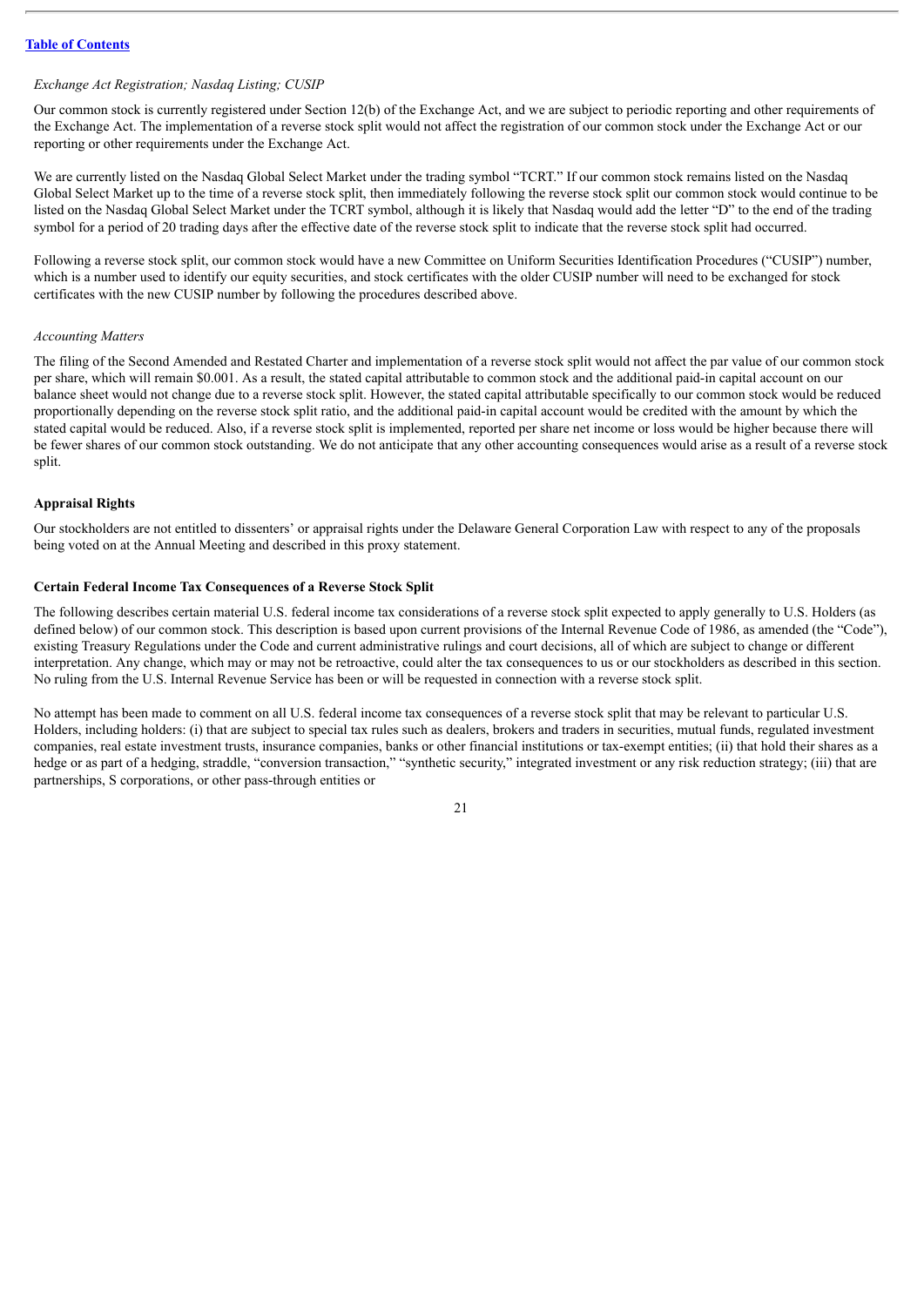*Exchange Act Registration; Nasdaq Listing; CUSIP*

Our common stock is currently registered under Section 12(b) of the Exchange Act, and we are subject to periodic reporting and other requirements of the Exchange Act. The implementation of a reverse stock split would not affect the registration of our common stock under the Exchange Act or our reporting or other requirements under the Exchange Act.

We are currently listed on the Nasdaq Global Select Market under the trading symbol "TCRT." If our common stock remains listed on the Nasdaq Global Select Market up to the time of a reverse stock split, then immediately following the reverse stock split our common stock would continue to be listed on the Nasdaq Global Select Market under the TCRT symbol, although it is likely that Nasdaq would add the letter "D" to the end of the trading symbol for a period of 20 trading days after the effective date of the reverse stock split to indicate that the reverse stock split had occurred.

Following a reverse stock split, our common stock would have a new Committee on Uniform Securities Identification Procedures ("CUSIP") number, which is a number used to identify our equity securities, and stock certificates with the older CUSIP number will need to be exchanged for stock certificates with the new CUSIP number by following the procedures described above.

*Accounting Matters*

The filing of the Second Amended and Restated Charter and implementation of a reverse stock split would not affect the par value of our common stock per share, which will remain $0.001. As a result, the stated capital attributable to common stock and the additional paid-in capital account on our balance sheet would not change due to a reverse stock split. However, the stated capital attributable specifically to our common stock would be reduced proportionally depending on the reverse stock split ratio, and the additional paid-in capital account would be credited with the amount by which the stated capital would be reduced. Also, if a reverse stock split is implemented, reported per share net income or loss would be higher because there will be fewer shares of our common stock outstanding. We do not anticipate that any other accounting consequences would arise as a result of a reverse stock split.

**Appraisal Rights**

Our stockholders are not entitled to dissenters' or appraisal rights under the Delaware General Corporation Law with respect to any of the proposals being voted on at the Annual Meeting and described in this proxy statement.

**Certain Federal Income Tax Consequences of a Reverse Stock Split**

The following describes certain material U.S. federal income tax considerations of a reverse stock split expected to apply generally to U.S. Holders (as defined below) of our common stock. This description is based upon current provisions of the Internal Revenue Code of 1986, as amended (the "Code"), existing Treasury Regulations under the Code and current administrative rulings and court decisions, all of which are subject to change or different interpretation. Any change, which may or may not be retroactive, could alter the tax consequences to us or our stockholders as described in this section. No ruling from the U.S. Internal Revenue Service has been or will be requested in connection with a reverse stock split.

No attempt has been made to comment on all U.S. federal income tax consequences of a reverse stock split that may be relevant to particular U.S. Holders, including holders: (i) that are subject to special tax rules such as dealers, brokers and traders in securities, mutual funds, regulated investment companies, real estate investment trusts, insurance companies, banks or other financial institutions or tax-exempt entities; (ii) that hold their shares as a hedge or as part of a hedging, straddle, "conversion transaction," "synthetic security," integrated investment or any risk reduction strategy; (iii) that are partnerships, S corporations, or other pass-through entities or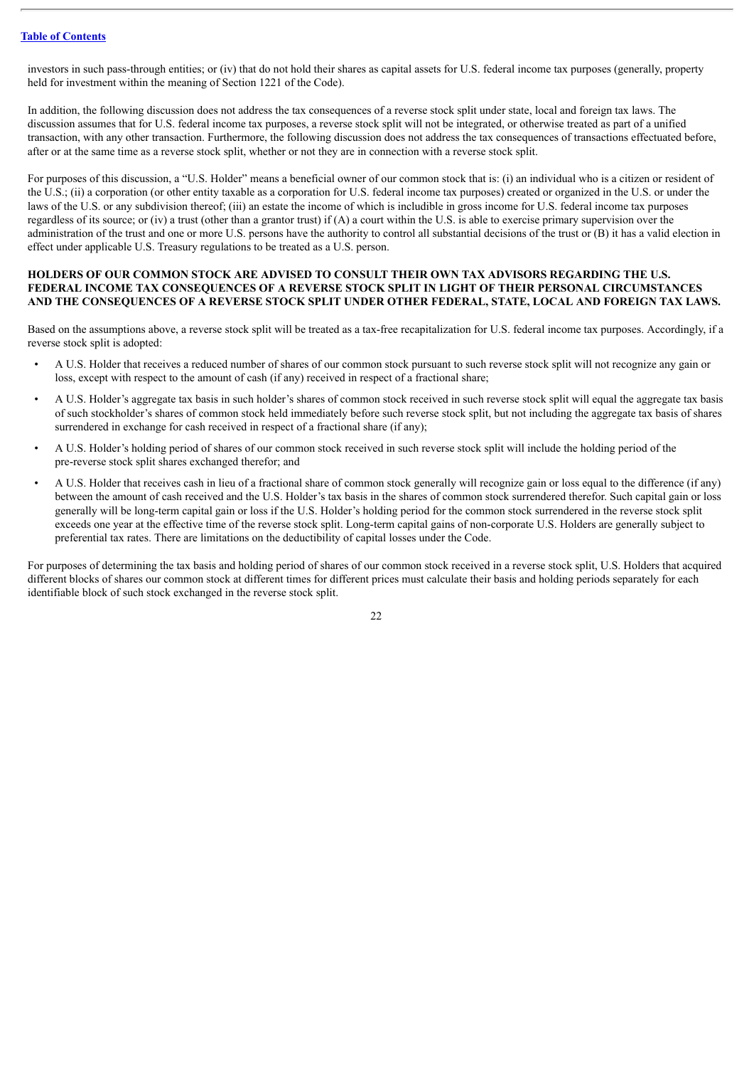investors in such pass-through entities; or (iv) that do not hold their shares as capital assets for U.S. federal income tax purposes (generally, property held for investment within the meaning of Section 1221 of the Code).

In addition, the following discussion does not address the tax consequences of a reverse stock split under state, local and foreign tax laws. The discussion assumes that for U.S. federal income tax purposes, a reverse stock split will not be integrated, or otherwise treated as part of a unified transaction, with any other transaction. Furthermore, the following discussion does not address the tax consequences of transactions effectuated before, after or at the same time as a reverse stock split, whether or not they are in connection with a reverse stock split.

For purposes of this discussion, a "U.S. Holder" means a beneficial owner of our common stock that is: (i) an individual who is a citizen or resident of the U.S.; (ii) a corporation (or other entity taxable as a corporation for U.S. federal income tax purposes) created or organized in the U.S. or under the laws of the U.S. or any subdivision thereof; (iii) an estate the income of which is includible in gross income for U.S. federal income tax purposes regardless of its source; or (iv) a trust (other than a grantor trust) if (A) a court within the U.S. is able to exercise primary supervision over the administration of the trust and one or more U.S. persons have the authority to control all substantial decisions of the trust or (B) it has a valid election in effect under applicable U.S. Treasury regulations to be treated as a U.S. person.

**HOLDERS OF OUR COMMON STOCK ARE ADVISED TO CONSULT THEIR OWN TAX ADVISORS REGARDING THE U.S. FEDERAL INCOME TAX CONSEQUENCES OF A REVERSE STOCK SPLIT IN LIGHT OF THEIR PERSONAL CIRCUMSTANCES AND THE CONSEQUENCES OF A REVERSE STOCK SPLIT UNDER OTHER FEDERAL, STATE, LOCAL AND FOREIGN TAX LAWS.**

Based on the assumptions above, a reverse stock split will be treated as a tax-free recapitalization for U.S. federal income tax purposes. Accordingly, if a reverse stock split is adopted:

- A U.S. Holder that receives a reduced number of shares of our common stock pursuant to such reverse stock split will not recognize any gain or loss, except with respect to the amount of cash (if any) received in respect of a fractional share;
- A U.S. Holder's aggregate tax basis in such holder's shares of common stock received in such reverse stock split will equal the aggregate tax basis of such stockholder's shares of common stock held immediately before such reverse stock split, but not including the aggregate tax basis of shares surrendered in exchange for cash received in respect of a fractional share (if any);
- A U.S. Holder's holding period of shares of our common stock received in such reverse stock split will include the holding period of the pre-reverse stock split shares exchanged therefor; and
- A U.S. Holder that receives cash in lieu of a fractional share of common stock generally will recognize gain or loss equal to the difference (if any) between the amount of cash received and the U.S. Holder's tax basis in the shares of common stock surrendered therefor. Such capital gain or loss generally will be long-term capital gain or loss if the U.S. Holder's holding period for the common stock surrendered in the reverse stock split exceeds one year at the effective time of the reverse stock split. Long-term capital gains of non-corporate U.S. Holders are generally subject to preferential tax rates. There are limitations on the deductibility of capital losses under the Code.

For purposes of determining the tax basis and holding period of shares of our common stock received in a reverse stock split, U.S. Holders that acquired different blocks of shares our common stock at different times for different prices must calculate their basis and holding periods separately for each identifiable block of such stock exchanged in the reverse stock split.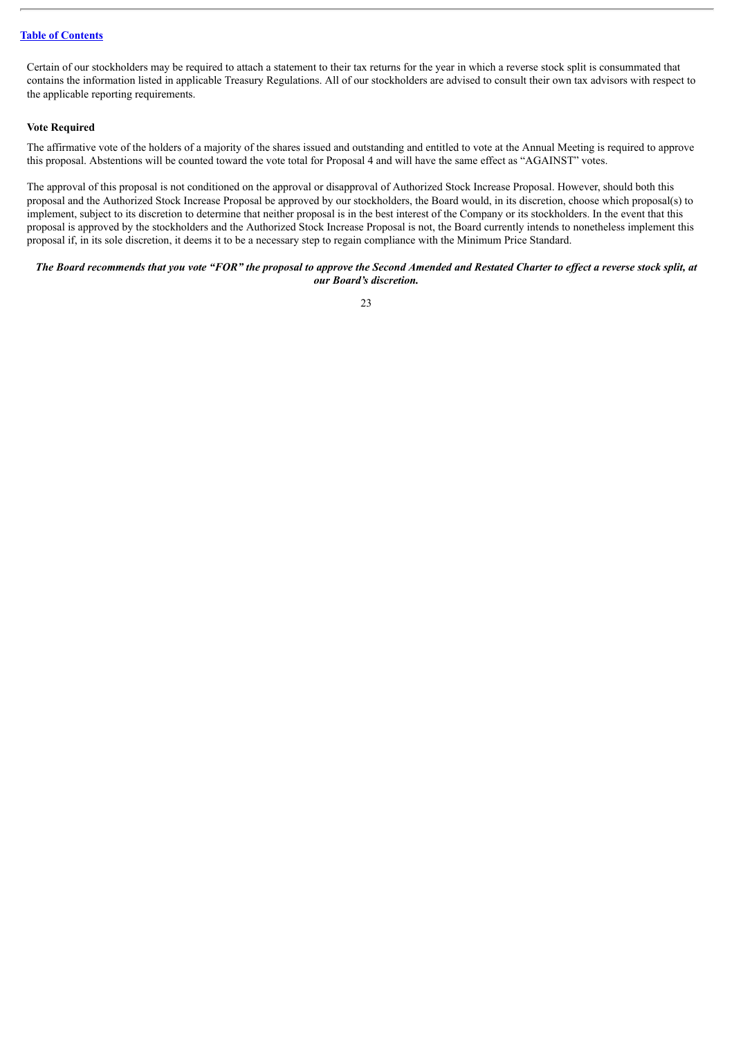Certain of our stockholders may be required to attach a statement to their tax returns for the year in which a reverse stock split is consummated that contains the information listed in applicable Treasury Regulations. All of our stockholders are advised to consult their own tax advisors with respect to the applicable reporting requirements.

**Vote Required**

The affirmative vote of the holders of a majority of the shares issued and outstanding and entitled to vote at the Annual Meeting is required to approve this proposal. Abstentions will be counted toward the vote total for Proposal 4 and will have the same effect as "AGAINST" votes.

The approval of this proposal is not conditioned on the approval or disapproval of Authorized Stock Increase Proposal. However, should both this proposal and the Authorized Stock Increase Proposal be approved by our stockholders, the Board would, in its discretion, choose which proposal(s) to implement, subject to its discretion to determine that neither proposal is in the best interest of the Company or its stockholders. In the event that this proposal is approved by the stockholders and the Authorized Stock Increase Proposal is not, the Board currently intends to nonetheless implement this proposal if, in its sole discretion, it deems it to be a necessary step to regain compliance with the Minimum Price Standard.

***The Board recommends that you vote "FOR" the proposal to approve the Second Amended and Restated Charter to effect a reverse stock split, at our Board's discretion.***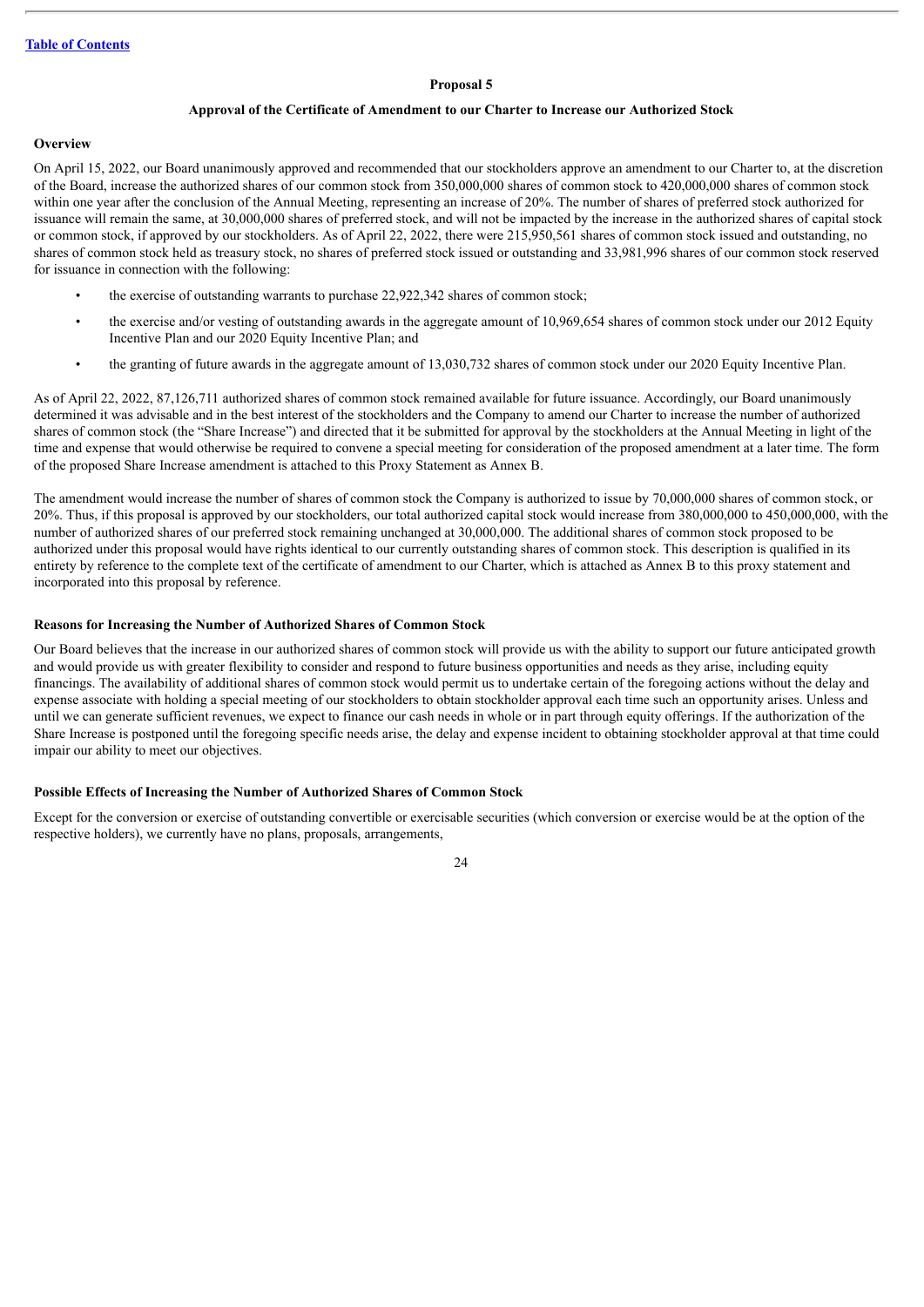## Proposal 5

### Approval of the Certificate of Amendment to our Charter to Increase our Authorized Stock

**Overview**

On April 15, 2022, our Board unanimously approved and recommended that our stockholders approve an amendment to our Charter to, at the discretion of the Board, increase the authorized shares of our common stock from 350,000,000 shares of common stock to 420,000,000 shares of common stock within one year after the conclusion of the Annual Meeting, representing an increase of 20%. The number of shares of preferred stock authorized for issuance will remain the same, at 30,000,000 shares of preferred stock, and will not be impacted by the increase in the authorized shares of capital stock or common stock, if approved by our stockholders. As of April 22, 2022, there were 215,950,561 shares of common stock issued and outstanding, no shares of common stock held as treasury stock, no shares of preferred stock issued or outstanding and 33,981,996 shares of our common stock reserved for issuance in connection with the following:

- the exercise of outstanding warrants to purchase 22,922,342 shares of common stock;
- the exercise and/or vesting of outstanding awards in the aggregate amount of 10,969,654 shares of common stock under our 2012 Equity Incentive Plan and our 2020 Equity Incentive Plan; and
- the granting of future awards in the aggregate amount of 13,030,732 shares of common stock under our 2020 Equity Incentive Plan.

As of April 22, 2022, 87,126,711 authorized shares of common stock remained available for future issuance. Accordingly, our Board unanimously determined it was advisable and in the best interest of the stockholders and the Company to amend our Charter to increase the number of authorized shares of common stock (the "Share Increase") and directed that it be submitted for approval by the stockholders at the Annual Meeting in light of the time and expense that would otherwise be required to convene a special meeting for consideration of the proposed amendment at a later time. The form of the proposed Share Increase amendment is attached to this Proxy Statement as Annex B.

The amendment would increase the number of shares of common stock the Company is authorized to issue by 70,000,000 shares of common stock, or 20%. Thus, if this proposal is approved by our stockholders, our total authorized capital stock would increase from 380,000,000 to 450,000,000, with the number of authorized shares of our preferred stock remaining unchanged at 30,000,000. The additional shares of common stock proposed to be authorized under this proposal would have rights identical to our currently outstanding shares of common stock. This description is qualified in its entirety by reference to the complete text of the certificate of amendment to our Charter, which is attached as Annex B to this proxy statement and incorporated into this proposal by reference.

**Reasons for Increasing the Number of Authorized Shares of Common Stock**

Our Board believes that the increase in our authorized shares of common stock will provide us with the ability to support our future anticipated growth and would provide us with greater flexibility to consider and respond to future business opportunities and needs as they arise, including equity financings. The availability of additional shares of common stock would permit us to undertake certain of the foregoing actions without the delay and expense associate with holding a special meeting of our stockholders to obtain stockholder approval each time such an opportunity arises. Unless and until we can generate sufficient revenues, we expect to finance our cash needs in whole or in part through equity offerings. If the authorization of the Share Increase is postponed until the foregoing specific needs arise, the delay and expense incident to obtaining stockholder approval at that time could impair our ability to meet our objectives.

**Possible Effects of Increasing the Number of Authorized Shares of Common Stock**

Except for the conversion or exercise of outstanding convertible or exercisable securities (which conversion or exercise would be at the option of the respective holders), we currently have no plans, proposals, arrangements,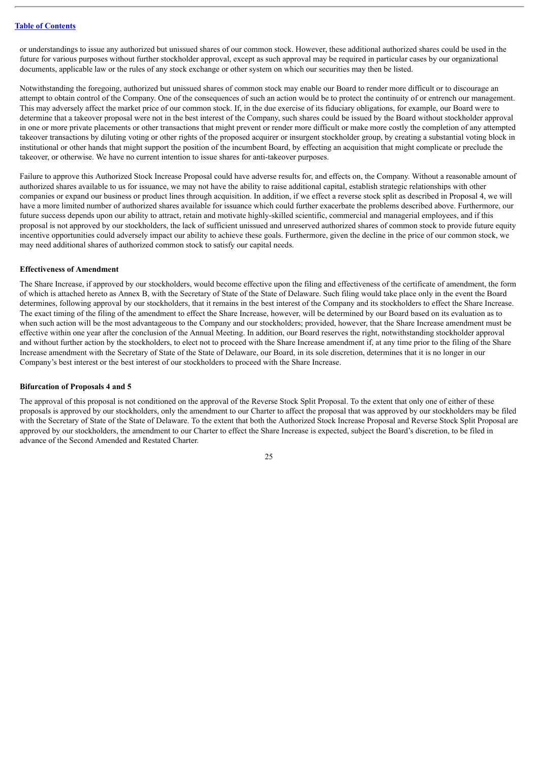or understandings to issue any authorized but unissued shares of our common stock. However, these additional authorized shares could be used in the future for various purposes without further stockholder approval, except as such approval may be required in particular cases by our organizational documents, applicable law or the rules of any stock exchange or other system on which our securities may then be listed.

Notwithstanding the foregoing, authorized but unissued shares of common stock may enable our Board to render more difficult or to discourage an attempt to obtain control of the Company. One of the consequences of such an action would be to protect the continuity of or entrench our management. This may adversely affect the market price of our common stock. If, in the due exercise of its fiduciary obligations, for example, our Board were to determine that a takeover proposal were not in the best interest of the Company, such shares could be issued by the Board without stockholder approval in one or more private placements or other transactions that might prevent or render more difficult or make more costly the completion of any attempted takeover transactions by diluting voting or other rights of the proposed acquirer or insurgent stockholder group, by creating a substantial voting block in institutional or other hands that might support the position of the incumbent Board, by effecting an acquisition that might complicate or preclude the takeover, or otherwise. We have no current intention to issue shares for anti-takeover purposes.

Failure to approve this Authorized Stock Increase Proposal could have adverse results for, and effects on, the Company. Without a reasonable amount of authorized shares available to us for issuance, we may not have the ability to raise additional capital, establish strategic relationships with other companies or expand our business or product lines through acquisition. In addition, if we effect a reverse stock split as described in Proposal 4, we will have a more limited number of authorized shares available for issuance which could further exacerbate the problems described above. Furthermore, our future success depends upon our ability to attract, retain and motivate highly-skilled scientific, commercial and managerial employees, and if this proposal is not approved by our stockholders, the lack of sufficient unissued and unreserved authorized shares of common stock to provide future equity incentive opportunities could adversely impact our ability to achieve these goals. Furthermore, given the decline in the price of our common stock, we may need additional shares of authorized common stock to satisfy our capital needs.

**Effectiveness of Amendment**

The Share Increase, if approved by our stockholders, would become effective upon the filing and effectiveness of the certificate of amendment, the form of which is attached hereto as Annex B, with the Secretary of State of the State of Delaware. Such filing would take place only in the event the Board determines, following approval by our stockholders, that it remains in the best interest of the Company and its stockholders to effect the Share Increase. The exact timing of the filing of the amendment to effect the Share Increase, however, will be determined by our Board based on its evaluation as to when such action will be the most advantageous to the Company and our stockholders; provided, however, that the Share Increase amendment must be effective within one year after the conclusion of the Annual Meeting. In addition, our Board reserves the right, notwithstanding stockholder approval and without further action by the stockholders, to elect not to proceed with the Share Increase amendment if, at any time prior to the filing of the Share Increase amendment with the Secretary of State of the State of Delaware, our Board, in its sole discretion, determines that it is no longer in our Company's best interest or the best interest of our stockholders to proceed with the Share Increase.

**Bifurcation of Proposals 4 and 5**

The approval of this proposal is not conditioned on the approval of the Reverse Stock Split Proposal. To the extent that only one of either of these proposals is approved by our stockholders, only the amendment to our Charter to affect the proposal that was approved by our stockholders may be filed with the Secretary of State of the State of Delaware. To the extent that both the Authorized Stock Increase Proposal and Reverse Stock Split Proposal are approved by our stockholders, the amendment to our Charter to effect the Share Increase is expected, subject the Board's discretion, to be filed in advance of the Second Amended and Restated Charter.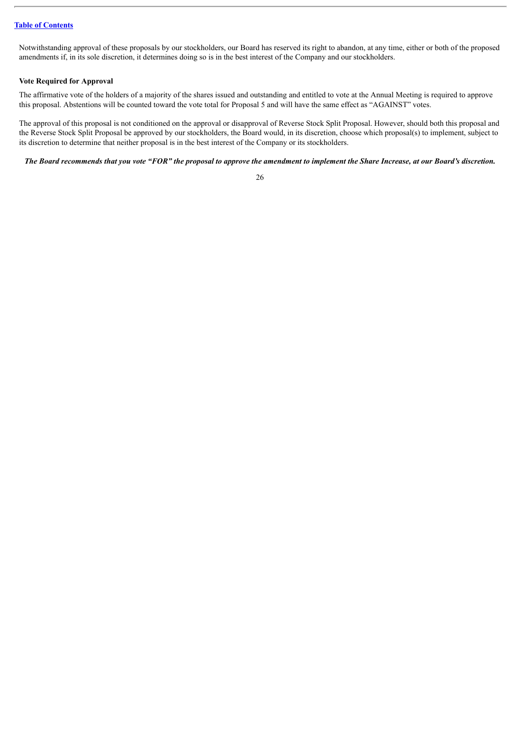Notwithstanding approval of these proposals by our stockholders, our Board has reserved its right to abandon, at any time, either or both of the proposed amendments if, in its sole discretion, it determines doing so is in the best interest of the Company and our stockholders.

**Vote Required for Approval**

The affirmative vote of the holders of a majority of the shares issued and outstanding and entitled to vote at the Annual Meeting is required to approve this proposal. Abstentions will be counted toward the vote total for Proposal 5 and will have the same effect as "AGAINST" votes.

The approval of this proposal is not conditioned on the approval or disapproval of Reverse Stock Split Proposal. However, should both this proposal and the Reverse Stock Split Proposal be approved by our stockholders, the Board would, in its discretion, choose which proposal(s) to implement, subject to its discretion to determine that neither proposal is in the best interest of the Company or its stockholders.

***The Board recommends that you vote "FOR" the proposal to approve the amendment to implement the Share Increase, at our Board's discretion.***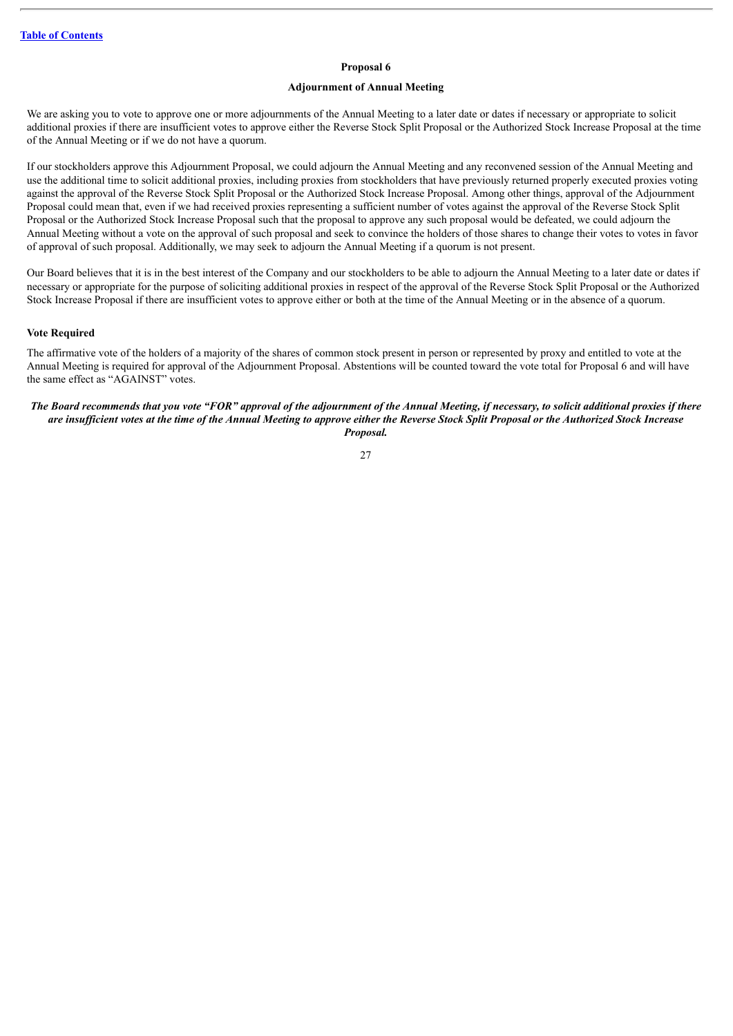## Proposal 6

## Adjournment of Annual Meeting

We are asking you to vote to approve one or more adjournments of the Annual Meeting to a later date or dates if necessary or appropriate to solicit additional proxies if there are insufficient votes to approve either the Reverse Stock Split Proposal or the Authorized Stock Increase Proposal at the time of the Annual Meeting or if we do not have a quorum.

If our stockholders approve this Adjournment Proposal, we could adjourn the Annual Meeting and any reconvened session of the Annual Meeting and use the additional time to solicit additional proxies, including proxies from stockholders that have previously returned properly executed proxies voting against the approval of the Reverse Stock Split Proposal or the Authorized Stock Increase Proposal. Among other things, approval of the Adjournment Proposal could mean that, even if we had received proxies representing a sufficient number of votes against the approval of the Reverse Stock Split Proposal or the Authorized Stock Increase Proposal such that the proposal to approve any such proposal would be defeated, we could adjourn the Annual Meeting without a vote on the approval of such proposal and seek to convince the holders of those shares to change their votes to votes in favor of approval of such proposal. Additionally, we may seek to adjourn the Annual Meeting if a quorum is not present.

Our Board believes that it is in the best interest of the Company and our stockholders to be able to adjourn the Annual Meeting to a later date or dates if necessary or appropriate for the purpose of soliciting additional proxies in respect of the approval of the Reverse Stock Split Proposal or the Authorized Stock Increase Proposal if there are insufficient votes to approve either or both at the time of the Annual Meeting or in the absence of a quorum.

### Vote Required

The affirmative vote of the holders of a majority of the shares of common stock present in person or represented by proxy and entitled to vote at the Annual Meeting is required for approval of the Adjournment Proposal. Abstentions will be counted toward the vote total for Proposal 6 and will have the same effect as "AGAINST" votes.

***The Board recommends that you vote "FOR" approval of the adjournment of the Annual Meeting, if necessary, to solicit additional proxies if there are insufficient votes at the time of the Annual Meeting to approve either the Reverse Stock Split Proposal or the Authorized Stock Increase Proposal.***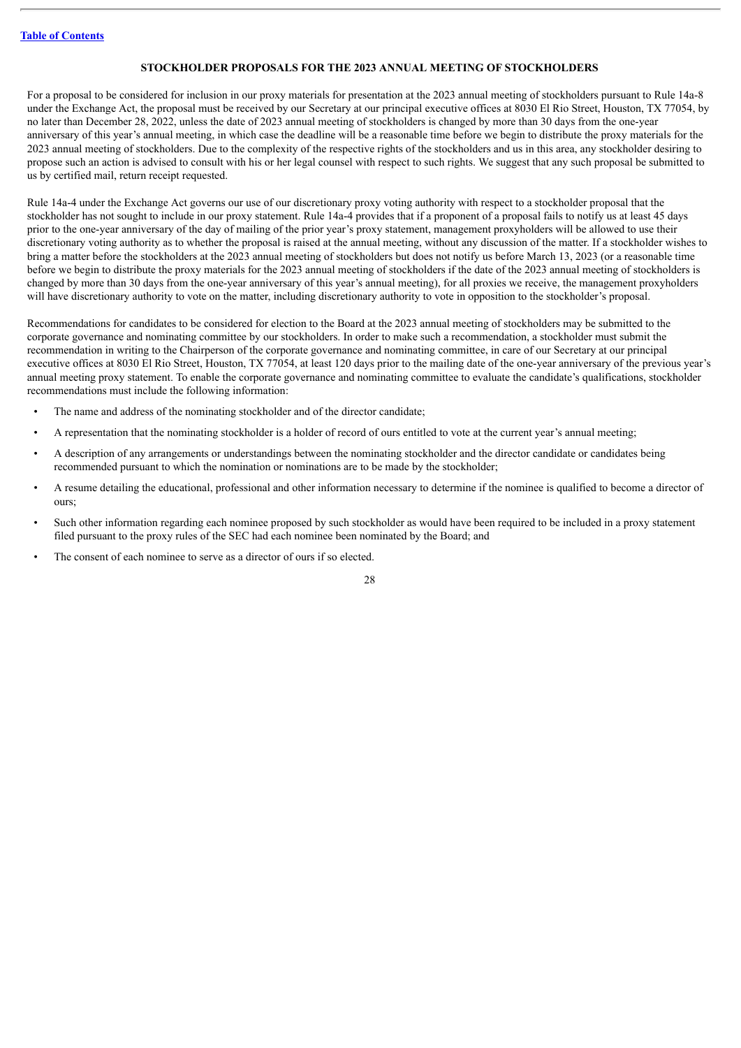## STOCKHOLDER PROPOSALS FOR THE 2023 ANNUAL MEETING OF STOCKHOLDERS

For a proposal to be considered for inclusion in our proxy materials for presentation at the 2023 annual meeting of stockholders pursuant to Rule 14a-8 under the Exchange Act, the proposal must be received by our Secretary at our principal executive offices at 8030 El Rio Street, Houston, TX 77054, by no later than December 28, 2022, unless the date of 2023 annual meeting of stockholders is changed by more than 30 days from the one-year anniversary of this year's annual meeting, in which case the deadline will be a reasonable time before we begin to distribute the proxy materials for the 2023 annual meeting of stockholders. Due to the complexity of the respective rights of the stockholders and us in this area, any stockholder desiring to propose such an action is advised to consult with his or her legal counsel with respect to such rights. We suggest that any such proposal be submitted to us by certified mail, return receipt requested.

Rule 14a-4 under the Exchange Act governs our use of our discretionary proxy voting authority with respect to a stockholder proposal that the stockholder has not sought to include in our proxy statement. Rule 14a-4 provides that if a proponent of a proposal fails to notify us at least 45 days prior to the one-year anniversary of the day of mailing of the prior year's proxy statement, management proxyholders will be allowed to use their discretionary voting authority as to whether the proposal is raised at the annual meeting, without any discussion of the matter. If a stockholder wishes to bring a matter before the stockholders at the 2023 annual meeting of stockholders but does not notify us before March 13, 2023 (or a reasonable time before we begin to distribute the proxy materials for the 2023 annual meeting of stockholders if the date of the 2023 annual meeting of stockholders is changed by more than 30 days from the one-year anniversary of this year's annual meeting), for all proxies we receive, the management proxyholders will have discretionary authority to vote on the matter, including discretionary authority to vote in opposition to the stockholder's proposal.

Recommendations for candidates to be considered for election to the Board at the 2023 annual meeting of stockholders may be submitted to the corporate governance and nominating committee by our stockholders. In order to make such a recommendation, a stockholder must submit the recommendation in writing to the Chairperson of the corporate governance and nominating committee, in care of our Secretary at our principal executive offices at 8030 El Rio Street, Houston, TX 77054, at least 120 days prior to the mailing date of the one-year anniversary of the previous year's annual meeting proxy statement. To enable the corporate governance and nominating committee to evaluate the candidate's qualifications, stockholder recommendations must include the following information:

- The name and address of the nominating stockholder and of the director candidate;
- A representation that the nominating stockholder is a holder of record of ours entitled to vote at the current year's annual meeting;
- A description of any arrangements or understandings between the nominating stockholder and the director candidate or candidates being recommended pursuant to which the nomination or nominations are to be made by the stockholder;
- A resume detailing the educational, professional and other information necessary to determine if the nominee is qualified to become a director of ours;
- Such other information regarding each nominee proposed by such stockholder as would have been required to be included in a proxy statement filed pursuant to the proxy rules of the SEC had each nominee been nominated by the Board; and
- The consent of each nominee to serve as a director of ours if so elected.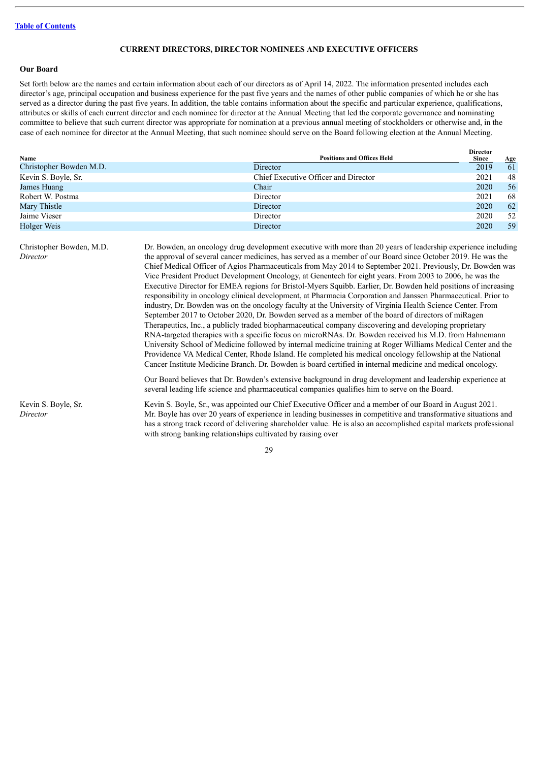[Table of Contents](#)

## CURRENT DIRECTORS, DIRECTOR NOMINEES AND EXECUTIVE OFFICERS

### Our Board

Set forth below are the names and certain information about each of our directors as of April 14, 2022. The information presented includes each director's age, principal occupation and business experience for the past five years and the names of other public companies of which he or she has served as a director during the past five years. In addition, the table contains information about the specific and particular experience, qualifications, attributes or skills of each current director and each nominee for director at the Annual Meeting that led the corporate governance and nominating committee to believe that such current director was appropriate for nomination at a previous annual meeting of stockholders or otherwise and, in the case of each nominee for director at the Annual Meeting, that such nominee should serve on the Board following election at the Annual Meeting.

| Name | Positions and Offices Held | Director Since | Age |
| --- | --- | --- | --- |
| Christopher Bowden M.D. | Director | 2019 | 61 |
| Kevin S. Boyle, Sr. | Chief Executive Officer and Director | 2021 | 48 |
| James Huang | Chair | 2020 | 56 |
| Robert W. Postma | Director | 2021 | 68 |
| Mary Thistle | Director | 2020 | 62 |
| Jaime Vieser | Director | 2020 | 52 |
| Holger Weis | Director | 2020 | 59 |

**Christopher Bowden, M.D.**
*Director*

Dr. Bowden, an oncology drug development executive with more than 20 years of leadership experience including the approval of several cancer medicines, has served as a member of our Board since October 2019. He was the Chief Medical Officer of Agios Pharmaceuticals from May 2014 to September 2021. Previously, Dr. Bowden was Vice President Product Development Oncology, at Genentech for eight years. From 2003 to 2006, he was the Executive Director for EMEA regions for Bristol-Myers Squibb. Earlier, Dr. Bowden held positions of increasing responsibility in oncology clinical development, at Pharmacia Corporation and Janssen Pharmaceutical. Prior to industry, Dr. Bowden was on the oncology faculty at the University of Virginia Health Science Center. From September 2017 to October 2020, Dr. Bowden served as a member of the board of directors of miRagen Therapeutics, Inc., a publicly traded biopharmaceutical company discovering and developing proprietary RNA-targeted therapies with a specific focus on microRNAs. Dr. Bowden received his M.D. from Hahnemann University School of Medicine followed by internal medicine training at Roger Williams Medical Center and the Providence VA Medical Center, Rhode Island. He completed his medical oncology fellowship at the National Cancer Institute Medicine Branch. Dr. Bowden is board certified in internal medicine and medical oncology.

Our Board believes that Dr. Bowden's extensive background in drug development and leadership experience at several leading life science and pharmaceutical companies qualifies him to serve on the Board.

**Kevin S. Boyle, Sr.**
*Director*

Kevin S. Boyle, Sr., was appointed our Chief Executive Officer and a member of our Board in August 2021. Mr. Boyle has over 20 years of experience in leading businesses in competitive and transformative situations and has a strong track record of delivering shareholder value. He is also an accomplished capital markets professional with strong banking relationships cultivated by raising over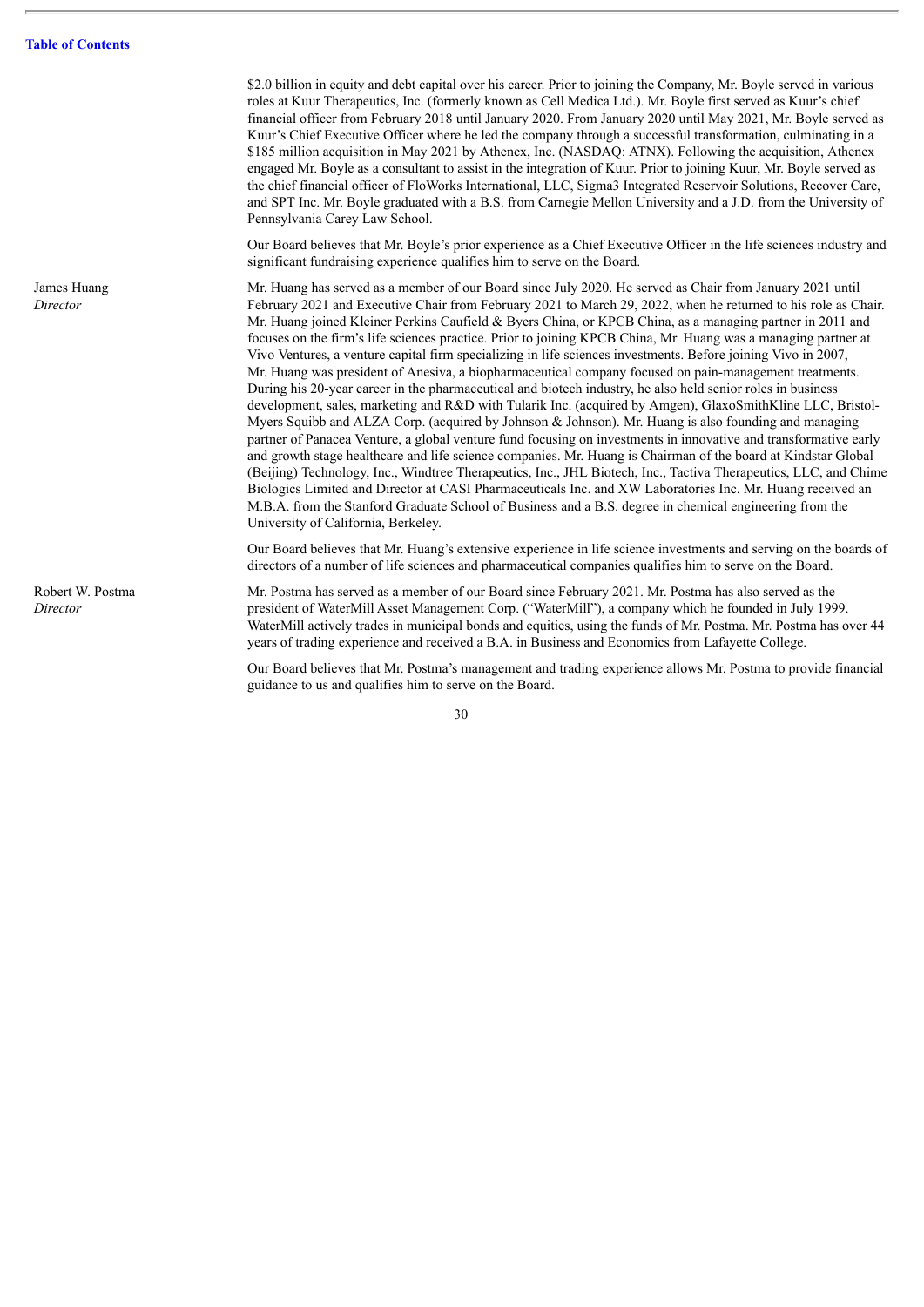$2.0 billion in equity and debt capital over his career. Prior to joining the Company, Mr. Boyle served in various roles at Kuur Therapeutics, Inc. (formerly known as Cell Medica Ltd.). Mr. Boyle first served as Kuur's chief financial officer from February 2018 until January 2020. From January 2020 until May 2021, Mr. Boyle served as Kuur's Chief Executive Officer where he led the company through a successful transformation, culminating in a $185 million acquisition in May 2021 by Athenex, Inc. (NASDAQ: ATNX). Following the acquisition, Athenex engaged Mr. Boyle as a consultant to assist in the integration of Kuur. Prior to joining Kuur, Mr. Boyle served as the chief financial officer of FloWorks International, LLC, Sigma3 Integrated Reservoir Solutions, Recover Care, and SPT Inc. Mr. Boyle graduated with a B.S. from Carnegie Mellon University and a J.D. from the University of Pennsylvania Carey Law School.

Our Board believes that Mr. Boyle's prior experience as a Chief Executive Officer in the life sciences industry and significant fundraising experience qualifies him to serve on the Board.

James Huang
*Director*

Mr. Huang has served as a member of our Board since July 2020. He served as Chair from January 2021 until February 2021 and Executive Chair from February 2021 to March 29, 2022, when he returned to his role as Chair. Mr. Huang joined Kleiner Perkins Caufield & Byers China, or KPCB China, as a managing partner in 2011 and focuses on the firm's life sciences practice. Prior to joining KPCB China, Mr. Huang was a managing partner at Vivo Ventures, a venture capital firm specializing in life sciences investments. Before joining Vivo in 2007, Mr. Huang was president of Anesiva, a biopharmaceutical company focused on pain-management treatments. During his 20-year career in the pharmaceutical and biotech industry, he also held senior roles in business development, sales, marketing and R&D with Tularik Inc. (acquired by Amgen), GlaxoSmithKline LLC, Bristol-Myers Squibb and ALZA Corp. (acquired by Johnson & Johnson). Mr. Huang is also founding and managing partner of Panacea Venture, a global venture fund focusing on investments in innovative and transformative early and growth stage healthcare and life science companies. Mr. Huang is Chairman of the board at Kindstar Global (Beijing) Technology, Inc., Windtree Therapeutics, Inc., JHL Biotech, Inc., Tactiva Therapeutics, LLC, and Chime Biologics Limited and Director at CASI Pharmaceuticals Inc. and XW Laboratories Inc. Mr. Huang received an M.B.A. from the Stanford Graduate School of Business and a B.S. degree in chemical engineering from the University of California, Berkeley.

Our Board believes that Mr. Huang's extensive experience in life science investments and serving on the boards of directors of a number of life sciences and pharmaceutical companies qualifies him to serve on the Board.

Robert W. Postma
*Director*

Mr. Postma has served as a member of our Board since February 2021. Mr. Postma has also served as the president of WaterMill Asset Management Corp. ("WaterMill"), a company which he founded in July 1999. WaterMill actively trades in municipal bonds and equities, using the funds of Mr. Postma. Mr. Postma has over 44 years of trading experience and received a B.A. in Business and Economics from Lafayette College.

Our Board believes that Mr. Postma's management and trading experience allows Mr. Postma to provide financial guidance to us and qualifies him to serve on the Board.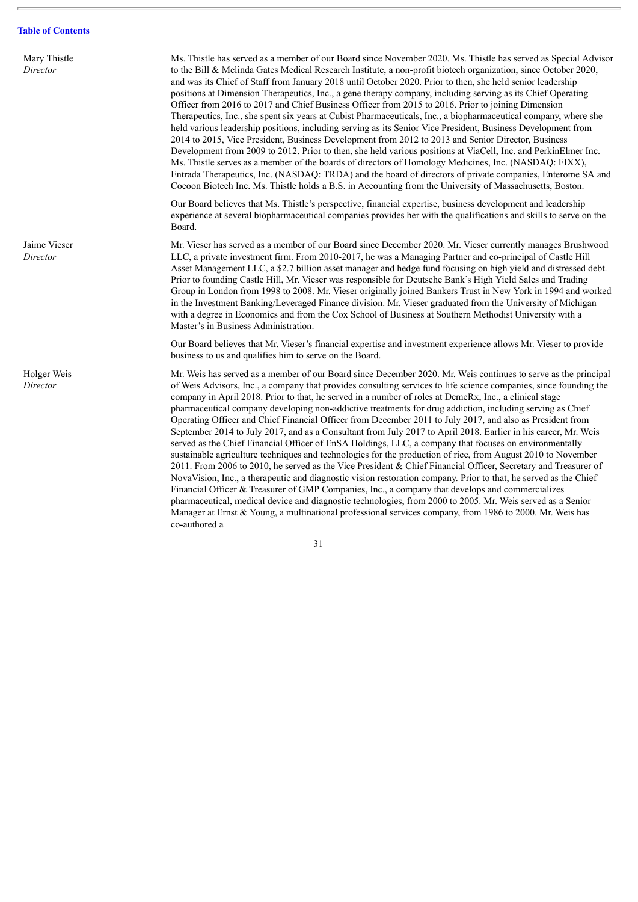[Table of Contents](#)

| | |
|---|---|
| Mary Thistle<br>*Director* | Ms. Thistle has served as a member of our Board since November 2020. Ms. Thistle has served as Special Advisor to the Bill & Melinda Gates Medical Research Institute, a non-profit biotech organization, since October 2020, and was its Chief of Staff from January 2018 until October 2020. Prior to then, she held senior leadership positions at Dimension Therapeutics, Inc., a gene therapy company, including serving as its Chief Operating Officer from 2016 to 2017 and Chief Business Officer from 2015 to 2016. Prior to joining Dimension Therapeutics, Inc., she spent six years at Cubist Pharmaceuticals, Inc., a biopharmaceutical company, where she held various leadership positions, including serving as its Senior Vice President, Business Development from 2014 to 2015, Vice President, Business Development from 2012 to 2013 and Senior Director, Business Development from 2009 to 2012. Prior to then, she held various positions at ViaCell, Inc. and PerkinElmer Inc. Ms. Thistle serves as a member of the boards of directors of Homology Medicines, Inc. (NASDAQ: FIXX), Entrada Therapeutics, Inc. (NASDAQ: TRDA) and the board of directors of private companies, Enterome SA and Cocoon Biotech Inc. Ms. Thistle holds a B.S. in Accounting from the University of Massachusetts, Boston.<br><br>Our Board believes that Ms. Thistle's perspective, financial expertise, business development and leadership experience at several biopharmaceutical companies provides her with the qualifications and skills to serve on the Board. |
| Jaime Vieser<br>*Director* | Mr. Vieser has served as a member of our Board since December 2020. Mr. Vieser currently manages Brushwood LLC, a private investment firm. From 2010-2017, he was a Managing Partner and co-principal of Castle Hill Asset Management LLC, a $2.7 billion asset manager and hedge fund focusing on high yield and distressed debt. Prior to founding Castle Hill, Mr. Vieser was responsible for Deutsche Bank's High Yield Sales and Trading Group in London from 1998 to 2008. Mr. Vieser originally joined Bankers Trust in New York in 1994 and worked in the Investment Banking/Leveraged Finance division. Mr. Vieser graduated from the University of Michigan with a degree in Economics and from the Cox School of Business at Southern Methodist University with a Master's in Business Administration.<br><br>Our Board believes that Mr. Vieser's financial expertise and investment experience allows Mr. Vieser to provide business to us and qualifies him to serve on the Board. |
| Holger Weis<br>*Director* | Mr. Weis has served as a member of our Board since December 2020. Mr. Weis continues to serve as the principal of Weis Advisors, Inc., a company that provides consulting services to life science companies, since founding the company in April 2018. Prior to that, he served in a number of roles at DemeRx, Inc., a clinical stage pharmaceutical company developing non-addictive treatments for drug addiction, including serving as Chief Operating Officer and Chief Financial Officer from December 2011 to July 2017, and also as President from September 2014 to July 2017, and as a Consultant from July 2017 to April 2018. Earlier in his career, Mr. Weis served as the Chief Financial Officer of EnSA Holdings, LLC, a company that focuses on environmentally sustainable agriculture techniques and technologies for the production of rice, from August 2010 to November 2011. From 2006 to 2010, he served as the Vice President & Chief Financial Officer, Secretary and Treasurer of NovaVision, Inc., a therapeutic and diagnostic vision restoration company. Prior to that, he served as the Chief Financial Officer & Treasurer of GMP Companies, Inc., a company that develops and commercializes pharmaceutical, medical device and diagnostic technologies, from 2000 to 2005. Mr. Weis served as a Senior Manager at Ernst & Young, a multinational professional services company, from 1986 to 2000. Mr. Weis has co-authored a |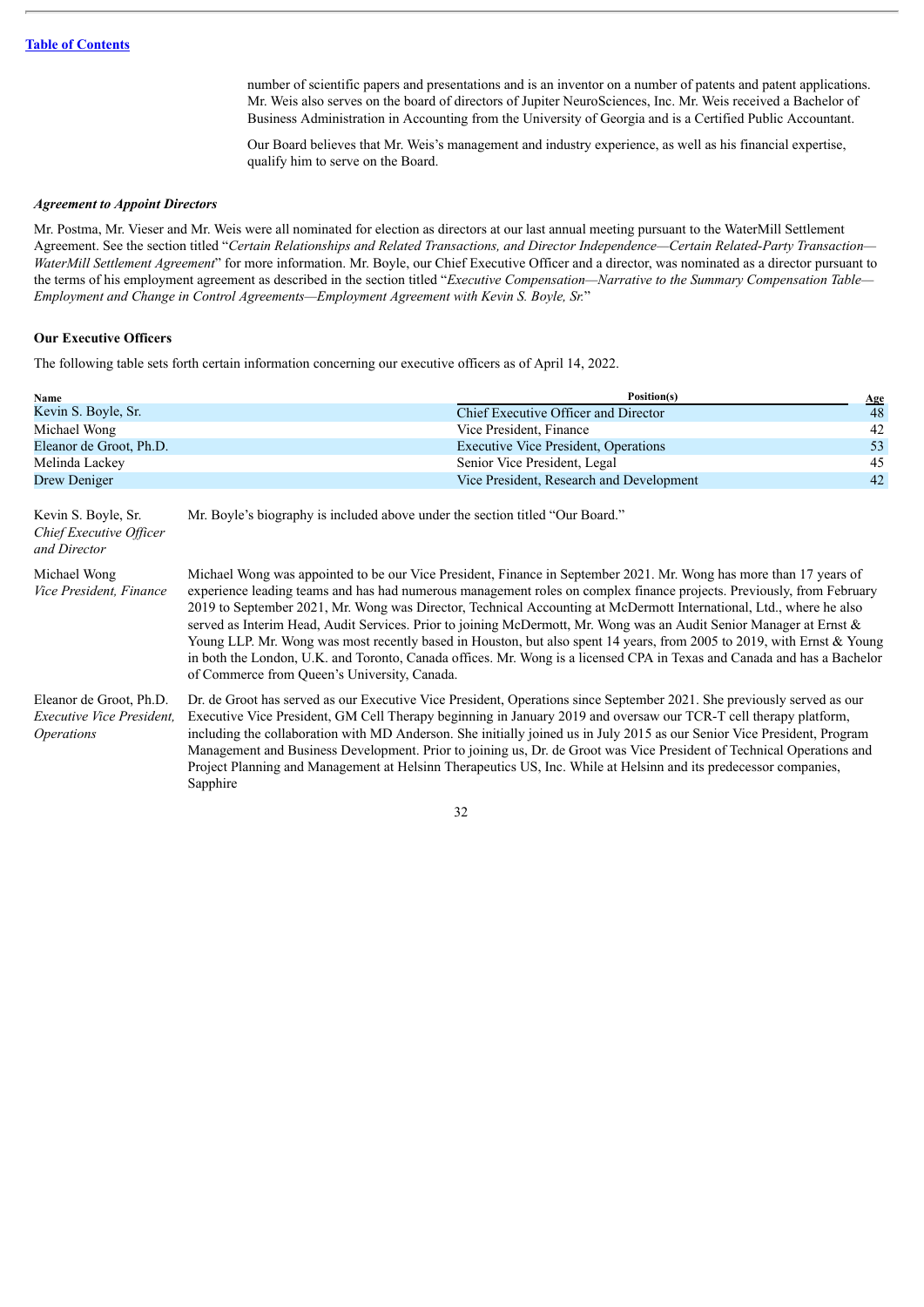number of scientific papers and presentations and is an inventor on a number of patents and patent applications. Mr. Weis also serves on the board of directors of Jupiter NeuroSciences, Inc. Mr. Weis received a Bachelor of Business Administration in Accounting from the University of Georgia and is a Certified Public Accountant.

Our Board believes that Mr. Weis's management and industry experience, as well as his financial expertise, qualify him to serve on the Board.

***Agreement to Appoint Directors***

Mr. Postma, Mr. Vieser and Mr. Weis were all nominated for election as directors at our last annual meeting pursuant to the WaterMill Settlement Agreement. See the section titled "*Certain Relationships and Related Transactions, and Director Independence—Certain Related-Party Transaction—WaterMill Settlement Agreement*" for more information. Mr. Boyle, our Chief Executive Officer and a director, was nominated as a director pursuant to the terms of his employment agreement as described in the section titled "*Executive Compensation—Narrative to the Summary Compensation Table—Employment and Change in Control Agreements—Employment Agreement with Kevin S. Boyle, Sr.*"

**Our Executive Officers**

The following table sets forth certain information concerning our executive officers as of April 14, 2022.

| Name | Position(s) | Age |
|---|---|---|
| Kevin S. Boyle, Sr. | Chief Executive Officer and Director | 48 |
| Michael Wong | Vice President, Finance | 42 |
| Eleanor de Groot, Ph.D. | Executive Vice President, Operations | 53 |
| Melinda Lackey | Senior Vice President, Legal | 45 |
| Drew Deniger | Vice President, Research and Development | 42 |

Kevin S. Boyle, Sr.
*Chief Executive Officer and Director*

Mr. Boyle's biography is included above under the section titled "Our Board."

Michael Wong
*Vice President, Finance*

Michael Wong was appointed to be our Vice President, Finance in September 2021. Mr. Wong has more than 17 years of experience leading teams and has had numerous management roles on complex finance projects. Previously, from February 2019 to September 2021, Mr. Wong was Director, Technical Accounting at McDermott International, Ltd., where he also served as Interim Head, Audit Services. Prior to joining McDermott, Mr. Wong was an Audit Senior Manager at Ernst & Young LLP. Mr. Wong was most recently based in Houston, but also spent 14 years, from 2005 to 2019, with Ernst & Young in both the London, U.K. and Toronto, Canada offices. Mr. Wong is a licensed CPA in Texas and Canada and has a Bachelor of Commerce from Queen's University, Canada.

Eleanor de Groot, Ph.D.
*Executive Vice President, Operations*

Dr. de Groot has served as our Executive Vice President, Operations since September 2021. She previously served as our Executive Vice President, GM Cell Therapy beginning in January 2019 and oversaw our TCR-T cell therapy platform, including the collaboration with MD Anderson. She initially joined us in July 2015 as our Senior Vice President, Program Management and Business Development. Prior to joining us, Dr. de Groot was Vice President of Technical Operations and Project Planning and Management at Helsinn Therapeutics US, Inc. While at Helsinn and its predecessor companies, Sapphire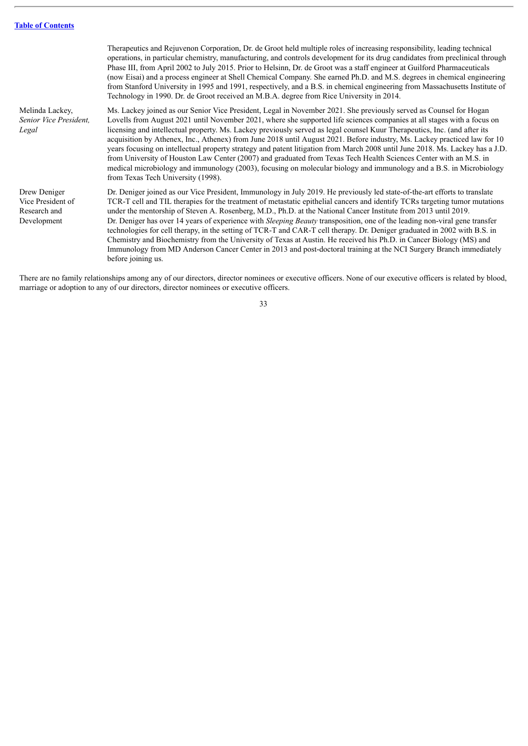[Table of Contents](#)

| | |
|---|---|
| | Therapeutics and Rejuvenon Corporation, Dr. de Groot held multiple roles of increasing responsibility, leading technical operations, in particular chemistry, manufacturing, and controls development for its drug candidates from preclinical through Phase III, from April 2002 to July 2015. Prior to Helsinn, Dr. de Groot was a staff engineer at Guilford Pharmaceuticals (now Eisai) and a process engineer at Shell Chemical Company. She earned Ph.D. and M.S. degrees in chemical engineering from Stanford University in 1995 and 1991, respectively, and a B.S. in chemical engineering from Massachusetts Institute of Technology in 1990. Dr. de Groot received an M.B.A. degree from Rice University in 2014. |
| Melinda Lackey, *Senior Vice President, Legal* | Ms. Lackey joined as our Senior Vice President, Legal in November 2021. She previously served as Counsel for Hogan Lovells from August 2021 until November 2021, where she supported life sciences companies at all stages with a focus on licensing and intellectual property. Ms. Lackey previously served as legal counsel Kuur Therapeutics, Inc. (and after its acquisition by Athenex, Inc., Athenex) from June 2018 until August 2021. Before industry, Ms. Lackey practiced law for 10 years focusing on intellectual property strategy and patent litigation from March 2008 until June 2018. Ms. Lackey has a J.D. from University of Houston Law Center (2007) and graduated from Texas Tech Health Sciences Center with an M.S. in medical microbiology and immunology (2003), focusing on molecular biology and immunology and a B.S. in Microbiology from Texas Tech University (1998). |
| Drew Deniger Vice President of Research and Development | Dr. Deniger joined as our Vice President, Immunology in July 2019. He previously led state-of-the-art efforts to translate TCR-T cell and TIL therapies for the treatment of metastatic epithelial cancers and identify TCRs targeting tumor mutations under the mentorship of Steven A. Rosenberg, M.D., Ph.D. at the National Cancer Institute from 2013 until 2019. Dr. Deniger has over 14 years of experience with *Sleeping Beauty* transposition, one of the leading non-viral gene transfer technologies for cell therapy, in the setting of TCR-T and CAR-T cell therapy. Dr. Deniger graduated in 2002 with B.S. in Chemistry and Biochemistry from the University of Texas at Austin. He received his Ph.D. in Cancer Biology (MS) and Immunology from MD Anderson Cancer Center in 2013 and post-doctoral training at the NCI Surgery Branch immediately before joining us. |

There are no family relationships among any of our directors, director nominees or executive officers. None of our executive officers is related by blood, marriage or adoption to any of our directors, director nominees or executive officers.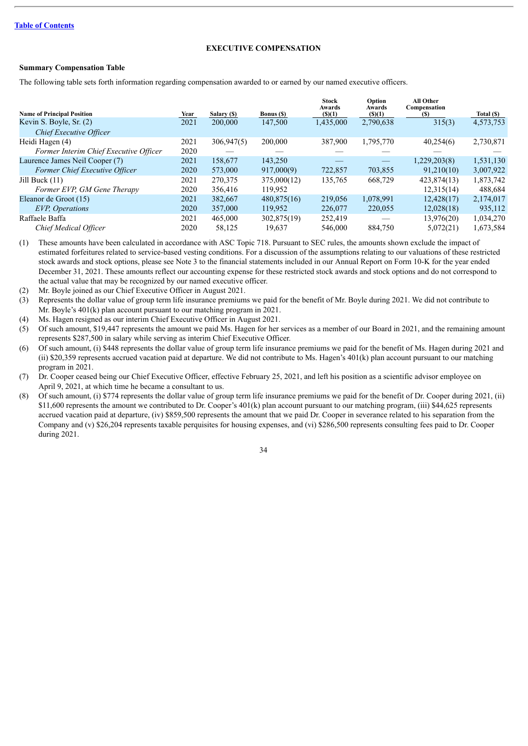[Table of Contents](#)

## EXECUTIVE COMPENSATION

### Summary Compensation Table

The following table sets forth information regarding compensation awarded to or earned by our named executive officers.

| Name of Principal Position | Year | Salary ($) | Bonus ($) | Stock Awards ($)(1) | Option Awards ($)(1) | All Other Compensation ($) | Total ($) |
|---|---|---|---|---|---|---|---|
| Kevin S. Boyle, Sr. (2) | 2021 | 200,000 | 147,500 | 1,435,000 | 2,790,638 | 315(3) | 4,573,753 |
| *Chief Executive Officer* | | | | | | | |
| Heidi Hagen (4) | 2021 | 306,947(5) | 200,000 | 387,900 | 1,795,770 | 40,254(6) | 2,730,871 |
| *Former Interim Chief Executive Officer* | 2020 | — | — | — | — | — | — |
| Laurence James Neil Cooper (7) | 2021 | 158,677 | 143,250 | — | — | 1,229,203(8) | 1,531,130 |
| *Former Chief Executive Officer* | 2020 | 573,000 | 917,000(9) | 722,857 | 703,855 | 91,210(10) | 3,007,922 |
| Jill Buck (11) | 2021 | 270,375 | 375,000(12) | 135,765 | 668,729 | 423,874(13) | 1,873,742 |
| *Former EVP, GM Gene Therapy* | 2020 | 356,416 | 119,952 | | | 12,315(14) | 488,684 |
| Eleanor de Groot (15) | 2021 | 382,667 | 480,875(16) | 219,056 | 1,078,991 | 12,428(17) | 2,174,017 |
| *EVP, Operations* | 2020 | 357,000 | 119,952 | 226,077 | 220,055 | 12,028(18) | 935,112 |
| Raffaele Baffa | 2021 | 465,000 | 302,875(19) | 252,419 | — | 13,976(20) | 1,034,270 |
| *Chief Medical Officer* | 2020 | 58,125 | 19,637 | 546,000 | 884,750 | 5,072(21) | 1,673,584 |

(1) These amounts have been calculated in accordance with ASC Topic 718. Pursuant to SEC rules, the amounts shown exclude the impact of estimated forfeitures related to service-based vesting conditions. For a discussion of the assumptions relating to our valuations of these restricted stock awards and stock options, please see Note 3 to the financial statements included in our Annual Report on Form 10-K for the year ended December 31, 2021. These amounts reflect our accounting expense for these restricted stock awards and stock options and do not correspond to the actual value that may be recognized by our named executive officer.

(2) Mr. Boyle joined as our Chief Executive Officer in August 2021.

(3) Represents the dollar value of group term life insurance premiums we paid for the benefit of Mr. Boyle during 2021. We did not contribute to Mr. Boyle's 401(k) plan account pursuant to our matching program in 2021.

(4) Ms. Hagen resigned as our interim Chief Executive Officer in August 2021.

(5) Of such amount, $19,447 represents the amount we paid Ms. Hagen for her services as a member of our Board in 2021, and the remaining amount represents $287,500 in salary while serving as interim Chief Executive Officer.

(6) Of such amount, (i) $448 represents the dollar value of group term life insurance premiums we paid for the benefit of Ms. Hagen during 2021 and (ii) $20,359 represents accrued vacation paid at departure. We did not contribute to Ms. Hagen's 401(k) plan account pursuant to our matching program in 2021.

(7) Dr. Cooper ceased being our Chief Executive Officer, effective February 25, 2021, and left his position as a scientific advisor employee on April 9, 2021, at which time he became a consultant to us.

(8) Of such amount, (i) $774 represents the dollar value of group term life insurance premiums we paid for the benefit of Dr. Cooper during 2021, (ii) $11,600 represents the amount we contributed to Dr. Cooper's 401(k) plan account pursuant to our matching program, (iii) $44,625 represents accrued vacation paid at departure, (iv) $859,500 represents the amount that we paid Dr. Cooper in severance related to his separation from the Company and (v) $26,204 represents taxable perquisites for housing expenses, and (vi) $286,500 represents consulting fees paid to Dr. Cooper during 2021.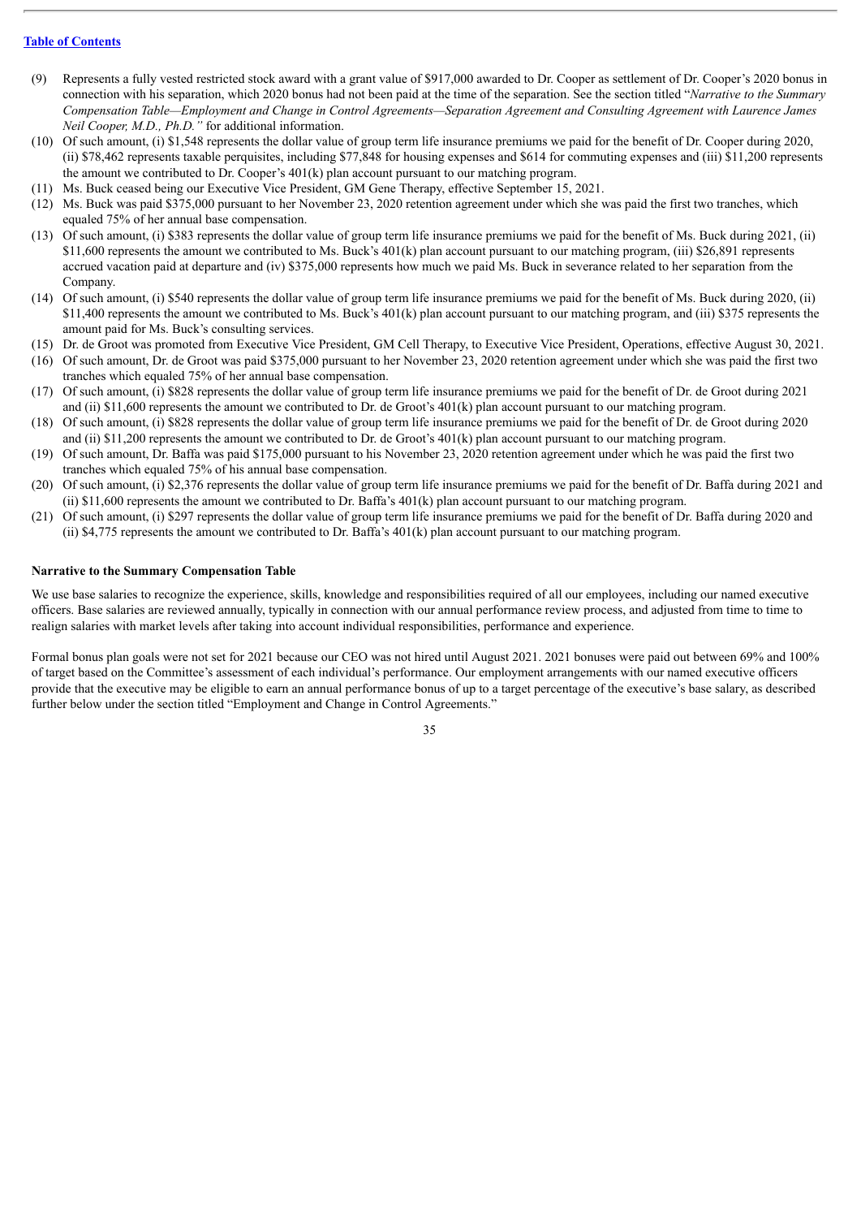(9) Represents a fully vested restricted stock award with a grant value of $917,000 awarded to Dr. Cooper as settlement of Dr. Cooper's 2020 bonus in connection with his separation, which 2020 bonus had not been paid at the time of the separation. See the section titled "*Narrative to the Summary Compensation Table—Employment and Change in Control Agreements—Separation Agreement and Consulting Agreement with Laurence James Neil Cooper, M.D., Ph.D.*" for additional information.

(10) Of such amount, (i) $1,548 represents the dollar value of group term life insurance premiums we paid for the benefit of Dr. Cooper during 2020, (ii) $78,462 represents taxable perquisites, including $77,848 for housing expenses and $614 for commuting expenses and (iii) $11,200 represents the amount we contributed to Dr. Cooper's 401(k) plan account pursuant to our matching program.

(11) Ms. Buck ceased being our Executive Vice President, GM Gene Therapy, effective September 15, 2021.

(12) Ms. Buck was paid $375,000 pursuant to her November 23, 2020 retention agreement under which she was paid the first two tranches, which equaled 75% of her annual base compensation.

(13) Of such amount, (i) $383 represents the dollar value of group term life insurance premiums we paid for the benefit of Ms. Buck during 2021, (ii) $11,600 represents the amount we contributed to Ms. Buck's 401(k) plan account pursuant to our matching program, (iii) $26,891 represents accrued vacation paid at departure and (iv) $375,000 represents how much we paid Ms. Buck in severance related to her separation from the Company.

(14) Of such amount, (i) $540 represents the dollar value of group term life insurance premiums we paid for the benefit of Ms. Buck during 2020, (ii) $11,400 represents the amount we contributed to Ms. Buck's 401(k) plan account pursuant to our matching program, and (iii) $375 represents the amount paid for Ms. Buck's consulting services.

(15) Dr. de Groot was promoted from Executive Vice President, GM Cell Therapy, to Executive Vice President, Operations, effective August 30, 2021.

(16) Of such amount, Dr. de Groot was paid $375,000 pursuant to her November 23, 2020 retention agreement under which she was paid the first two tranches which equaled 75% of her annual base compensation.

(17) Of such amount, (i) $828 represents the dollar value of group term life insurance premiums we paid for the benefit of Dr. de Groot during 2021 and (ii) $11,600 represents the amount we contributed to Dr. de Groot's 401(k) plan account pursuant to our matching program.

(18) Of such amount, (i) $828 represents the dollar value of group term life insurance premiums we paid for the benefit of Dr. de Groot during 2020 and (ii) $11,200 represents the amount we contributed to Dr. de Groot's 401(k) plan account pursuant to our matching program.

(19) Of such amount, Dr. Baffa was paid $175,000 pursuant to his November 23, 2020 retention agreement under which he was paid the first two tranches which equaled 75% of his annual base compensation.

(20) Of such amount, (i) $2,376 represents the dollar value of group term life insurance premiums we paid for the benefit of Dr. Baffa during 2021 and (ii) $11,600 represents the amount we contributed to Dr. Baffa's 401(k) plan account pursuant to our matching program.

(21) Of such amount, (i) $297 represents the dollar value of group term life insurance premiums we paid for the benefit of Dr. Baffa during 2020 and (ii) $4,775 represents the amount we contributed to Dr. Baffa's 401(k) plan account pursuant to our matching program.

**Narrative to the Summary Compensation Table**

We use base salaries to recognize the experience, skills, knowledge and responsibilities required of all our employees, including our named executive officers. Base salaries are reviewed annually, typically in connection with our annual performance review process, and adjusted from time to time to realign salaries with market levels after taking into account individual responsibilities, performance and experience.

Formal bonus plan goals were not set for 2021 because our CEO was not hired until August 2021. 2021 bonuses were paid out between 69% and 100% of target based on the Committee's assessment of each individual's performance. Our employment arrangements with our named executive officers provide that the executive may be eligible to earn an annual performance bonus of up to a target percentage of the executive's base salary, as described further below under the section titled "Employment and Change in Control Agreements."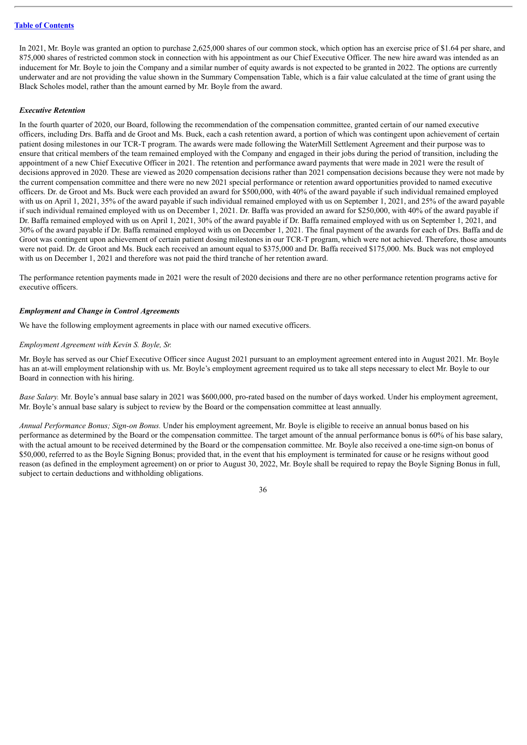In 2021, Mr. Boyle was granted an option to purchase 2,625,000 shares of our common stock, which option has an exercise price of $1.64 per share, and 875,000 shares of restricted common stock in connection with his appointment as our Chief Executive Officer. The new hire award was intended as an inducement for Mr. Boyle to join the Company and a similar number of equity awards is not expected to be granted in 2022. The options are currently underwater and are not providing the value shown in the Summary Compensation Table, which is a fair value calculated at the time of grant using the Black Scholes model, rather than the amount earned by Mr. Boyle from the award.

***Executive Retention***

In the fourth quarter of 2020, our Board, following the recommendation of the compensation committee, granted certain of our named executive officers, including Drs. Baffa and de Groot and Ms. Buck, each a cash retention award, a portion of which was contingent upon achievement of certain patient dosing milestones in our TCR-T program. The awards were made following the WaterMill Settlement Agreement and their purpose was to ensure that critical members of the team remained employed with the Company and engaged in their jobs during the period of transition, including the appointment of a new Chief Executive Officer in 2021. The retention and performance award payments that were made in 2021 were the result of decisions approved in 2020. These are viewed as 2020 compensation decisions rather than 2021 compensation decisions because they were not made by the current compensation committee and there were no new 2021 special performance or retention award opportunities provided to named executive officers. Dr. de Groot and Ms. Buck were each provided an award for $500,000, with 40% of the award payable if such individual remained employed with us on April 1, 2021, 35% of the award payable if such individual remained employed with us on September 1, 2021, and 25% of the award payable if such individual remained employed with us on December 1, 2021. Dr. Baffa was provided an award for $250,000, with 40% of the award payable if Dr. Baffa remained employed with us on April 1, 2021, 30% of the award payable if Dr. Baffa remained employed with us on September 1, 2021, and 30% of the award payable if Dr. Baffa remained employed with us on December 1, 2021. The final payment of the awards for each of Drs. Baffa and de Groot was contingent upon achievement of certain patient dosing milestones in our TCR-T program, which were not achieved. Therefore, those amounts were not paid. Dr. de Groot and Ms. Buck each received an amount equal to $375,000 and Dr. Baffa received $175,000. Ms. Buck was not employed with us on December 1, 2021 and therefore was not paid the third tranche of her retention award.

The performance retention payments made in 2021 were the result of 2020 decisions and there are no other performance retention programs active for executive officers.

***Employment and Change in Control Agreements***

We have the following employment agreements in place with our named executive officers.

*Employment Agreement with Kevin S. Boyle, Sr.*

Mr. Boyle has served as our Chief Executive Officer since August 2021 pursuant to an employment agreement entered into in August 2021. Mr. Boyle has an at-will employment relationship with us. Mr. Boyle's employment agreement required us to take all steps necessary to elect Mr. Boyle to our Board in connection with his hiring.

*Base Salary.* Mr. Boyle's annual base salary in 2021 was $600,000, pro-rated based on the number of days worked. Under his employment agreement, Mr. Boyle's annual base salary is subject to review by the Board or the compensation committee at least annually.

*Annual Performance Bonus; Sign-on Bonus.* Under his employment agreement, Mr. Boyle is eligible to receive an annual bonus based on his performance as determined by the Board or the compensation committee. The target amount of the annual performance bonus is 60% of his base salary, with the actual amount to be received determined by the Board or the compensation committee. Mr. Boyle also received a one-time sign-on bonus of $50,000, referred to as the Boyle Signing Bonus; provided that, in the event that his employment is terminated for cause or he resigns without good reason (as defined in the employment agreement) on or prior to August 30, 2022, Mr. Boyle shall be required to repay the Boyle Signing Bonus in full, subject to certain deductions and withholding obligations.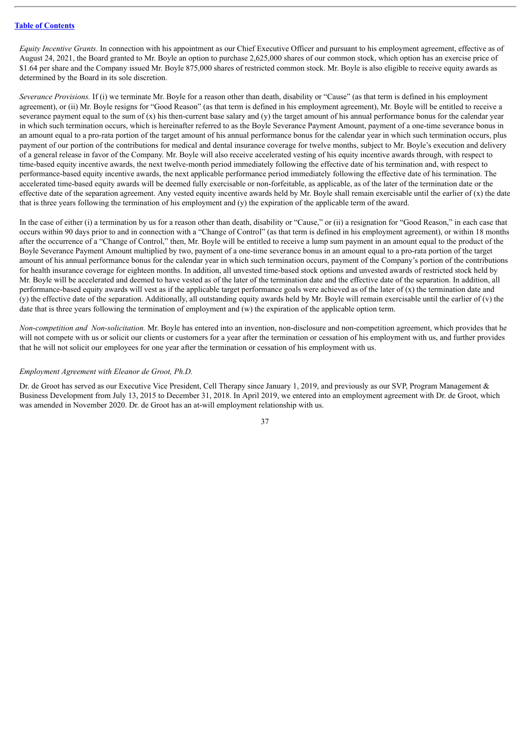*Equity Incentive Grants.* In connection with his appointment as our Chief Executive Officer and pursuant to his employment agreement, effective as of August 24, 2021, the Board granted to Mr. Boyle an option to purchase 2,625,000 shares of our common stock, which option has an exercise price of $1.64 per share and the Company issued Mr. Boyle 875,000 shares of restricted common stock. Mr. Boyle is also eligible to receive equity awards as determined by the Board in its sole discretion.

*Severance Provisions.* If (i) we terminate Mr. Boyle for a reason other than death, disability or "Cause" (as that term is defined in his employment agreement), or (ii) Mr. Boyle resigns for "Good Reason" (as that term is defined in his employment agreement), Mr. Boyle will be entitled to receive a severance payment equal to the sum of (x) his then-current base salary and (y) the target amount of his annual performance bonus for the calendar year in which such termination occurs, which is hereinafter referred to as the Boyle Severance Payment Amount, payment of a one-time severance bonus in an amount equal to a pro-rata portion of the target amount of his annual performance bonus for the calendar year in which such termination occurs, plus payment of our portion of the contributions for medical and dental insurance coverage for twelve months, subject to Mr. Boyle's execution and delivery of a general release in favor of the Company. Mr. Boyle will also receive accelerated vesting of his equity incentive awards through, with respect to time-based equity incentive awards, the next twelve-month period immediately following the effective date of his termination and, with respect to performance-based equity incentive awards, the next applicable performance period immediately following the effective date of his termination. The accelerated time-based equity awards will be deemed fully exercisable or non-forfeitable, as applicable, as of the later of the termination date or the effective date of the separation agreement. Any vested equity incentive awards held by Mr. Boyle shall remain exercisable until the earlier of (x) the date that is three years following the termination of his employment and (y) the expiration of the applicable term of the award.

In the case of either (i) a termination by us for a reason other than death, disability or "Cause," or (ii) a resignation for "Good Reason," in each case that occurs within 90 days prior to and in connection with a "Change of Control" (as that term is defined in his employment agreement), or within 18 months after the occurrence of a "Change of Control," then, Mr. Boyle will be entitled to receive a lump sum payment in an amount equal to the product of the Boyle Severance Payment Amount multiplied by two, payment of a one-time severance bonus in an amount equal to a pro-rata portion of the target amount of his annual performance bonus for the calendar year in which such termination occurs, payment of the Company's portion of the contributions for health insurance coverage for eighteen months. In addition, all unvested time-based stock options and unvested awards of restricted stock held by Mr. Boyle will be accelerated and deemed to have vested as of the later of the termination date and the effective date of the separation. In addition, all performance-based equity awards will vest as if the applicable target performance goals were achieved as of the later of (x) the termination date and (y) the effective date of the separation. Additionally, all outstanding equity awards held by Mr. Boyle will remain exercisable until the earlier of (v) the date that is three years following the termination of employment and (w) the expiration of the applicable option term.

*Non-competition and Non-solicitation.* Mr. Boyle has entered into an invention, non-disclosure and non-competition agreement, which provides that he will not compete with us or solicit our clients or customers for a year after the termination or cessation of his employment with us, and further provides that he will not solicit our employees for one year after the termination or cessation of his employment with us.

*Employment Agreement with Eleanor de Groot, Ph.D.*

Dr. de Groot has served as our Executive Vice President, Cell Therapy since January 1, 2019, and previously as our SVP, Program Management & Business Development from July 13, 2015 to December 31, 2018. In April 2019, we entered into an employment agreement with Dr. de Groot, which was amended in November 2020. Dr. de Groot has an at-will employment relationship with us.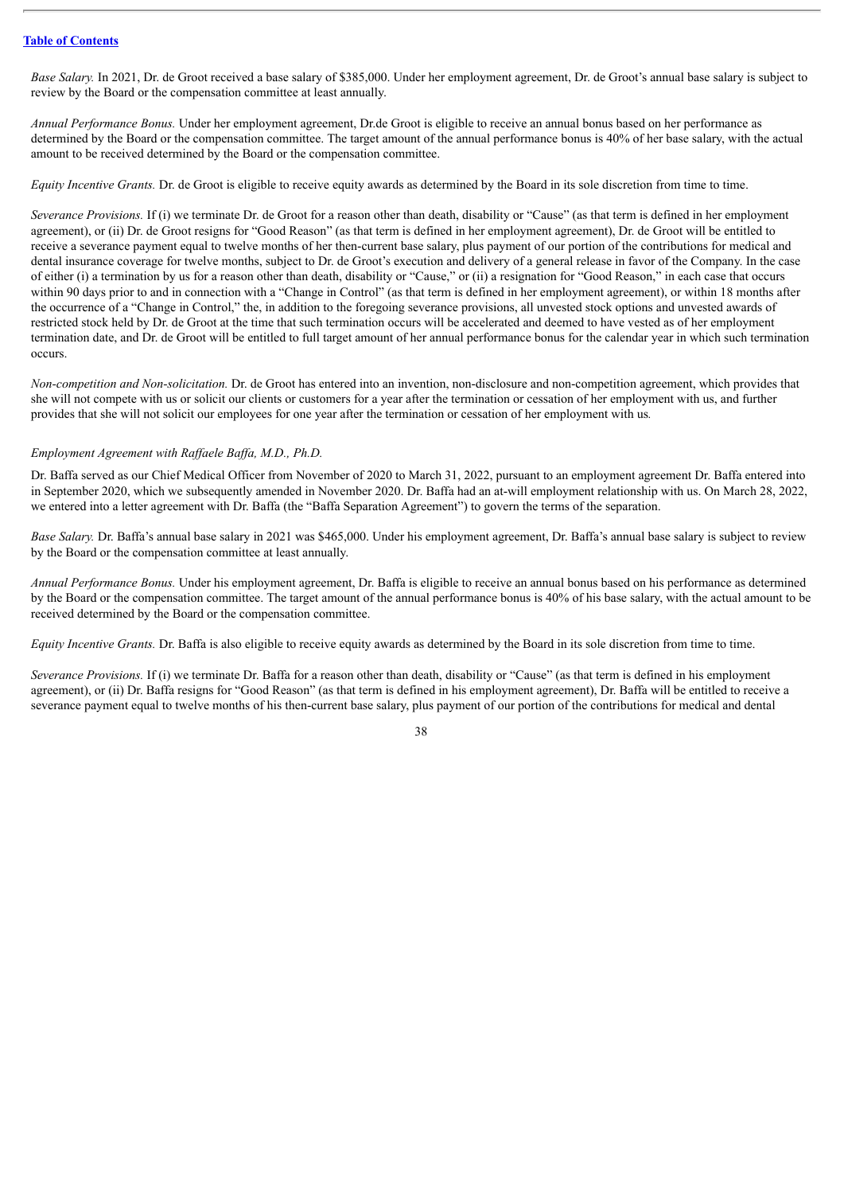*Base Salary.* In 2021, Dr. de Groot received a base salary of $385,000. Under her employment agreement, Dr. de Groot's annual base salary is subject to review by the Board or the compensation committee at least annually.

*Annual Performance Bonus.* Under her employment agreement, Dr.de Groot is eligible to receive an annual bonus based on her performance as determined by the Board or the compensation committee. The target amount of the annual performance bonus is 40% of her base salary, with the actual amount to be received determined by the Board or the compensation committee.

*Equity Incentive Grants.* Dr. de Groot is eligible to receive equity awards as determined by the Board in its sole discretion from time to time.

*Severance Provisions.* If (i) we terminate Dr. de Groot for a reason other than death, disability or "Cause" (as that term is defined in her employment agreement), or (ii) Dr. de Groot resigns for "Good Reason" (as that term is defined in her employment agreement), Dr. de Groot will be entitled to receive a severance payment equal to twelve months of her then-current base salary, plus payment of our portion of the contributions for medical and dental insurance coverage for twelve months, subject to Dr. de Groot's execution and delivery of a general release in favor of the Company. In the case of either (i) a termination by us for a reason other than death, disability or "Cause," or (ii) a resignation for "Good Reason," in each case that occurs within 90 days prior to and in connection with a "Change in Control" (as that term is defined in her employment agreement), or within 18 months after the occurrence of a "Change in Control," the, in addition to the foregoing severance provisions, all unvested stock options and unvested awards of restricted stock held by Dr. de Groot at the time that such termination occurs will be accelerated and deemed to have vested as of her employment termination date, and Dr. de Groot will be entitled to full target amount of her annual performance bonus for the calendar year in which such termination occurs.

*Non-competition and Non-solicitation.* Dr. de Groot has entered into an invention, non-disclosure and non-competition agreement, which provides that she will not compete with us or solicit our clients or customers for a year after the termination or cessation of her employment with us, and further provides that she will not solicit our employees for one year after the termination or cessation of her employment with us.

*Employment Agreement with Raffaele Baffa, M.D., Ph.D.*

Dr. Baffa served as our Chief Medical Officer from November of 2020 to March 31, 2022, pursuant to an employment agreement Dr. Baffa entered into in September 2020, which we subsequently amended in November 2020. Dr. Baffa had an at-will employment relationship with us. On March 28, 2022, we entered into a letter agreement with Dr. Baffa (the "Baffa Separation Agreement") to govern the terms of the separation.

*Base Salary.* Dr. Baffa's annual base salary in 2021 was $465,000. Under his employment agreement, Dr. Baffa's annual base salary is subject to review by the Board or the compensation committee at least annually.

*Annual Performance Bonus.* Under his employment agreement, Dr. Baffa is eligible to receive an annual bonus based on his performance as determined by the Board or the compensation committee. The target amount of the annual performance bonus is 40% of his base salary, with the actual amount to be received determined by the Board or the compensation committee.

*Equity Incentive Grants.* Dr. Baffa is also eligible to receive equity awards as determined by the Board in its sole discretion from time to time.

*Severance Provisions.* If (i) we terminate Dr. Baffa for a reason other than death, disability or "Cause" (as that term is defined in his employment agreement), or (ii) Dr. Baffa resigns for "Good Reason" (as that term is defined in his employment agreement), Dr. Baffa will be entitled to receive a severance payment equal to twelve months of his then-current base salary, plus payment of our portion of the contributions for medical and dental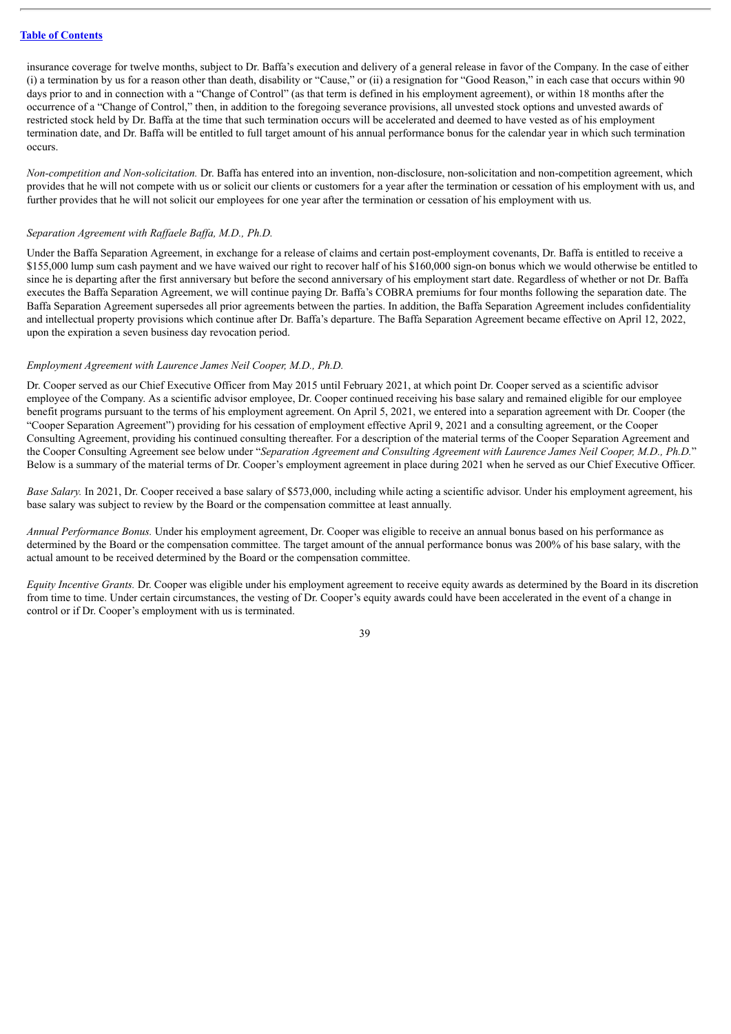insurance coverage for twelve months, subject to Dr. Baffa's execution and delivery of a general release in favor of the Company. In the case of either (i) a termination by us for a reason other than death, disability or "Cause," or (ii) a resignation for "Good Reason," in each case that occurs within 90 days prior to and in connection with a "Change of Control" (as that term is defined in his employment agreement), or within 18 months after the occurrence of a "Change of Control," then, in addition to the foregoing severance provisions, all unvested stock options and unvested awards of restricted stock held by Dr. Baffa at the time that such termination occurs will be accelerated and deemed to have vested as of his employment termination date, and Dr. Baffa will be entitled to full target amount of his annual performance bonus for the calendar year in which such termination occurs.

*Non-competition and Non-solicitation.* Dr. Baffa has entered into an invention, non-disclosure, non-solicitation and non-competition agreement, which provides that he will not compete with us or solicit our clients or customers for a year after the termination or cessation of his employment with us, and further provides that he will not solicit our employees for one year after the termination or cessation of his employment with us.

*Separation Agreement with Raffaele Baffa, M.D., Ph.D.*

Under the Baffa Separation Agreement, in exchange for a release of claims and certain post-employment covenants, Dr. Baffa is entitled to receive a $155,000 lump sum cash payment and we have waived our right to recover half of his $160,000 sign-on bonus which we would otherwise be entitled to since he is departing after the first anniversary but before the second anniversary of his employment start date. Regardless of whether or not Dr. Baffa executes the Baffa Separation Agreement, we will continue paying Dr. Baffa's COBRA premiums for four months following the separation date. The Baffa Separation Agreement supersedes all prior agreements between the parties. In addition, the Baffa Separation Agreement includes confidentiality and intellectual property provisions which continue after Dr. Baffa's departure. The Baffa Separation Agreement became effective on April 12, 2022, upon the expiration a seven business day revocation period.

*Employment Agreement with Laurence James Neil Cooper, M.D., Ph.D.*

Dr. Cooper served as our Chief Executive Officer from May 2015 until February 2021, at which point Dr. Cooper served as a scientific advisor employee of the Company. As a scientific advisor employee, Dr. Cooper continued receiving his base salary and remained eligible for our employee benefit programs pursuant to the terms of his employment agreement. On April 5, 2021, we entered into a separation agreement with Dr. Cooper (the "Cooper Separation Agreement") providing for his cessation of employment effective April 9, 2021 and a consulting agreement, or the Cooper Consulting Agreement, providing his continued consulting thereafter. For a description of the material terms of the Cooper Separation Agreement and the Cooper Consulting Agreement see below under "*Separation Agreement and Consulting Agreement with Laurence James Neil Cooper, M.D., Ph.D.*" Below is a summary of the material terms of Dr. Cooper's employment agreement in place during 2021 when he served as our Chief Executive Officer.

*Base Salary.* In 2021, Dr. Cooper received a base salary of $573,000, including while acting a scientific advisor. Under his employment agreement, his base salary was subject to review by the Board or the compensation committee at least annually.

*Annual Performance Bonus.* Under his employment agreement, Dr. Cooper was eligible to receive an annual bonus based on his performance as determined by the Board or the compensation committee. The target amount of the annual performance bonus was 200% of his base salary, with the actual amount to be received determined by the Board or the compensation committee.

*Equity Incentive Grants.* Dr. Cooper was eligible under his employment agreement to receive equity awards as determined by the Board in its discretion from time to time. Under certain circumstances, the vesting of Dr. Cooper's equity awards could have been accelerated in the event of a change in control or if Dr. Cooper's employment with us is terminated.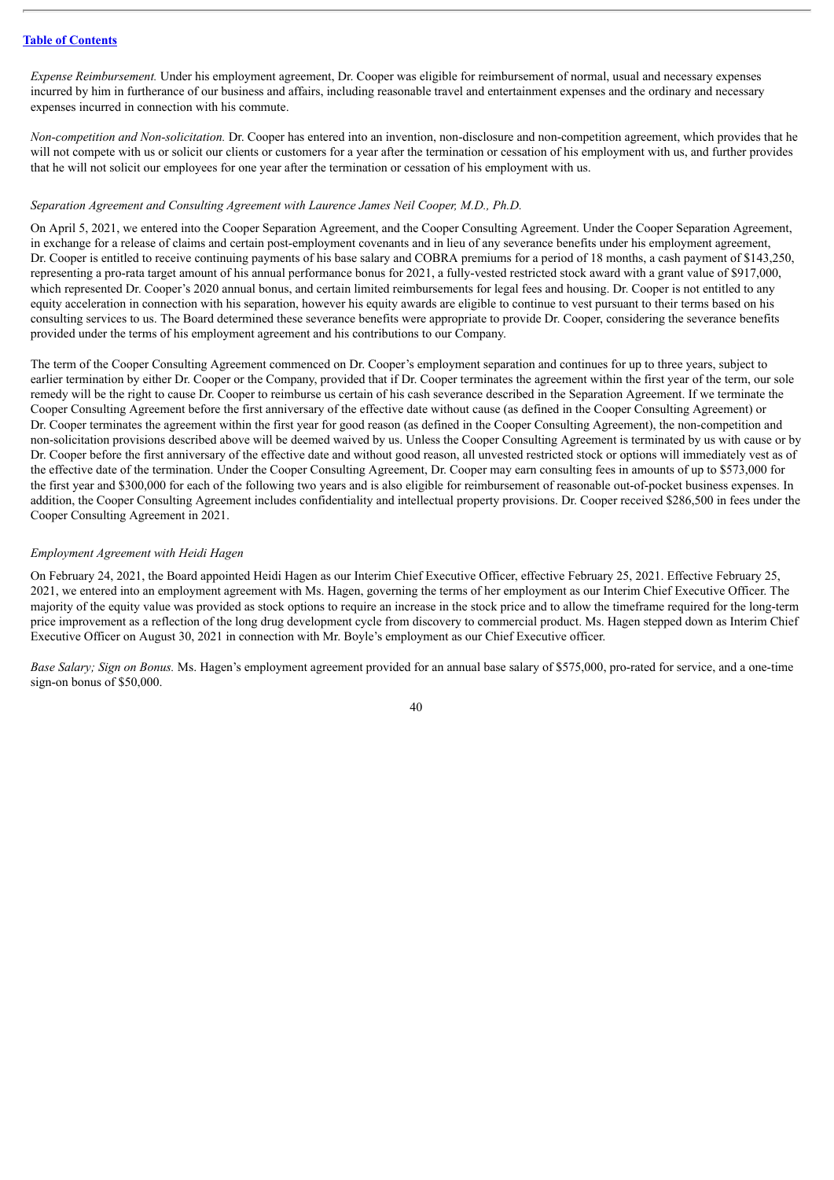*Expense Reimbursement.* Under his employment agreement, Dr. Cooper was eligible for reimbursement of normal, usual and necessary expenses incurred by him in furtherance of our business and affairs, including reasonable travel and entertainment expenses and the ordinary and necessary expenses incurred in connection with his commute.

*Non-competition and Non-solicitation.* Dr. Cooper has entered into an invention, non-disclosure and non-competition agreement, which provides that he will not compete with us or solicit our clients or customers for a year after the termination or cessation of his employment with us, and further provides that he will not solicit our employees for one year after the termination or cessation of his employment with us.

*Separation Agreement and Consulting Agreement with Laurence James Neil Cooper, M.D., Ph.D.*

On April 5, 2021, we entered into the Cooper Separation Agreement, and the Cooper Consulting Agreement. Under the Cooper Separation Agreement, in exchange for a release of claims and certain post-employment covenants and in lieu of any severance benefits under his employment agreement, Dr. Cooper is entitled to receive continuing payments of his base salary and COBRA premiums for a period of 18 months, a cash payment of $143,250, representing a pro-rata target amount of his annual performance bonus for 2021, a fully-vested restricted stock award with a grant value of $917,000, which represented Dr. Cooper's 2020 annual bonus, and certain limited reimbursements for legal fees and housing. Dr. Cooper is not entitled to any equity acceleration in connection with his separation, however his equity awards are eligible to continue to vest pursuant to their terms based on his consulting services to us. The Board determined these severance benefits were appropriate to provide Dr. Cooper, considering the severance benefits provided under the terms of his employment agreement and his contributions to our Company.

The term of the Cooper Consulting Agreement commenced on Dr. Cooper's employment separation and continues for up to three years, subject to earlier termination by either Dr. Cooper or the Company, provided that if Dr. Cooper terminates the agreement within the first year of the term, our sole remedy will be the right to cause Dr. Cooper to reimburse us certain of his cash severance described in the Separation Agreement. If we terminate the Cooper Consulting Agreement before the first anniversary of the effective date without cause (as defined in the Cooper Consulting Agreement) or Dr. Cooper terminates the agreement within the first year for good reason (as defined in the Cooper Consulting Agreement), the non-competition and non-solicitation provisions described above will be deemed waived by us. Unless the Cooper Consulting Agreement is terminated by us with cause or by Dr. Cooper before the first anniversary of the effective date and without good reason, all unvested restricted stock or options will immediately vest as of the effective date of the termination. Under the Cooper Consulting Agreement, Dr. Cooper may earn consulting fees in amounts of up to $573,000 for the first year and $300,000 for each of the following two years and is also eligible for reimbursement of reasonable out-of-pocket business expenses. In addition, the Cooper Consulting Agreement includes confidentiality and intellectual property provisions. Dr. Cooper received $286,500 in fees under the Cooper Consulting Agreement in 2021.

*Employment Agreement with Heidi Hagen*

On February 24, 2021, the Board appointed Heidi Hagen as our Interim Chief Executive Officer, effective February 25, 2021. Effective February 25, 2021, we entered into an employment agreement with Ms. Hagen, governing the terms of her employment as our Interim Chief Executive Officer. The majority of the equity value was provided as stock options to require an increase in the stock price and to allow the timeframe required for the long-term price improvement as a reflection of the long drug development cycle from discovery to commercial product. Ms. Hagen stepped down as Interim Chief Executive Officer on August 30, 2021 in connection with Mr. Boyle's employment as our Chief Executive officer.

*Base Salary; Sign on Bonus.* Ms. Hagen's employment agreement provided for an annual base salary of $575,000, pro-rated for service, and a one-time sign-on bonus of $50,000.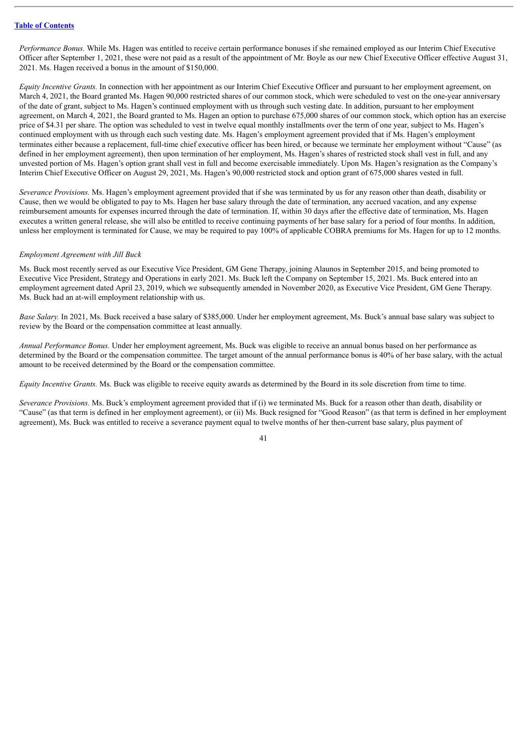*Performance Bonus.* While Ms. Hagen was entitled to receive certain performance bonuses if she remained employed as our Interim Chief Executive Officer after September 1, 2021, these were not paid as a result of the appointment of Mr. Boyle as our new Chief Executive Officer effective August 31, 2021. Ms. Hagen received a bonus in the amount of $150,000.

*Equity Incentive Grants.* In connection with her appointment as our Interim Chief Executive Officer and pursuant to her employment agreement, on March 4, 2021, the Board granted Ms. Hagen 90,000 restricted shares of our common stock, which were scheduled to vest on the one-year anniversary of the date of grant, subject to Ms. Hagen's continued employment with us through such vesting date. In addition, pursuant to her employment agreement, on March 4, 2021, the Board granted to Ms. Hagen an option to purchase 675,000 shares of our common stock, which option has an exercise price of $4.31 per share. The option was scheduled to vest in twelve equal monthly installments over the term of one year, subject to Ms. Hagen's continued employment with us through each such vesting date. Ms. Hagen's employment agreement provided that if Ms. Hagen's employment terminates either because a replacement, full-time chief executive officer has been hired, or because we terminate her employment without "Cause" (as defined in her employment agreement), then upon termination of her employment, Ms. Hagen's shares of restricted stock shall vest in full, and any unvested portion of Ms. Hagen's option grant shall vest in full and become exercisable immediately. Upon Ms. Hagen's resignation as the Company's Interim Chief Executive Officer on August 29, 2021, Ms. Hagen's 90,000 restricted stock and option grant of 675,000 shares vested in full.

*Severance Provisions.* Ms. Hagen's employment agreement provided that if she was terminated by us for any reason other than death, disability or Cause, then we would be obligated to pay to Ms. Hagen her base salary through the date of termination, any accrued vacation, and any expense reimbursement amounts for expenses incurred through the date of termination. If, within 30 days after the effective date of termination, Ms. Hagen executes a written general release, she will also be entitled to receive continuing payments of her base salary for a period of four months. In addition, unless her employment is terminated for Cause, we may be required to pay 100% of applicable COBRA premiums for Ms. Hagen for up to 12 months.

*Employment Agreement with Jill Buck*

Ms. Buck most recently served as our Executive Vice President, GM Gene Therapy, joining Alaunos in September 2015, and being promoted to Executive Vice President, Strategy and Operations in early 2021. Ms. Buck left the Company on September 15, 2021. Ms. Buck entered into an employment agreement dated April 23, 2019, which we subsequently amended in November 2020, as Executive Vice President, GM Gene Therapy. Ms. Buck had an at-will employment relationship with us.

*Base Salary.* In 2021, Ms. Buck received a base salary of $385,000. Under her employment agreement, Ms. Buck's annual base salary was subject to review by the Board or the compensation committee at least annually.

*Annual Performance Bonus.* Under her employment agreement, Ms. Buck was eligible to receive an annual bonus based on her performance as determined by the Board or the compensation committee. The target amount of the annual performance bonus is 40% of her base salary, with the actual amount to be received determined by the Board or the compensation committee.

*Equity Incentive Grants.* Ms. Buck was eligible to receive equity awards as determined by the Board in its sole discretion from time to time.

*Severance Provisions.* Ms. Buck's employment agreement provided that if (i) we terminated Ms. Buck for a reason other than death, disability or "Cause" (as that term is defined in her employment agreement), or (ii) Ms. Buck resigned for "Good Reason" (as that term is defined in her employment agreement), Ms. Buck was entitled to receive a severance payment equal to twelve months of her then-current base salary, plus payment of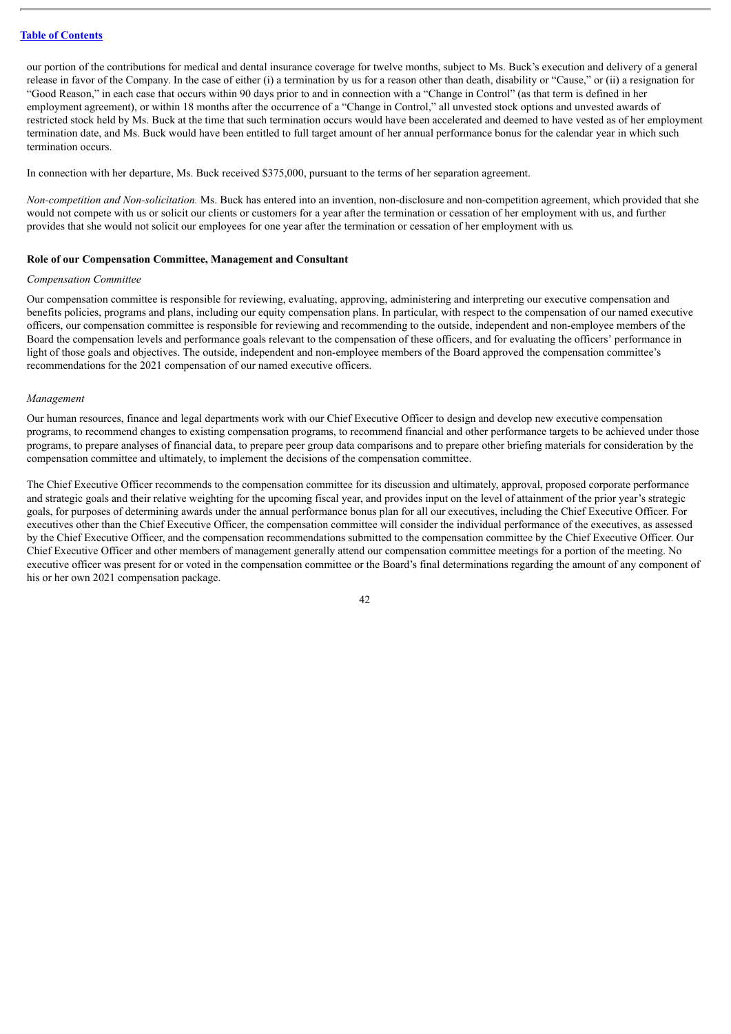our portion of the contributions for medical and dental insurance coverage for twelve months, subject to Ms. Buck's execution and delivery of a general release in favor of the Company. In the case of either (i) a termination by us for a reason other than death, disability or "Cause," or (ii) a resignation for "Good Reason," in each case that occurs within 90 days prior to and in connection with a "Change in Control" (as that term is defined in her employment agreement), or within 18 months after the occurrence of a "Change in Control," all unvested stock options and unvested awards of restricted stock held by Ms. Buck at the time that such termination occurs would have been accelerated and deemed to have vested as of her employment termination date, and Ms. Buck would have been entitled to full target amount of her annual performance bonus for the calendar year in which such termination occurs.

In connection with her departure, Ms. Buck received $375,000, pursuant to the terms of her separation agreement.

*Non-competition and Non-solicitation.* Ms. Buck has entered into an invention, non-disclosure and non-competition agreement, which provided that she would not compete with us or solicit our clients or customers for a year after the termination or cessation of her employment with us, and further provides that she would not solicit our employees for one year after the termination or cessation of her employment with us.

**Role of our Compensation Committee, Management and Consultant**

*Compensation Committee*

Our compensation committee is responsible for reviewing, evaluating, approving, administering and interpreting our executive compensation and benefits policies, programs and plans, including our equity compensation plans. In particular, with respect to the compensation of our named executive officers, our compensation committee is responsible for reviewing and recommending to the outside, independent and non-employee members of the Board the compensation levels and performance goals relevant to the compensation of these officers, and for evaluating the officers' performance in light of those goals and objectives. The outside, independent and non-employee members of the Board approved the compensation committee's recommendations for the 2021 compensation of our named executive officers.

*Management*

Our human resources, finance and legal departments work with our Chief Executive Officer to design and develop new executive compensation programs, to recommend changes to existing compensation programs, to recommend financial and other performance targets to be achieved under those programs, to prepare analyses of financial data, to prepare peer group data comparisons and to prepare other briefing materials for consideration by the compensation committee and ultimately, to implement the decisions of the compensation committee.

The Chief Executive Officer recommends to the compensation committee for its discussion and ultimately, approval, proposed corporate performance and strategic goals and their relative weighting for the upcoming fiscal year, and provides input on the level of attainment of the prior year's strategic goals, for purposes of determining awards under the annual performance bonus plan for all our executives, including the Chief Executive Officer. For executives other than the Chief Executive Officer, the compensation committee will consider the individual performance of the executives, as assessed by the Chief Executive Officer, and the compensation recommendations submitted to the compensation committee by the Chief Executive Officer. Our Chief Executive Officer and other members of management generally attend our compensation committee meetings for a portion of the meeting. No executive officer was present for or voted in the compensation committee or the Board's final determinations regarding the amount of any component of his or her own 2021 compensation package.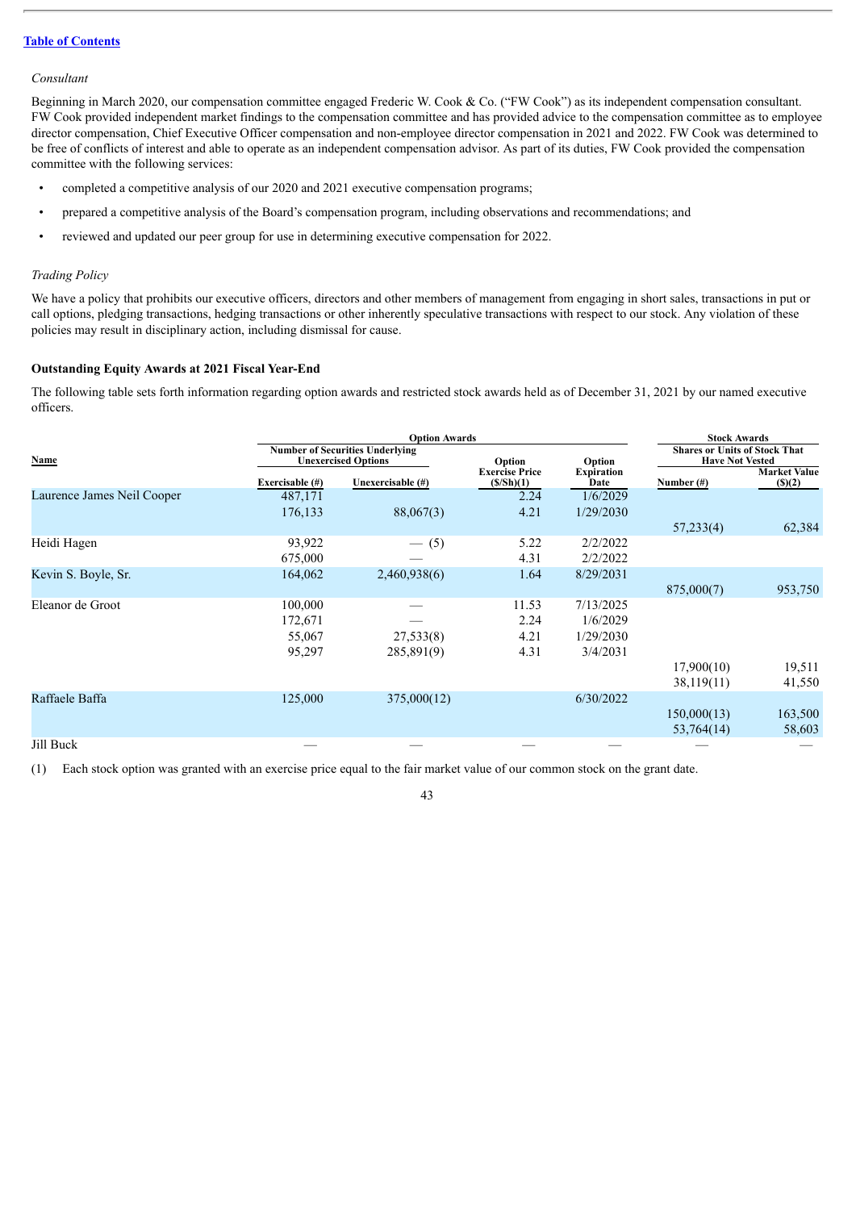[Table of Contents](#)

*Consultant*

Beginning in March 2020, our compensation committee engaged Frederic W. Cook & Co. ("FW Cook") as its independent compensation consultant. FW Cook provided independent market findings to the compensation committee and has provided advice to the compensation committee as to employee director compensation, Chief Executive Officer compensation and non-employee director compensation in 2021 and 2022. FW Cook was determined to be free of conflicts of interest and able to operate as an independent compensation advisor. As part of its duties, FW Cook provided the compensation committee with the following services:

- completed a competitive analysis of our 2020 and 2021 executive compensation programs;
- prepared a competitive analysis of the Board's compensation program, including observations and recommendations; and
- reviewed and updated our peer group for use in determining executive compensation for 2022.

*Trading Policy*

We have a policy that prohibits our executive officers, directors and other members of management from engaging in short sales, transactions in put or call options, pledging transactions, hedging transactions or other inherently speculative transactions with respect to our stock. Any violation of these policies may result in disciplinary action, including dismissal for cause.

**Outstanding Equity Awards at 2021 Fiscal Year-End**

The following table sets forth information regarding option awards and restricted stock awards held as of December 31, 2021 by our named executive officers.

| | Option Awards | | | | Stock Awards | |
|---|---|---|---|---|---|---|
| | Number of Securities Underlying Unexercised Options | | | | Shares or Units of Stock That Have Not Vested | |
| Name | Exercisable (#) | Unexercisable (#) | Option Exercise Price ($/Sh)(1) | Option Expiration Date | Number (#) | Market Value ($)(2) |
| Laurence James Neil Cooper | 487,171 | | 2.24 | 1/6/2029 | | |
| | 176,133 | 88,067(3) | 4.21 | 1/29/2030 | | |
| | | | | | 57,233(4) | 62,384 |
| Heidi Hagen | 93,922 | — (5) | 5.22 | 2/2/2022 | | |
| | 675,000 | — | 4.31 | 2/2/2022 | | |
| Kevin S. Boyle, Sr. | 164,062 | 2,460,938(6) | 1.64 | 8/29/2031 | | |
| | | | | | 875,000(7) | 953,750 |
| Eleanor de Groot | 100,000 | — | 11.53 | 7/13/2025 | | |
| | 172,671 | — | 2.24 | 1/6/2029 | | |
| | 55,067 | 27,533(8) | 4.21 | 1/29/2030 | | |
| | 95,297 | 285,891(9) | 4.31 | 3/4/2031 | | |
| | | | | | 17,900(10) | 19,511 |
| | | | | | 38,119(11) | 41,550 |
| Raffaele Baffa | 125,000 | 375,000(12) | | 6/30/2022 | | |
| | | | | | 150,000(13) | 163,500 |
| | | | | | 53,764(14) | 58,603 |
| Jill Buck | — | — | — | — | — | — |

(1) Each stock option was granted with an exercise price equal to the fair market value of our common stock on the grant date.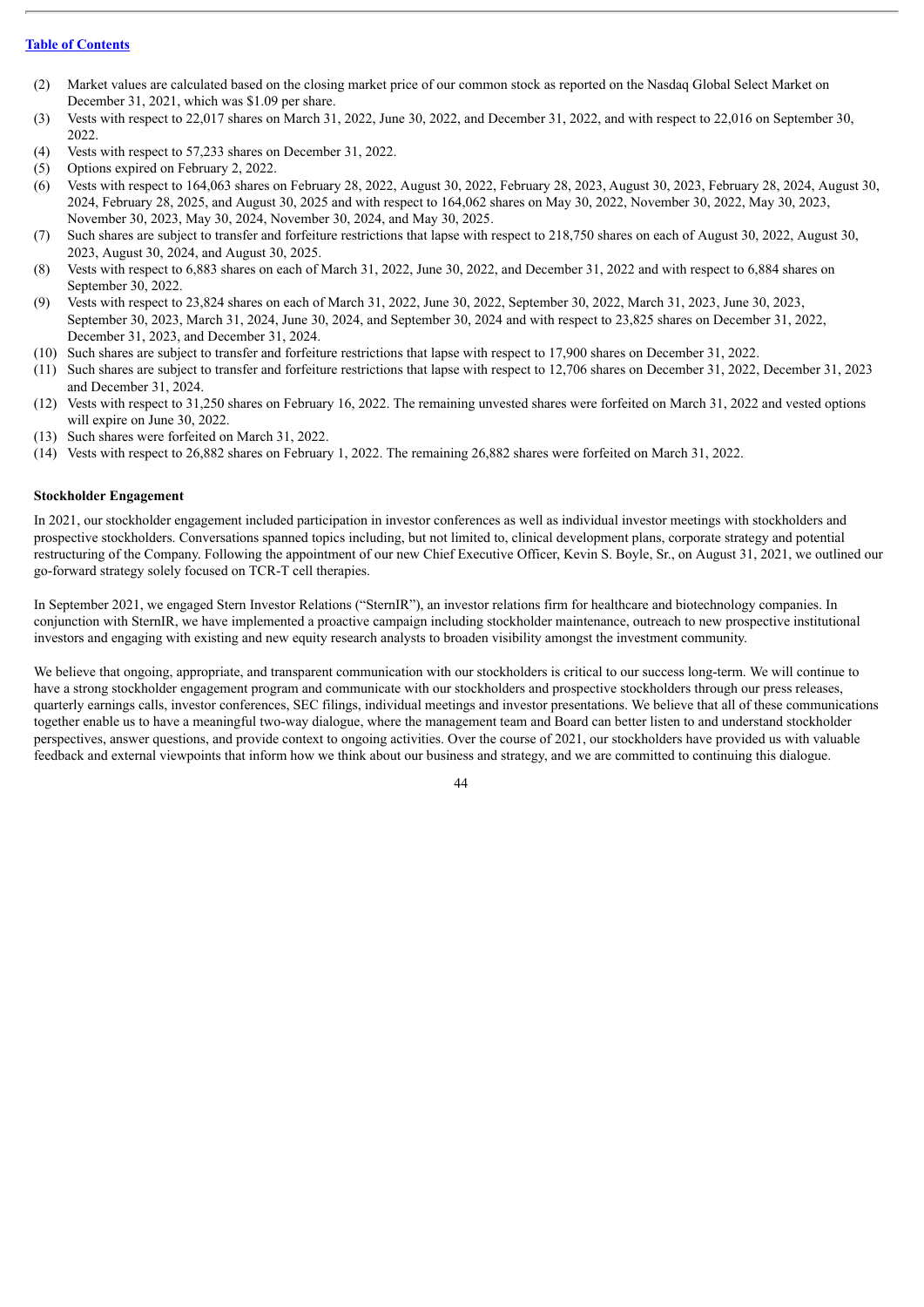(2) Market values are calculated based on the closing market price of our common stock as reported on the Nasdaq Global Select Market on December 31, 2021, which was $1.09 per share.

(3) Vests with respect to 22,017 shares on March 31, 2022, June 30, 2022, and December 31, 2022, and with respect to 22,016 on September 30, 2022.

(4) Vests with respect to 57,233 shares on December 31, 2022.

(5) Options expired on February 2, 2022.

(6) Vests with respect to 164,063 shares on February 28, 2022, August 30, 2022, February 28, 2023, August 30, 2023, February 28, 2024, August 30, 2024, February 28, 2025, and August 30, 2025 and with respect to 164,062 shares on May 30, 2022, November 30, 2022, May 30, 2023, November 30, 2023, May 30, 2024, November 30, 2024, and May 30, 2025.

(7) Such shares are subject to transfer and forfeiture restrictions that lapse with respect to 218,750 shares on each of August 30, 2022, August 30, 2023, August 30, 2024, and August 30, 2025.

(8) Vests with respect to 6,883 shares on each of March 31, 2022, June 30, 2022, and December 31, 2022 and with respect to 6,884 shares on September 30, 2022.

(9) Vests with respect to 23,824 shares on each of March 31, 2022, June 30, 2022, September 30, 2022, March 31, 2023, June 30, 2023, September 30, 2023, March 31, 2024, June 30, 2024, and September 30, 2024 and with respect to 23,825 shares on December 31, 2022, December 31, 2023, and December 31, 2024.

(10) Such shares are subject to transfer and forfeiture restrictions that lapse with respect to 17,900 shares on December 31, 2022.

(11) Such shares are subject to transfer and forfeiture restrictions that lapse with respect to 12,706 shares on December 31, 2022, December 31, 2023 and December 31, 2024.

(12) Vests with respect to 31,250 shares on February 16, 2022. The remaining unvested shares were forfeited on March 31, 2022 and vested options will expire on June 30, 2022.

(13) Such shares were forfeited on March 31, 2022.

(14) Vests with respect to 26,882 shares on February 1, 2022. The remaining 26,882 shares were forfeited on March 31, 2022.

### Stockholder Engagement

In 2021, our stockholder engagement included participation in investor conferences as well as individual investor meetings with stockholders and prospective stockholders. Conversations spanned topics including, but not limited to, clinical development plans, corporate strategy and potential restructuring of the Company. Following the appointment of our new Chief Executive Officer, Kevin S. Boyle, Sr., on August 31, 2021, we outlined our go-forward strategy solely focused on TCR-T cell therapies.

In September 2021, we engaged Stern Investor Relations ("SternIR"), an investor relations firm for healthcare and biotechnology companies. In conjunction with SternIR, we have implemented a proactive campaign including stockholder maintenance, outreach to new prospective institutional investors and engaging with existing and new equity research analysts to broaden visibility amongst the investment community.

We believe that ongoing, appropriate, and transparent communication with our stockholders is critical to our success long-term. We will continue to have a strong stockholder engagement program and communicate with our stockholders and prospective stockholders through our press releases, quarterly earnings calls, investor conferences, SEC filings, individual meetings and investor presentations. We believe that all of these communications together enable us to have a meaningful two-way dialogue, where the management team and Board can better listen to and understand stockholder perspectives, answer questions, and provide context to ongoing activities. Over the course of 2021, our stockholders have provided us with valuable feedback and external viewpoints that inform how we think about our business and strategy, and we are committed to continuing this dialogue.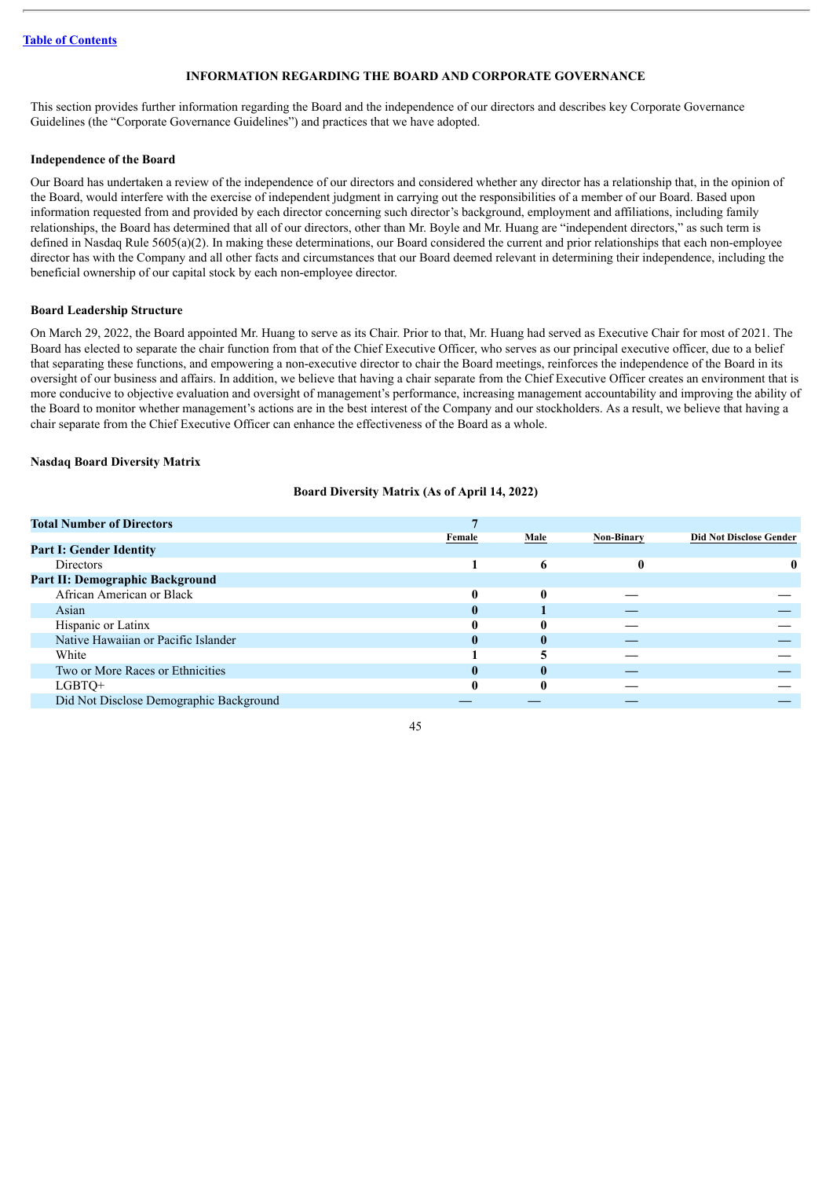[Table of Contents](#)

## INFORMATION REGARDING THE BOARD AND CORPORATE GOVERNANCE

This section provides further information regarding the Board and the independence of our directors and describes key Corporate Governance Guidelines (the "Corporate Governance Guidelines") and practices that we have adopted.

### Independence of the Board

Our Board has undertaken a review of the independence of our directors and considered whether any director has a relationship that, in the opinion of the Board, would interfere with the exercise of independent judgment in carrying out the responsibilities of a member of our Board. Based upon information requested from and provided by each director concerning such director's background, employment and affiliations, including family relationships, the Board has determined that all of our directors, other than Mr. Boyle and Mr. Huang are "independent directors," as such term is defined in Nasdaq Rule 5605(a)(2). In making these determinations, our Board considered the current and prior relationships that each non-employee director has with the Company and all other facts and circumstances that our Board deemed relevant in determining their independence, including the beneficial ownership of our capital stock by each non-employee director.

### Board Leadership Structure

On March 29, 2022, the Board appointed Mr. Huang to serve as its Chair. Prior to that, Mr. Huang had served as Executive Chair for most of 2021. The Board has elected to separate the chair function from that of the Chief Executive Officer, who serves as our principal executive officer, due to a belief that separating these functions, and empowering a non-executive director to chair the Board meetings, reinforces the independence of the Board in its oversight of our business and affairs. In addition, we believe that having a chair separate from the Chief Executive Officer creates an environment that is more conducive to objective evaluation and oversight of management's performance, increasing management accountability and improving the ability of the Board to monitor whether management's actions are in the best interest of the Company and our stockholders. As a result, we believe that having a chair separate from the Chief Executive Officer can enhance the effectiveness of the Board as a whole.

### Nasdaq Board Diversity Matrix

**Board Diversity Matrix (As of April 14, 2022)**

| **Total Number of Directors** | **7** | | | |
|---|---|---|---|---|
| | **Female** | **Male** | **Non-Binary** | **Did Not Disclose Gender** |
| **Part I: Gender Identity** | | | | |
| Directors | 1 | 6 | 0 | 0 |
| **Part II: Demographic Background** | | | | |
| African American or Black | 0 | 0 | — | — |
| Asian | 0 | 1 | — | — |
| Hispanic or Latinx | 0 | 0 | — | — |
| Native Hawaiian or Pacific Islander | 0 | 0 | — | — |
| White | 1 | 5 | — | — |
| Two or More Races or Ethnicities | 0 | 0 | — | — |
| LGBTQ+ | 0 | 0 | — | — |
| Did Not Disclose Demographic Background | — | — | — | — |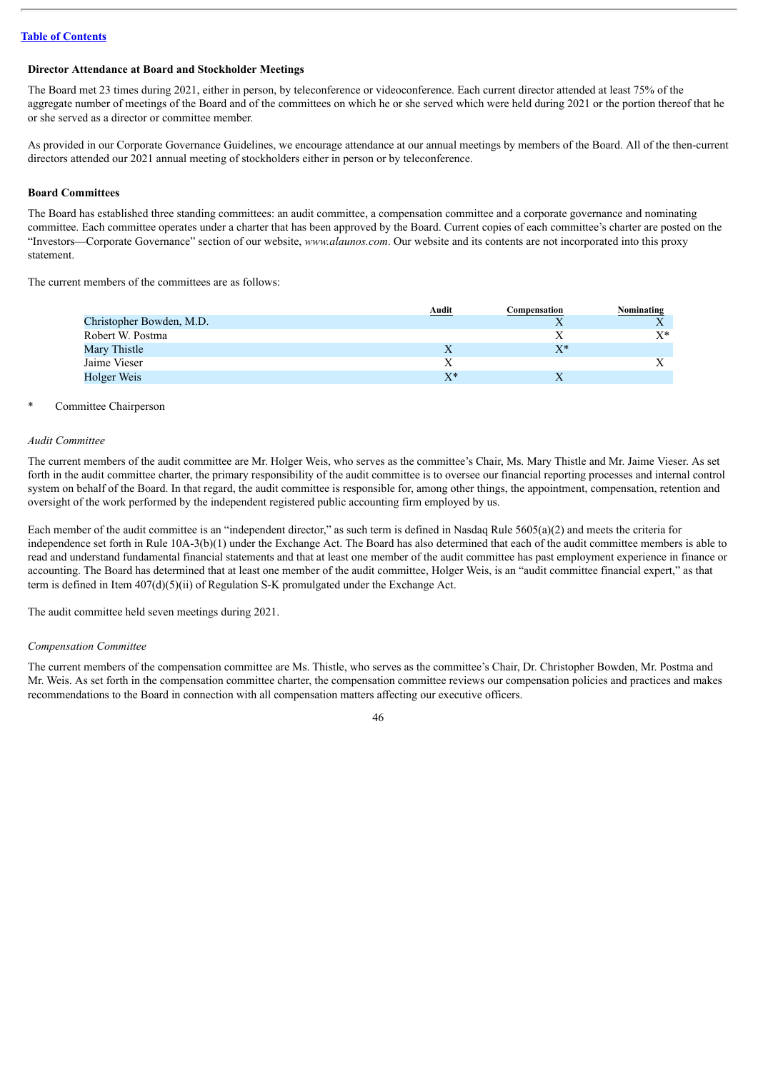[Table of Contents](#)

**Director Attendance at Board and Stockholder Meetings**

The Board met 23 times during 2021, either in person, by teleconference or videoconference. Each current director attended at least 75% of the aggregate number of meetings of the Board and of the committees on which he or she served which were held during 2021 or the portion thereof that he or she served as a director or committee member.

As provided in our Corporate Governance Guidelines, we encourage attendance at our annual meetings by members of the Board. All of the then-current directors attended our 2021 annual meeting of stockholders either in person or by teleconference.

**Board Committees**

The Board has established three standing committees: an audit committee, a compensation committee and a corporate governance and nominating committee. Each committee operates under a charter that has been approved by the Board. Current copies of each committee's charter are posted on the "Investors—Corporate Governance" section of our website, *www.alaunos.com*. Our website and its contents are not incorporated into this proxy statement.

The current members of the committees are as follows:

| | Audit | Compensation | Nominating |
|---|---|---|---|
| Christopher Bowden, M.D. | | X | X |
| Robert W. Postma | | X | X* |
| Mary Thistle | X | X* | |
| Jaime Vieser | X | | X |
| Holger Weis | X* | X | |

\* Committee Chairperson

*Audit Committee*

The current members of the audit committee are Mr. Holger Weis, who serves as the committee's Chair, Ms. Mary Thistle and Mr. Jaime Vieser. As set forth in the audit committee charter, the primary responsibility of the audit committee is to oversee our financial reporting processes and internal control system on behalf of the Board. In that regard, the audit committee is responsible for, among other things, the appointment, compensation, retention and oversight of the work performed by the independent registered public accounting firm employed by us.

Each member of the audit committee is an "independent director," as such term is defined in Nasdaq Rule 5605(a)(2) and meets the criteria for independence set forth in Rule 10A-3(b)(1) under the Exchange Act. The Board has also determined that each of the audit committee members is able to read and understand fundamental financial statements and that at least one member of the audit committee has past employment experience in finance or accounting. The Board has determined that at least one member of the audit committee, Holger Weis, is an "audit committee financial expert," as that term is defined in Item 407(d)(5)(ii) of Regulation S-K promulgated under the Exchange Act.

The audit committee held seven meetings during 2021.

*Compensation Committee*

The current members of the compensation committee are Ms. Thistle, who serves as the committee's Chair, Dr. Christopher Bowden, Mr. Postma and Mr. Weis. As set forth in the compensation committee charter, the compensation committee reviews our compensation policies and practices and makes recommendations to the Board in connection with all compensation matters affecting our executive officers.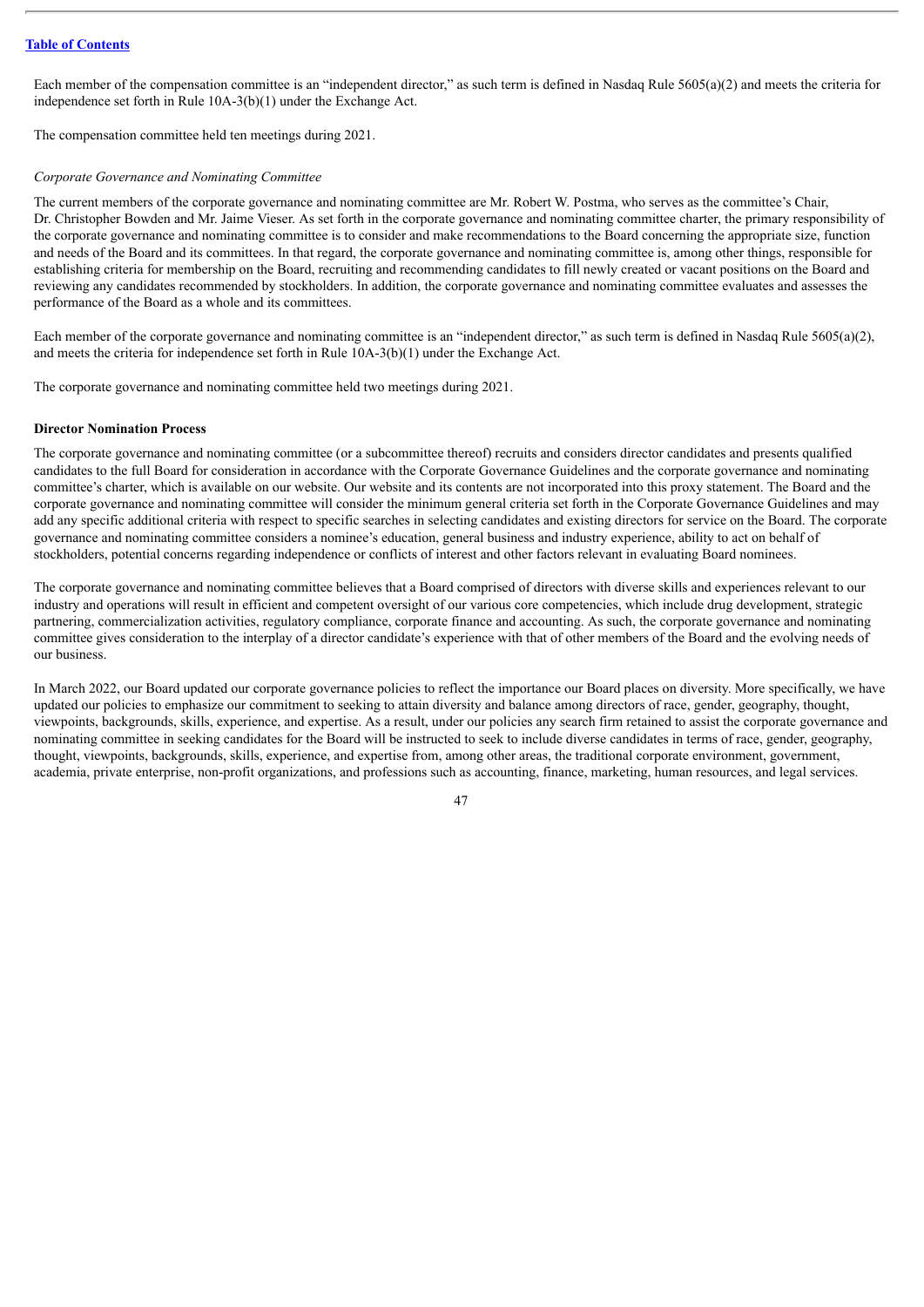Each member of the compensation committee is an "independent director," as such term is defined in Nasdaq Rule 5605(a)(2) and meets the criteria for independence set forth in Rule 10A-3(b)(1) under the Exchange Act.

The compensation committee held ten meetings during 2021.

*Corporate Governance and Nominating Committee*

The current members of the corporate governance and nominating committee are Mr. Robert W. Postma, who serves as the committee's Chair, Dr. Christopher Bowden and Mr. Jaime Vieser. As set forth in the corporate governance and nominating committee charter, the primary responsibility of the corporate governance and nominating committee is to consider and make recommendations to the Board concerning the appropriate size, function and needs of the Board and its committees. In that regard, the corporate governance and nominating committee is, among other things, responsible for establishing criteria for membership on the Board, recruiting and recommending candidates to fill newly created or vacant positions on the Board and reviewing any candidates recommended by stockholders. In addition, the corporate governance and nominating committee evaluates and assesses the performance of the Board as a whole and its committees.

Each member of the corporate governance and nominating committee is an "independent director," as such term is defined in Nasdaq Rule 5605(a)(2), and meets the criteria for independence set forth in Rule 10A-3(b)(1) under the Exchange Act.

The corporate governance and nominating committee held two meetings during 2021.

**Director Nomination Process**

The corporate governance and nominating committee (or a subcommittee thereof) recruits and considers director candidates and presents qualified candidates to the full Board for consideration in accordance with the Corporate Governance Guidelines and the corporate governance and nominating committee's charter, which is available on our website. Our website and its contents are not incorporated into this proxy statement. The Board and the corporate governance and nominating committee will consider the minimum general criteria set forth in the Corporate Governance Guidelines and may add any specific additional criteria with respect to specific searches in selecting candidates and existing directors for service on the Board. The corporate governance and nominating committee considers a nominee's education, general business and industry experience, ability to act on behalf of stockholders, potential concerns regarding independence or conflicts of interest and other factors relevant in evaluating Board nominees.

The corporate governance and nominating committee believes that a Board comprised of directors with diverse skills and experiences relevant to our industry and operations will result in efficient and competent oversight of our various core competencies, which include drug development, strategic partnering, commercialization activities, regulatory compliance, corporate finance and accounting. As such, the corporate governance and nominating committee gives consideration to the interplay of a director candidate's experience with that of other members of the Board and the evolving needs of our business.

In March 2022, our Board updated our corporate governance policies to reflect the importance our Board places on diversity. More specifically, we have updated our policies to emphasize our commitment to seeking to attain diversity and balance among directors of race, gender, geography, thought, viewpoints, backgrounds, skills, experience, and expertise. As a result, under our policies any search firm retained to assist the corporate governance and nominating committee in seeking candidates for the Board will be instructed to seek to include diverse candidates in terms of race, gender, geography, thought, viewpoints, backgrounds, skills, experience, and expertise from, among other areas, the traditional corporate environment, government, academia, private enterprise, non-profit organizations, and professions such as accounting, finance, marketing, human resources, and legal services.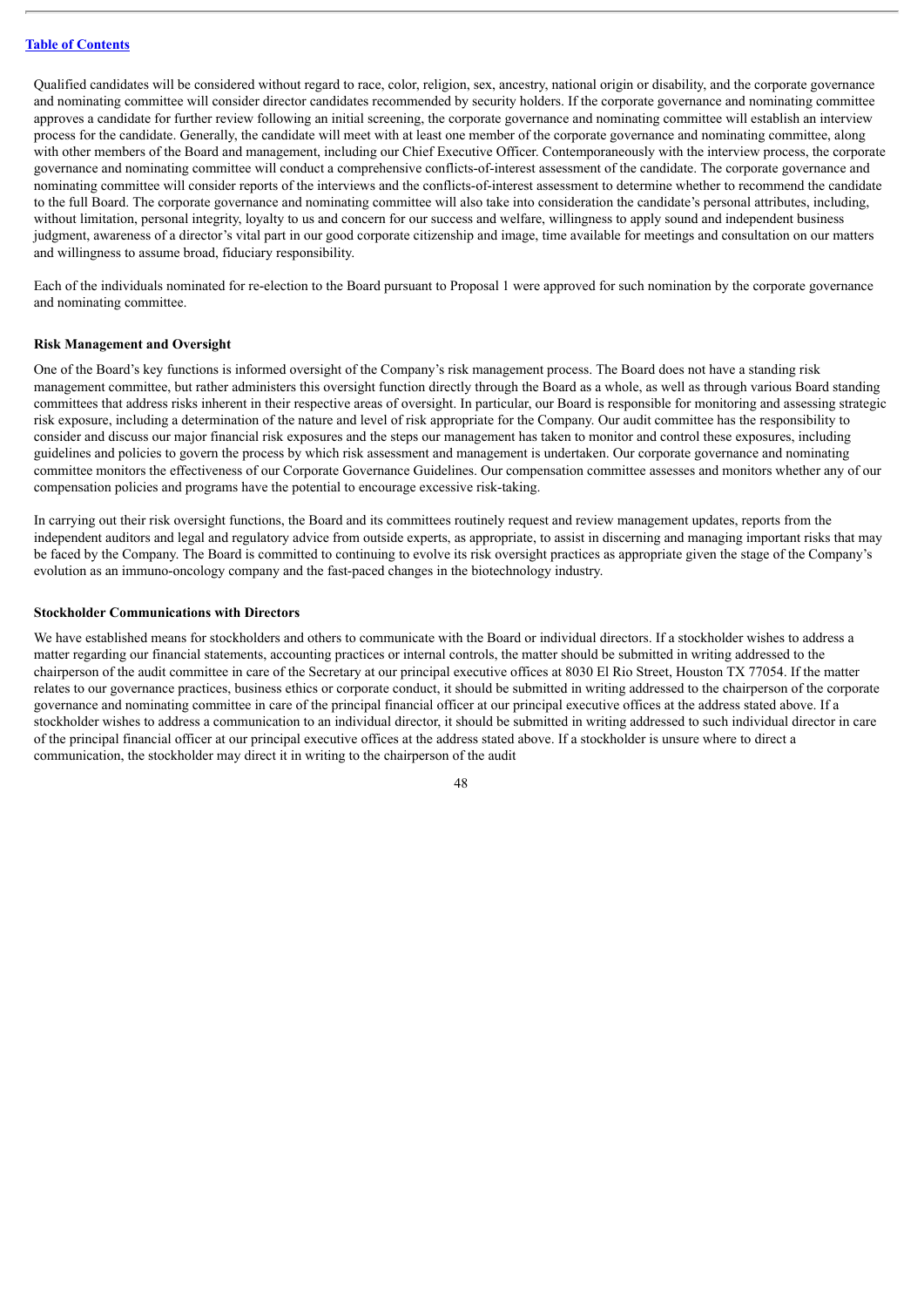Qualified candidates will be considered without regard to race, color, religion, sex, ancestry, national origin or disability, and the corporate governance and nominating committee will consider director candidates recommended by security holders. If the corporate governance and nominating committee approves a candidate for further review following an initial screening, the corporate governance and nominating committee will establish an interview process for the candidate. Generally, the candidate will meet with at least one member of the corporate governance and nominating committee, along with other members of the Board and management, including our Chief Executive Officer. Contemporaneously with the interview process, the corporate governance and nominating committee will conduct a comprehensive conflicts-of-interest assessment of the candidate. The corporate governance and nominating committee will consider reports of the interviews and the conflicts-of-interest assessment to determine whether to recommend the candidate to the full Board. The corporate governance and nominating committee will also take into consideration the candidate's personal attributes, including, without limitation, personal integrity, loyalty to us and concern for our success and welfare, willingness to apply sound and independent business judgment, awareness of a director's vital part in our good corporate citizenship and image, time available for meetings and consultation on our matters and willingness to assume broad, fiduciary responsibility.

Each of the individuals nominated for re-election to the Board pursuant to Proposal 1 were approved for such nomination by the corporate governance and nominating committee.

**Risk Management and Oversight**

One of the Board's key functions is informed oversight of the Company's risk management process. The Board does not have a standing risk management committee, but rather administers this oversight function directly through the Board as a whole, as well as through various Board standing committees that address risks inherent in their respective areas of oversight. In particular, our Board is responsible for monitoring and assessing strategic risk exposure, including a determination of the nature and level of risk appropriate for the Company. Our audit committee has the responsibility to consider and discuss our major financial risk exposures and the steps our management has taken to monitor and control these exposures, including guidelines and policies to govern the process by which risk assessment and management is undertaken. Our corporate governance and nominating committee monitors the effectiveness of our Corporate Governance Guidelines. Our compensation committee assesses and monitors whether any of our compensation policies and programs have the potential to encourage excessive risk-taking.

In carrying out their risk oversight functions, the Board and its committees routinely request and review management updates, reports from the independent auditors and legal and regulatory advice from outside experts, as appropriate, to assist in discerning and managing important risks that may be faced by the Company. The Board is committed to continuing to evolve its risk oversight practices as appropriate given the stage of the Company's evolution as an immuno-oncology company and the fast-paced changes in the biotechnology industry.

**Stockholder Communications with Directors**

We have established means for stockholders and others to communicate with the Board or individual directors. If a stockholder wishes to address a matter regarding our financial statements, accounting practices or internal controls, the matter should be submitted in writing addressed to the chairperson of the audit committee in care of the Secretary at our principal executive offices at 8030 El Rio Street, Houston TX 77054. If the matter relates to our governance practices, business ethics or corporate conduct, it should be submitted in writing addressed to the chairperson of the corporate governance and nominating committee in care of the principal financial officer at our principal executive offices at the address stated above. If a stockholder wishes to address a communication to an individual director, it should be submitted in writing addressed to such individual director in care of the principal financial officer at our principal executive offices at the address stated above. If a stockholder is unsure where to direct a communication, the stockholder may direct it in writing to the chairperson of the audit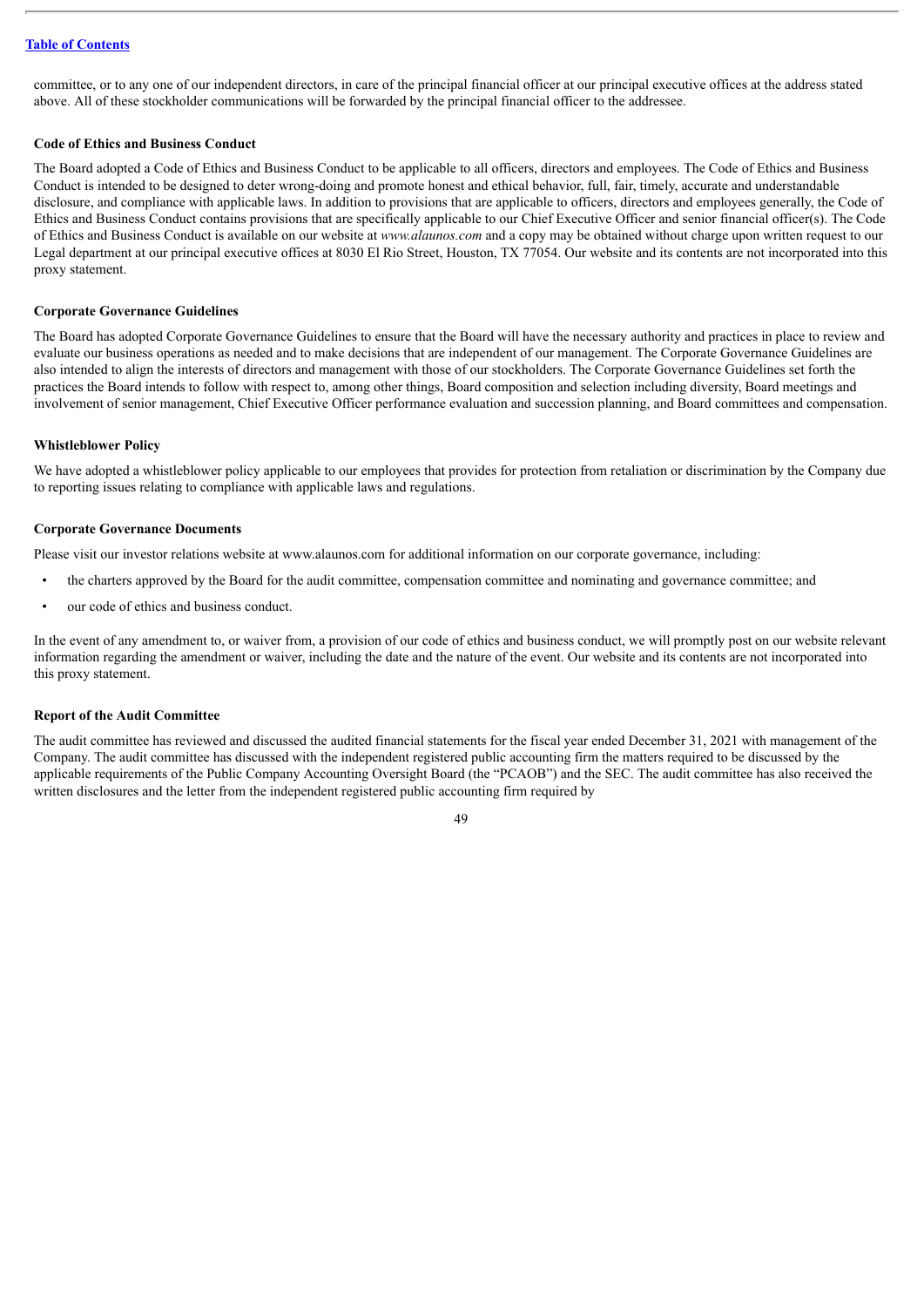committee, or to any one of our independent directors, in care of the principal financial officer at our principal executive offices at the address stated above. All of these stockholder communications will be forwarded by the principal financial officer to the addressee.

**Code of Ethics and Business Conduct**

The Board adopted a Code of Ethics and Business Conduct to be applicable to all officers, directors and employees. The Code of Ethics and Business Conduct is intended to be designed to deter wrong-doing and promote honest and ethical behavior, full, fair, timely, accurate and understandable disclosure, and compliance with applicable laws. In addition to provisions that are applicable to officers, directors and employees generally, the Code of Ethics and Business Conduct contains provisions that are specifically applicable to our Chief Executive Officer and senior financial officer(s). The Code of Ethics and Business Conduct is available on our website at *www.alaunos.com* and a copy may be obtained without charge upon written request to our Legal department at our principal executive offices at 8030 El Rio Street, Houston, TX 77054. Our website and its contents are not incorporated into this proxy statement.

**Corporate Governance Guidelines**

The Board has adopted Corporate Governance Guidelines to ensure that the Board will have the necessary authority and practices in place to review and evaluate our business operations as needed and to make decisions that are independent of our management. The Corporate Governance Guidelines are also intended to align the interests of directors and management with those of our stockholders. The Corporate Governance Guidelines set forth the practices the Board intends to follow with respect to, among other things, Board composition and selection including diversity, Board meetings and involvement of senior management, Chief Executive Officer performance evaluation and succession planning, and Board committees and compensation.

**Whistleblower Policy**

We have adopted a whistleblower policy applicable to our employees that provides for protection from retaliation or discrimination by the Company due to reporting issues relating to compliance with applicable laws and regulations.

**Corporate Governance Documents**

Please visit our investor relations website at www.alaunos.com for additional information on our corporate governance, including:

- the charters approved by the Board for the audit committee, compensation committee and nominating and governance committee; and
- our code of ethics and business conduct.

In the event of any amendment to, or waiver from, a provision of our code of ethics and business conduct, we will promptly post on our website relevant information regarding the amendment or waiver, including the date and the nature of the event. Our website and its contents are not incorporated into this proxy statement.

**Report of the Audit Committee**

The audit committee has reviewed and discussed the audited financial statements for the fiscal year ended December 31, 2021 with management of the Company. The audit committee has discussed with the independent registered public accounting firm the matters required to be discussed by the applicable requirements of the Public Company Accounting Oversight Board (the "PCAOB") and the SEC. The audit committee has also received the written disclosures and the letter from the independent registered public accounting firm required by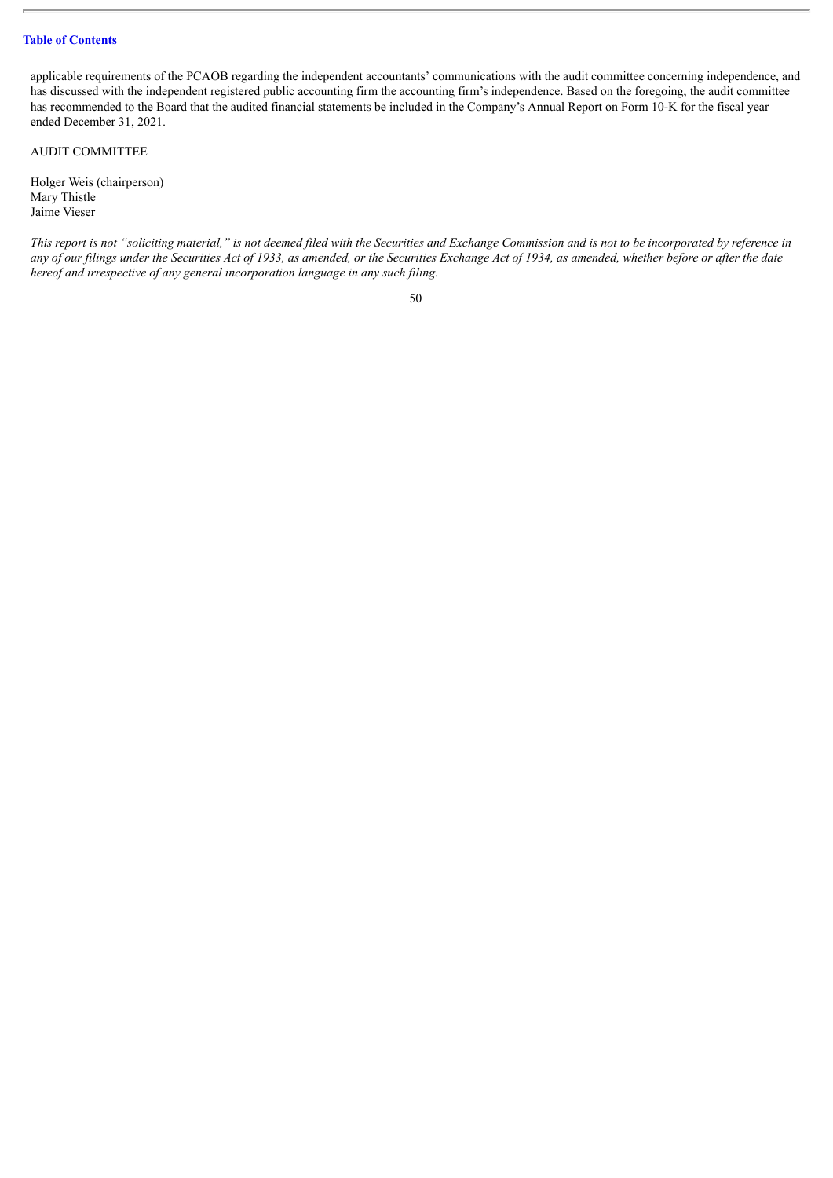applicable requirements of the PCAOB regarding the independent accountants' communications with the audit committee concerning independence, and has discussed with the independent registered public accounting firm the accounting firm's independence. Based on the foregoing, the audit committee has recommended to the Board that the audited financial statements be included in the Company's Annual Report on Form 10-K for the fiscal year ended December 31, 2021.

AUDIT COMMITTEE

Holger Weis (chairperson)
Mary Thistle
Jaime Vieser

*This report is not "soliciting material," is not deemed filed with the Securities and Exchange Commission and is not to be incorporated by reference in any of our filings under the Securities Act of 1933, as amended, or the Securities Exchange Act of 1934, as amended, whether before or after the date hereof and irrespective of any general incorporation language in any such filing.*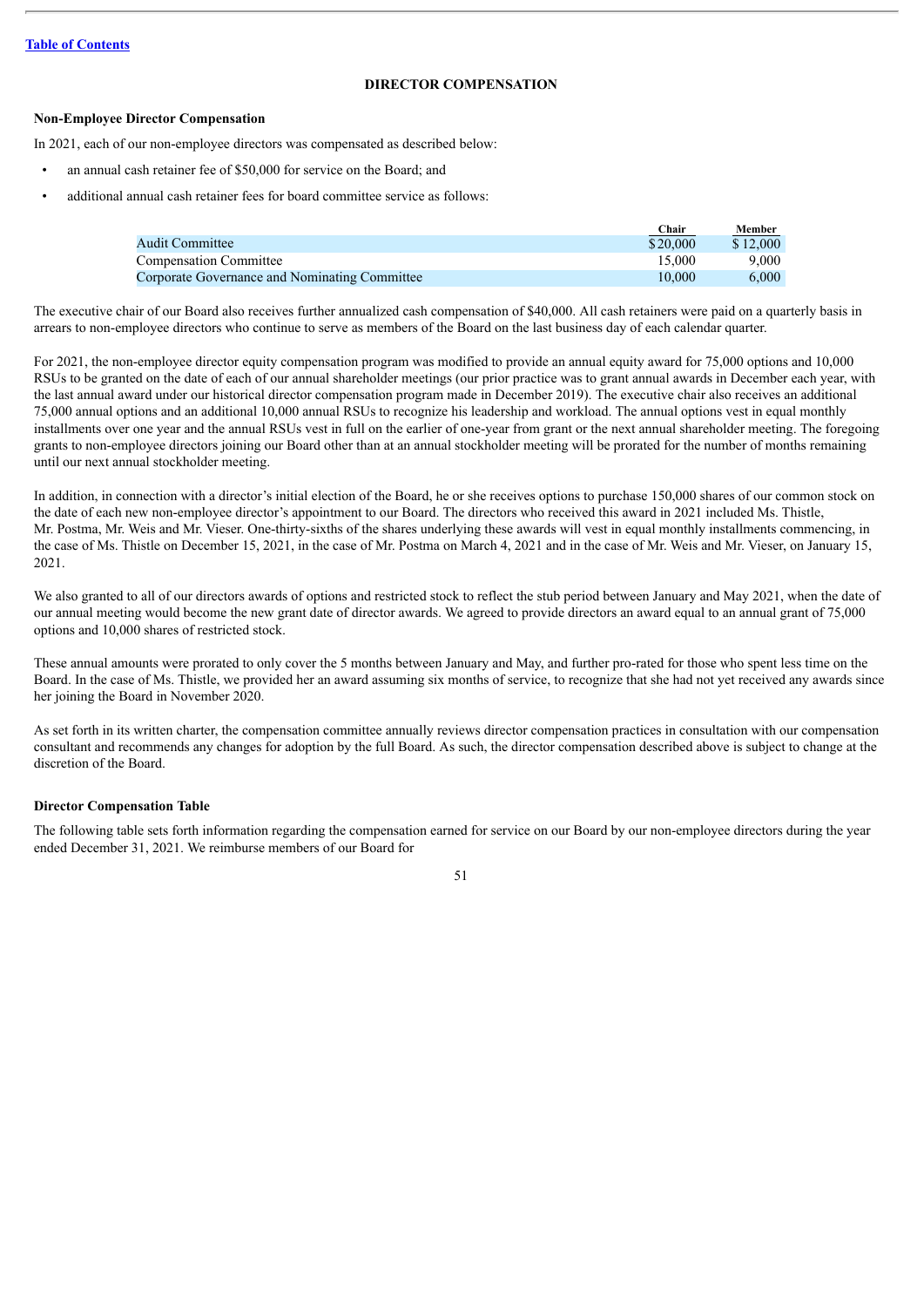## DIRECTOR COMPENSATION

### Non-Employee Director Compensation

In 2021, each of our non-employee directors was compensated as described below:

- an annual cash retainer fee of $50,000 for service on the Board; and
- additional annual cash retainer fees for board committee service as follows:

| | Chair | Member |
|---|---|---|
| Audit Committee | $20,000 | $12,000 |
| Compensation Committee | 15,000 | 9,000 |
| Corporate Governance and Nominating Committee | 10,000 | 6,000 |

The executive chair of our Board also receives further annualized cash compensation of $40,000. All cash retainers were paid on a quarterly basis in arrears to non-employee directors who continue to serve as members of the Board on the last business day of each calendar quarter.

For 2021, the non-employee director equity compensation program was modified to provide an annual equity award for 75,000 options and 10,000 RSUs to be granted on the date of each of our annual shareholder meetings (our prior practice was to grant annual awards in December each year, with the last annual award under our historical director compensation program made in December 2019). The executive chair also receives an additional 75,000 annual options and an additional 10,000 annual RSUs to recognize his leadership and workload. The annual options vest in equal monthly installments over one year and the annual RSUs vest in full on the earlier of one-year from grant or the next annual shareholder meeting. The foregoing grants to non-employee directors joining our Board other than at an annual stockholder meeting will be prorated for the number of months remaining until our next annual stockholder meeting.

In addition, in connection with a director's initial election of the Board, he or she receives options to purchase 150,000 shares of our common stock on the date of each new non-employee director's appointment to our Board. The directors who received this award in 2021 included Ms. Thistle, Mr. Postma, Mr. Weis and Mr. Vieser. One-thirty-sixths of the shares underlying these awards will vest in equal monthly installments commencing, in the case of Ms. Thistle on December 15, 2021, in the case of Mr. Postma on March 4, 2021 and in the case of Mr. Weis and Mr. Vieser, on January 15, 2021.

We also granted to all of our directors awards of options and restricted stock to reflect the stub period between January and May 2021, when the date of our annual meeting would become the new grant date of director awards. We agreed to provide directors an award equal to an annual grant of 75,000 options and 10,000 shares of restricted stock.

These annual amounts were prorated to only cover the 5 months between January and May, and further pro-rated for those who spent less time on the Board. In the case of Ms. Thistle, we provided her an award assuming six months of service, to recognize that she had not yet received any awards since her joining the Board in November 2020.

As set forth in its written charter, the compensation committee annually reviews director compensation practices in consultation with our compensation consultant and recommends any changes for adoption by the full Board. As such, the director compensation described above is subject to change at the discretion of the Board.

### Director Compensation Table

The following table sets forth information regarding the compensation earned for service on our Board by our non-employee directors during the year ended December 31, 2021. We reimburse members of our Board for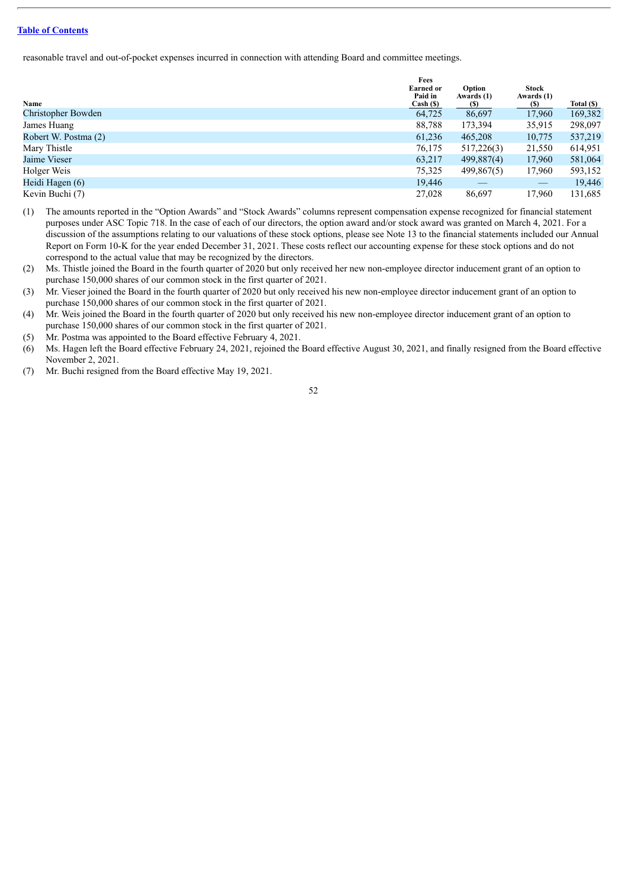reasonable travel and out-of-pocket expenses incurred in connection with attending Board and committee meetings.

| Name | Fees Earned or Paid in Cash ($) | Option Awards (1) ($) | Stock Awards (1) ($) | Total ($) |
|---|---|---|---|---|
| Christopher Bowden | 64,725 | 86,697 | 17,960 | 169,382 |
| James Huang | 88,788 | 173,394 | 35,915 | 298,097 |
| Robert W. Postma (2) | 61,236 | 465,208 | 10,775 | 537,219 |
| Mary Thistle | 76,175 | 517,226(3) | 21,550 | 614,951 |
| Jaime Vieser | 63,217 | 499,887(4) | 17,960 | 581,064 |
| Holger Weis | 75,325 | 499,867(5) | 17,960 | 593,152 |
| Heidi Hagen (6) | 19,446 | — | — | 19,446 |
| Kevin Buchi (7) | 27,028 | 86,697 | 17,960 | 131,685 |

(1) The amounts reported in the "Option Awards" and "Stock Awards" columns represent compensation expense recognized for financial statement purposes under ASC Topic 718. In the case of each of our directors, the option award and/or stock award was granted on March 4, 2021. For a discussion of the assumptions relating to our valuations of these stock options, please see Note 13 to the financial statements included our Annual Report on Form 10-K for the year ended December 31, 2021. These costs reflect our accounting expense for these stock options and do not correspond to the actual value that may be recognized by the directors.

(2) Ms. Thistle joined the Board in the fourth quarter of 2020 but only received her new non-employee director inducement grant of an option to purchase 150,000 shares of our common stock in the first quarter of 2021.

(3) Mr. Vieser joined the Board in the fourth quarter of 2020 but only received his new non-employee director inducement grant of an option to purchase 150,000 shares of our common stock in the first quarter of 2021.

(4) Mr. Weis joined the Board in the fourth quarter of 2020 but only received his new non-employee director inducement grant of an option to purchase 150,000 shares of our common stock in the first quarter of 2021.

(5) Mr. Postma was appointed to the Board effective February 4, 2021.

(6) Ms. Hagen left the Board effective February 24, 2021, rejoined the Board effective August 30, 2021, and finally resigned from the Board effective November 2, 2021.

(7) Mr. Buchi resigned from the Board effective May 19, 2021.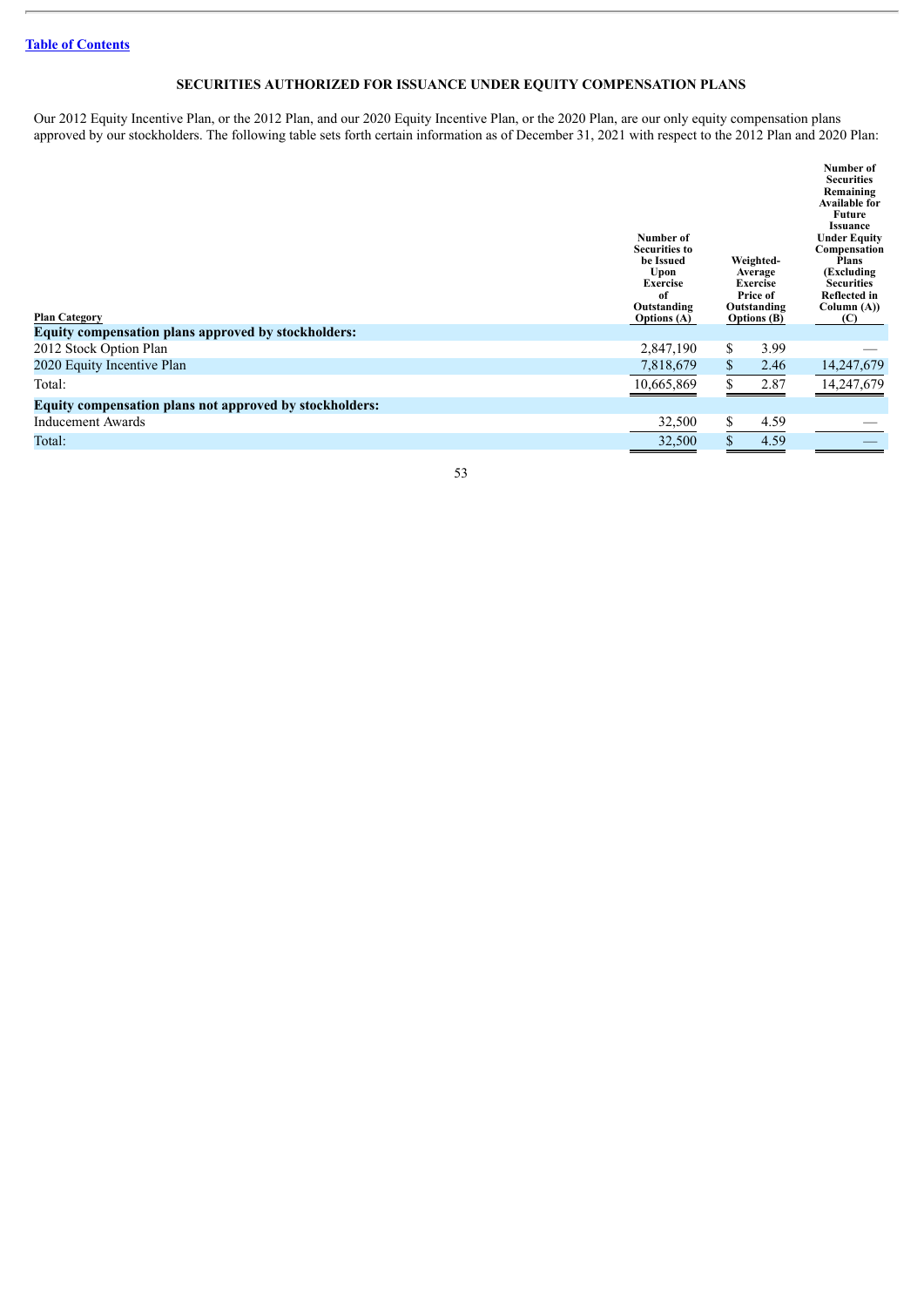[Table of Contents](#)

## SECURITIES AUTHORIZED FOR ISSUANCE UNDER EQUITY COMPENSATION PLANS

Our 2012 Equity Incentive Plan, or the 2012 Plan, and our 2020 Equity Incentive Plan, or the 2020 Plan, are our only equity compensation plans approved by our stockholders. The following table sets forth certain information as of December 31, 2021 with respect to the 2012 Plan and 2020 Plan:

| Plan Category | Number of Securities to be Issued Upon Exercise of Outstanding Options (A) | Weighted-Average Exercise Price of Outstanding Options (B) | Number of Securities Remaining Available for Future Issuance Under Equity Compensation Plans (Excluding Securities Reflected in Column (A)) (C) |
|---|---|---|---|
| **Equity compensation plans approved by stockholders:** | | | |
| 2012 Stock Option Plan | 2,847,190 | $ 3.99 | — |
| 2020 Equity Incentive Plan | 7,818,679 | $ 2.46 | 14,247,679 |
| Total: | 10,665,869 | $ 2.87 | 14,247,679 |
| **Equity compensation plans not approved by stockholders:** | | | |
| Inducement Awards | 32,500 | $ 4.59 | — |
| Total: | 32,500 | $ 4.59 | — |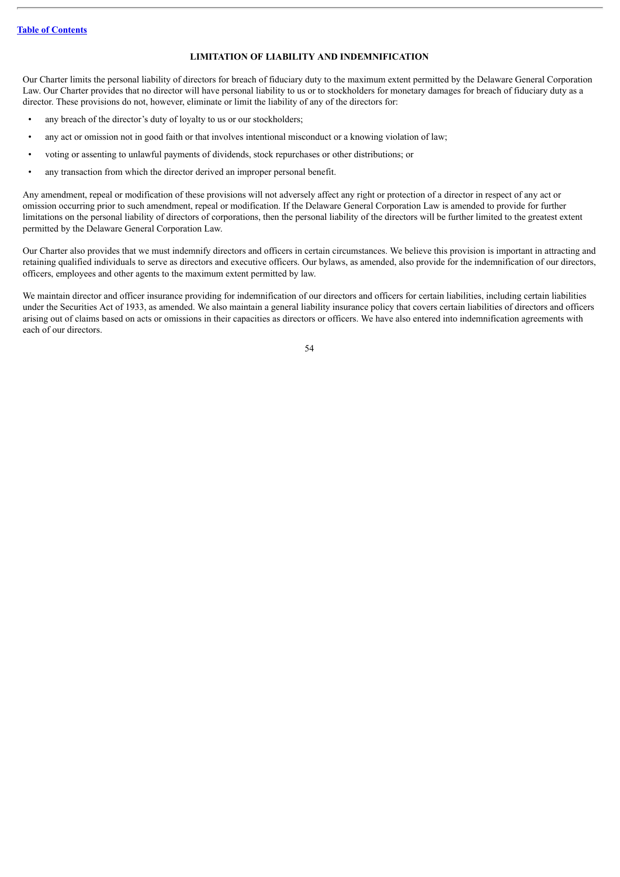## LIMITATION OF LIABILITY AND INDEMNIFICATION

Our Charter limits the personal liability of directors for breach of fiduciary duty to the maximum extent permitted by the Delaware General Corporation Law. Our Charter provides that no director will have personal liability to us or to stockholders for monetary damages for breach of fiduciary duty as a director. These provisions do not, however, eliminate or limit the liability of any of the directors for:

- any breach of the director's duty of loyalty to us or our stockholders;
- any act or omission not in good faith or that involves intentional misconduct or a knowing violation of law;
- voting or assenting to unlawful payments of dividends, stock repurchases or other distributions; or
- any transaction from which the director derived an improper personal benefit.

Any amendment, repeal or modification of these provisions will not adversely affect any right or protection of a director in respect of any act or omission occurring prior to such amendment, repeal or modification. If the Delaware General Corporation Law is amended to provide for further limitations on the personal liability of directors of corporations, then the personal liability of the directors will be further limited to the greatest extent permitted by the Delaware General Corporation Law.

Our Charter also provides that we must indemnify directors and officers in certain circumstances. We believe this provision is important in attracting and retaining qualified individuals to serve as directors and executive officers. Our bylaws, as amended, also provide for the indemnification of our directors, officers, employees and other agents to the maximum extent permitted by law.

We maintain director and officer insurance providing for indemnification of our directors and officers for certain liabilities, including certain liabilities under the Securities Act of 1933, as amended. We also maintain a general liability insurance policy that covers certain liabilities of directors and officers arising out of claims based on acts or omissions in their capacities as directors or officers. We have also entered into indemnification agreements with each of our directors.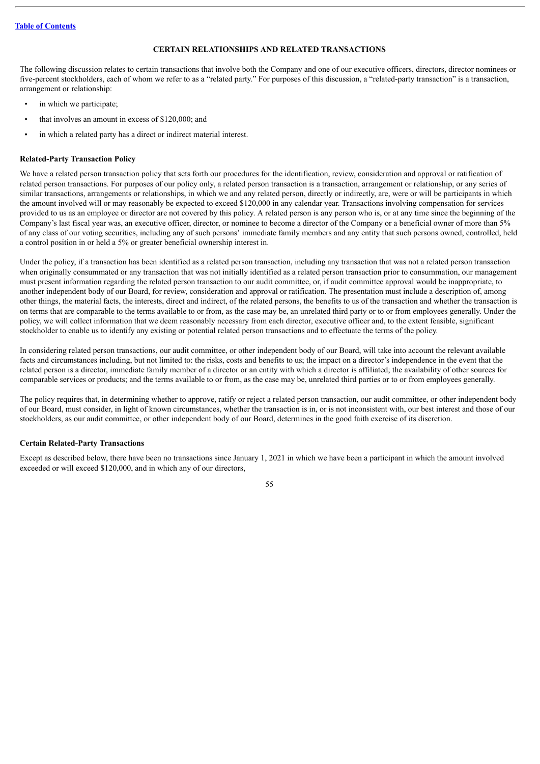## CERTAIN RELATIONSHIPS AND RELATED TRANSACTIONS

The following discussion relates to certain transactions that involve both the Company and one of our executive officers, directors, director nominees or five-percent stockholders, each of whom we refer to as a "related party." For purposes of this discussion, a "related-party transaction" is a transaction, arrangement or relationship:

- in which we participate;
- that involves an amount in excess of $120,000; and
- in which a related party has a direct or indirect material interest.

### Related-Party Transaction Policy

We have a related person transaction policy that sets forth our procedures for the identification, review, consideration and approval or ratification of related person transactions. For purposes of our policy only, a related person transaction is a transaction, arrangement or relationship, or any series of similar transactions, arrangements or relationships, in which we and any related person, directly or indirectly, are, were or will be participants in which the amount involved will or may reasonably be expected to exceed $120,000 in any calendar year. Transactions involving compensation for services provided to us as an employee or director are not covered by this policy. A related person is any person who is, or at any time since the beginning of the Company's last fiscal year was, an executive officer, director, or nominee to become a director of the Company or a beneficial owner of more than 5% of any class of our voting securities, including any of such persons' immediate family members and any entity that such persons owned, controlled, held a control position in or held a 5% or greater beneficial ownership interest in.

Under the policy, if a transaction has been identified as a related person transaction, including any transaction that was not a related person transaction when originally consummated or any transaction that was not initially identified as a related person transaction prior to consummation, our management must present information regarding the related person transaction to our audit committee, or, if audit committee approval would be inappropriate, to another independent body of our Board, for review, consideration and approval or ratification. The presentation must include a description of, among other things, the material facts, the interests, direct and indirect, of the related persons, the benefits to us of the transaction and whether the transaction is on terms that are comparable to the terms available to or from, as the case may be, an unrelated third party or to or from employees generally. Under the policy, we will collect information that we deem reasonably necessary from each director, executive officer and, to the extent feasible, significant stockholder to enable us to identify any existing or potential related person transactions and to effectuate the terms of the policy.

In considering related person transactions, our audit committee, or other independent body of our Board, will take into account the relevant available facts and circumstances including, but not limited to: the risks, costs and benefits to us; the impact on a director's independence in the event that the related person is a director, immediate family member of a director or an entity with which a director is affiliated; the availability of other sources for comparable services or products; and the terms available to or from, as the case may be, unrelated third parties or to or from employees generally.

The policy requires that, in determining whether to approve, ratify or reject a related person transaction, our audit committee, or other independent body of our Board, must consider, in light of known circumstances, whether the transaction is in, or is not inconsistent with, our best interest and those of our stockholders, as our audit committee, or other independent body of our Board, determines in the good faith exercise of its discretion.

### Certain Related-Party Transactions

Except as described below, there have been no transactions since January 1, 2021 in which we have been a participant in which the amount involved exceeded or will exceed $120,000, and in which any of our directors,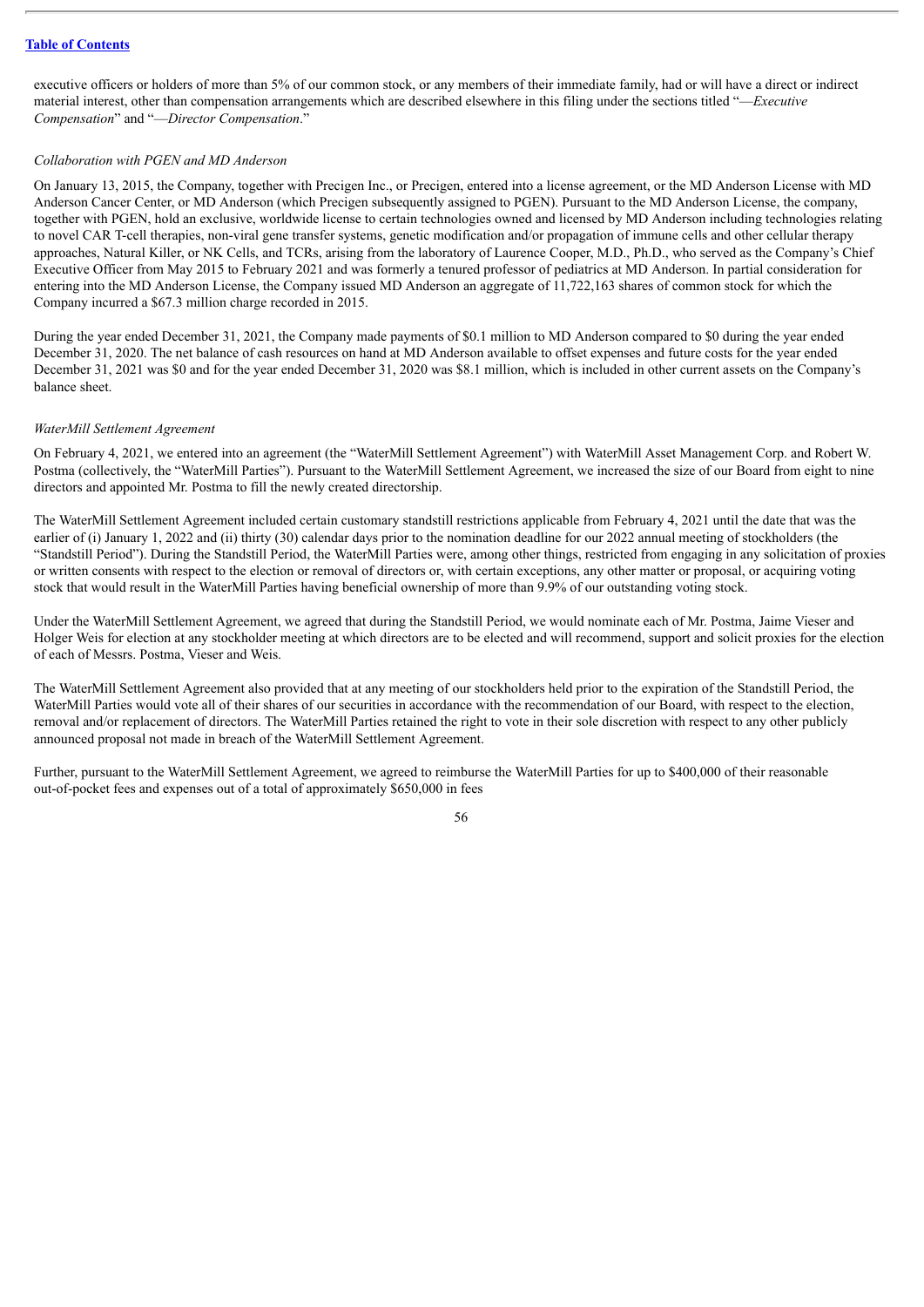executive officers or holders of more than 5% of our common stock, or any members of their immediate family, had or will have a direct or indirect material interest, other than compensation arrangements which are described elsewhere in this filing under the sections titled "—*Executive Compensation*" and "—*Director Compensation*."

*Collaboration with PGEN and MD Anderson*

On January 13, 2015, the Company, together with Precigen Inc., or Precigen, entered into a license agreement, or the MD Anderson License with MD Anderson Cancer Center, or MD Anderson (which Precigen subsequently assigned to PGEN). Pursuant to the MD Anderson License, the company, together with PGEN, hold an exclusive, worldwide license to certain technologies owned and licensed by MD Anderson including technologies relating to novel CAR T-cell therapies, non-viral gene transfer systems, genetic modification and/or propagation of immune cells and other cellular therapy approaches, Natural Killer, or NK Cells, and TCRs, arising from the laboratory of Laurence Cooper, M.D., Ph.D., who served as the Company's Chief Executive Officer from May 2015 to February 2021 and was formerly a tenured professor of pediatrics at MD Anderson. In partial consideration for entering into the MD Anderson License, the Company issued MD Anderson an aggregate of 11,722,163 shares of common stock for which the Company incurred a $67.3 million charge recorded in 2015.

During the year ended December 31, 2021, the Company made payments of $0.1 million to MD Anderson compared to $0 during the year ended December 31, 2020. The net balance of cash resources on hand at MD Anderson available to offset expenses and future costs for the year ended December 31, 2021 was $0 and for the year ended December 31, 2020 was $8.1 million, which is included in other current assets on the Company's balance sheet.

*WaterMill Settlement Agreement*

On February 4, 2021, we entered into an agreement (the "WaterMill Settlement Agreement") with WaterMill Asset Management Corp. and Robert W. Postma (collectively, the "WaterMill Parties"). Pursuant to the WaterMill Settlement Agreement, we increased the size of our Board from eight to nine directors and appointed Mr. Postma to fill the newly created directorship.

The WaterMill Settlement Agreement included certain customary standstill restrictions applicable from February 4, 2021 until the date that was the earlier of (i) January 1, 2022 and (ii) thirty (30) calendar days prior to the nomination deadline for our 2022 annual meeting of stockholders (the "Standstill Period"). During the Standstill Period, the WaterMill Parties were, among other things, restricted from engaging in any solicitation of proxies or written consents with respect to the election or removal of directors or, with certain exceptions, any other matter or proposal, or acquiring voting stock that would result in the WaterMill Parties having beneficial ownership of more than 9.9% of our outstanding voting stock.

Under the WaterMill Settlement Agreement, we agreed that during the Standstill Period, we would nominate each of Mr. Postma, Jaime Vieser and Holger Weis for election at any stockholder meeting at which directors are to be elected and will recommend, support and solicit proxies for the election of each of Messrs. Postma, Vieser and Weis.

The WaterMill Settlement Agreement also provided that at any meeting of our stockholders held prior to the expiration of the Standstill Period, the WaterMill Parties would vote all of their shares of our securities in accordance with the recommendation of our Board, with respect to the election, removal and/or replacement of directors. The WaterMill Parties retained the right to vote in their sole discretion with respect to any other publicly announced proposal not made in breach of the WaterMill Settlement Agreement.

Further, pursuant to the WaterMill Settlement Agreement, we agreed to reimburse the WaterMill Parties for up to $400,000 of their reasonable out-of-pocket fees and expenses out of a total of approximately $650,000 in fees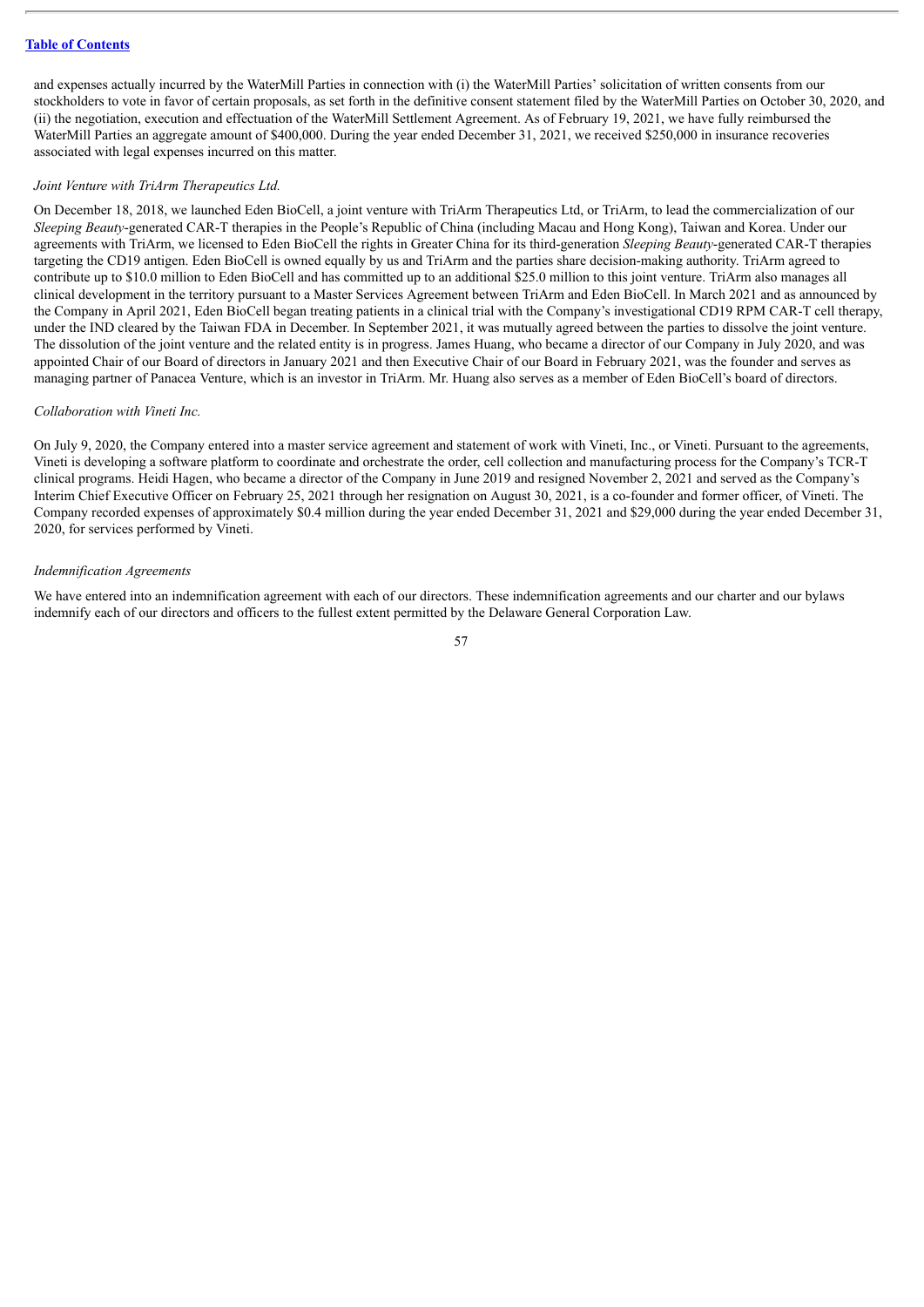and expenses actually incurred by the WaterMill Parties in connection with (i) the WaterMill Parties' solicitation of written consents from our stockholders to vote in favor of certain proposals, as set forth in the definitive consent statement filed by the WaterMill Parties on October 30, 2020, and (ii) the negotiation, execution and effectuation of the WaterMill Settlement Agreement. As of February 19, 2021, we have fully reimbursed the WaterMill Parties an aggregate amount of $400,000. During the year ended December 31, 2021, we received $250,000 in insurance recoveries associated with legal expenses incurred on this matter.

*Joint Venture with TriArm Therapeutics Ltd.*

On December 18, 2018, we launched Eden BioCell, a joint venture with TriArm Therapeutics Ltd, or TriArm, to lead the commercialization of our *Sleeping Beauty*-generated CAR-T therapies in the People's Republic of China (including Macau and Hong Kong), Taiwan and Korea. Under our agreements with TriArm, we licensed to Eden BioCell the rights in Greater China for its third-generation *Sleeping Beauty*-generated CAR-T therapies targeting the CD19 antigen. Eden BioCell is owned equally by us and TriArm and the parties share decision-making authority. TriArm agreed to contribute up to $10.0 million to Eden BioCell and has committed up to an additional $25.0 million to this joint venture. TriArm also manages all clinical development in the territory pursuant to a Master Services Agreement between TriArm and Eden BioCell. In March 2021 and as announced by the Company in April 2021, Eden BioCell began treating patients in a clinical trial with the Company's investigational CD19 RPM CAR-T cell therapy, under the IND cleared by the Taiwan FDA in December. In September 2021, it was mutually agreed between the parties to dissolve the joint venture. The dissolution of the joint venture and the related entity is in progress. James Huang, who became a director of our Company in July 2020, and was appointed Chair of our Board of directors in January 2021 and then Executive Chair of our Board in February 2021, was the founder and serves as managing partner of Panacea Venture, which is an investor in TriArm. Mr. Huang also serves as a member of Eden BioCell's board of directors.

*Collaboration with Vineti Inc.*

On July 9, 2020, the Company entered into a master service agreement and statement of work with Vineti, Inc., or Vineti. Pursuant to the agreements, Vineti is developing a software platform to coordinate and orchestrate the order, cell collection and manufacturing process for the Company's TCR-T clinical programs. Heidi Hagen, who became a director of the Company in June 2019 and resigned November 2, 2021 and served as the Company's Interim Chief Executive Officer on February 25, 2021 through her resignation on August 30, 2021, is a co-founder and former officer, of Vineti. The Company recorded expenses of approximately $0.4 million during the year ended December 31, 2021 and $29,000 during the year ended December 31, 2020, for services performed by Vineti.

*Indemnification Agreements*

We have entered into an indemnification agreement with each of our directors. These indemnification agreements and our charter and our bylaws indemnify each of our directors and officers to the fullest extent permitted by the Delaware General Corporation Law.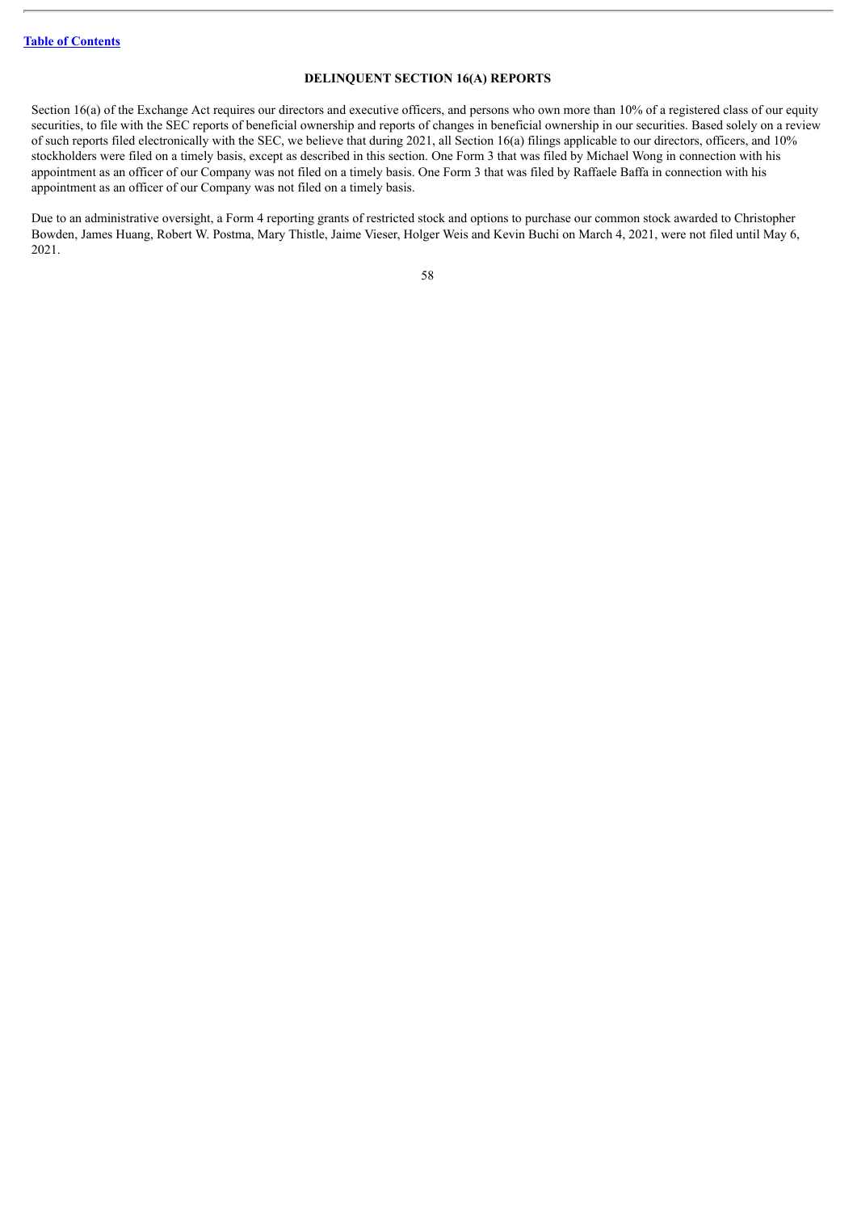## DELINQUENT SECTION 16(A) REPORTS

Section 16(a) of the Exchange Act requires our directors and executive officers, and persons who own more than 10% of a registered class of our equity securities, to file with the SEC reports of beneficial ownership and reports of changes in beneficial ownership in our securities. Based solely on a review of such reports filed electronically with the SEC, we believe that during 2021, all Section 16(a) filings applicable to our directors, officers, and 10% stockholders were filed on a timely basis, except as described in this section. One Form 3 that was filed by Michael Wong in connection with his appointment as an officer of our Company was not filed on a timely basis. One Form 3 that was filed by Raffaele Baffa in connection with his appointment as an officer of our Company was not filed on a timely basis.

Due to an administrative oversight, a Form 4 reporting grants of restricted stock and options to purchase our common stock awarded to Christopher Bowden, James Huang, Robert W. Postma, Mary Thistle, Jaime Vieser, Holger Weis and Kevin Buchi on March 4, 2021, were not filed until May 6, 2021.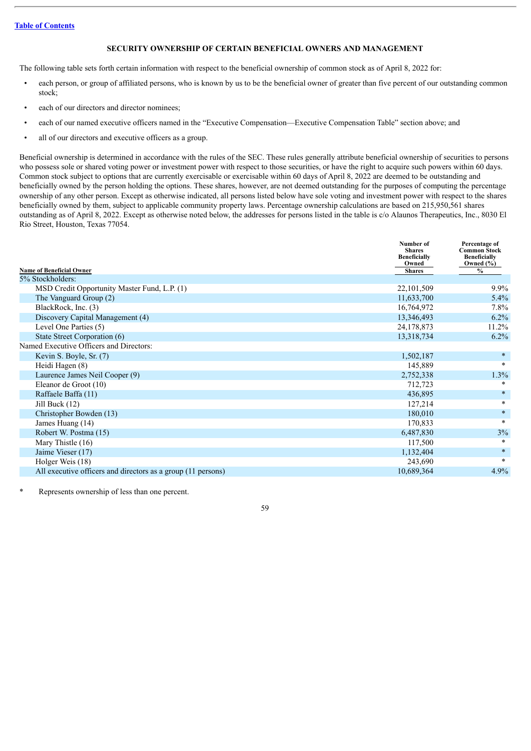[Table of Contents](#)

## SECURITY OWNERSHIP OF CERTAIN BENEFICIAL OWNERS AND MANAGEMENT

The following table sets forth certain information with respect to the beneficial ownership of common stock as of April 8, 2022 for:

- each person, or group of affiliated persons, who is known by us to be the beneficial owner of greater than five percent of our outstanding common stock;
- each of our directors and director nominees;
- each of our named executive officers named in the "Executive Compensation—Executive Compensation Table" section above; and
- all of our directors and executive officers as a group.

Beneficial ownership is determined in accordance with the rules of the SEC. These rules generally attribute beneficial ownership of securities to persons who possess sole or shared voting power or investment power with respect to those securities, or have the right to acquire such powers within 60 days. Common stock subject to options that are currently exercisable or exercisable within 60 days of April 8, 2022 are deemed to be outstanding and beneficially owned by the person holding the options. These shares, however, are not deemed outstanding for the purposes of computing the percentage ownership of any other person. Except as otherwise indicated, all persons listed below have sole voting and investment power with respect to the shares beneficially owned by them, subject to applicable community property laws. Percentage ownership calculations are based on 215,950,561 shares outstanding as of April 8, 2022. Except as otherwise noted below, the addresses for persons listed in the table is c/o Alaunos Therapeutics, Inc., 8030 El Rio Street, Houston, Texas 77054.

| Name of Beneficial Owner | Number of Shares Beneficially Owned<br>Shares | Percentage of Common Stock Beneficially Owned (%)<br>% |
|---|---|---|
| 5% Stockholders: | | |
| MSD Credit Opportunity Master Fund, L.P. (1) | 22,101,509 | 9.9% |
| The Vanguard Group (2) | 11,633,700 | 5.4% |
| BlackRock, Inc. (3) | 16,764,972 | 7.8% |
| Discovery Capital Management (4) | 13,346,493 | 6.2% |
| Level One Parties (5) | 24,178,873 | 11.2% |
| State Street Corporation (6) | 13,318,734 | 6.2% |
| Named Executive Officers and Directors: | | |
| Kevin S. Boyle, Sr. (7) | 1,502,187 | * |
| Heidi Hagen (8) | 145,889 | * |
| Laurence James Neil Cooper (9) | 2,752,338 | 1.3% |
| Eleanor de Groot (10) | 712,723 | * |
| Raffaele Baffa (11) | 436,895 | * |
| Jill Buck (12) | 127,214 | * |
| Christopher Bowden (13) | 180,010 | * |
| James Huang (14) | 170,833 | * |
| Robert W. Postma (15) | 6,487,830 | 3% |
| Mary Thistle (16) | 117,500 | * |
| Jaime Vieser (17) | 1,132,404 | * |
| Holger Weis (18) | 243,690 | * |
| All executive officers and directors as a group (11 persons) | 10,689,364 | 4.9% |

\* Represents ownership of less than one percent.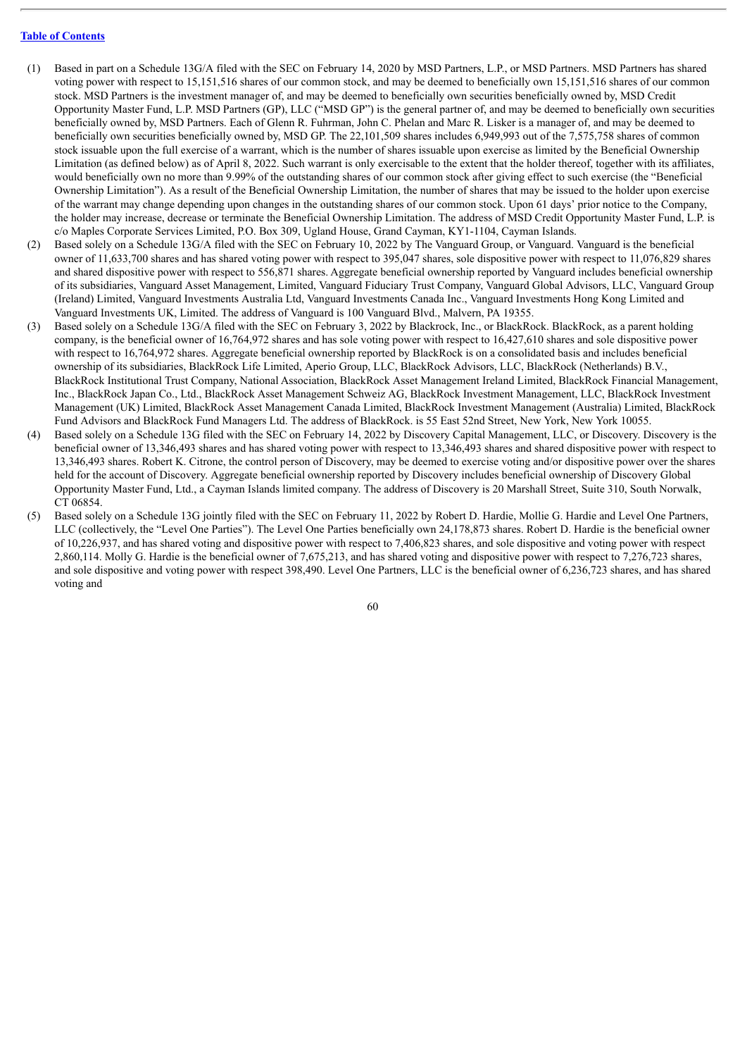[Table of Contents](#)

(1) Based in part on a Schedule 13G/A filed with the SEC on February 14, 2020 by MSD Partners, L.P., or MSD Partners. MSD Partners has shared voting power with respect to 15,151,516 shares of our common stock, and may be deemed to beneficially own 15,151,516 shares of our common stock. MSD Partners is the investment manager of, and may be deemed to beneficially own securities beneficially owned by, MSD Credit Opportunity Master Fund, L.P. MSD Partners (GP), LLC ("MSD GP") is the general partner of, and may be deemed to beneficially own securities beneficially owned by, MSD Partners. Each of Glenn R. Fuhrman, John C. Phelan and Marc R. Lisker is a manager of, and may be deemed to beneficially own securities beneficially owned by, MSD GP. The 22,101,509 shares includes 6,949,993 out of the 7,575,758 shares of common stock issuable upon the full exercise of a warrant, which is the number of shares issuable upon exercise as limited by the Beneficial Ownership Limitation (as defined below) as of April 8, 2022. Such warrant is only exercisable to the extent that the holder thereof, together with its affiliates, would beneficially own no more than 9.99% of the outstanding shares of our common stock after giving effect to such exercise (the "Beneficial Ownership Limitation"). As a result of the Beneficial Ownership Limitation, the number of shares that may be issued to the holder upon exercise of the warrant may change depending upon changes in the outstanding shares of our common stock. Upon 61 days' prior notice to the Company, the holder may increase, decrease or terminate the Beneficial Ownership Limitation. The address of MSD Credit Opportunity Master Fund, L.P. is c/o Maples Corporate Services Limited, P.O. Box 309, Ugland House, Grand Cayman, KY1-1104, Cayman Islands.

(2) Based solely on a Schedule 13G/A filed with the SEC on February 10, 2022 by The Vanguard Group, or Vanguard. Vanguard is the beneficial owner of 11,633,700 shares and has shared voting power with respect to 395,047 shares, sole dispositive power with respect to 11,076,829 shares and shared dispositive power with respect to 556,871 shares. Aggregate beneficial ownership reported by Vanguard includes beneficial ownership of its subsidiaries, Vanguard Asset Management, Limited, Vanguard Fiduciary Trust Company, Vanguard Global Advisors, LLC, Vanguard Group (Ireland) Limited, Vanguard Investments Australia Ltd, Vanguard Investments Canada Inc., Vanguard Investments Hong Kong Limited and Vanguard Investments UK, Limited. The address of Vanguard is 100 Vanguard Blvd., Malvern, PA 19355.

(3) Based solely on a Schedule 13G/A filed with the SEC on February 3, 2022 by Blackrock, Inc., or BlackRock. BlackRock, as a parent holding company, is the beneficial owner of 16,764,972 shares and has sole voting power with respect to 16,427,610 shares and sole dispositive power with respect to 16,764,972 shares. Aggregate beneficial ownership reported by BlackRock is on a consolidated basis and includes beneficial ownership of its subsidiaries, BlackRock Life Limited, Aperio Group, LLC, BlackRock Advisors, LLC, BlackRock (Netherlands) B.V., BlackRock Institutional Trust Company, National Association, BlackRock Asset Management Ireland Limited, BlackRock Financial Management, Inc., BlackRock Japan Co., Ltd., BlackRock Asset Management Schweiz AG, BlackRock Investment Management, LLC, BlackRock Investment Management (UK) Limited, BlackRock Asset Management Canada Limited, BlackRock Investment Management (Australia) Limited, BlackRock Fund Advisors and BlackRock Fund Managers Ltd. The address of BlackRock. is 55 East 52nd Street, New York, New York 10055.

(4) Based solely on a Schedule 13G filed with the SEC on February 14, 2022 by Discovery Capital Management, LLC, or Discovery. Discovery is the beneficial owner of 13,346,493 shares and has shared voting power with respect to 13,346,493 shares and shared dispositive power with respect to 13,346,493 shares. Robert K. Citrone, the control person of Discovery, may be deemed to exercise voting and/or dispositive power over the shares held for the account of Discovery. Aggregate beneficial ownership reported by Discovery includes beneficial ownership of Discovery Global Opportunity Master Fund, Ltd., a Cayman Islands limited company. The address of Discovery is 20 Marshall Street, Suite 310, South Norwalk, CT 06854.

(5) Based solely on a Schedule 13G jointly filed with the SEC on February 11, 2022 by Robert D. Hardie, Mollie G. Hardie and Level One Partners, LLC (collectively, the "Level One Parties"). The Level One Parties beneficially own 24,178,873 shares. Robert D. Hardie is the beneficial owner of 10,226,937, and has shared voting and dispositive power with respect to 7,406,823 shares, and sole dispositive and voting power with respect 2,860,114. Molly G. Hardie is the beneficial owner of 7,675,213, and has shared voting and dispositive power with respect to 7,276,723 shares, and sole dispositive and voting power with respect 398,490. Level One Partners, LLC is the beneficial owner of 6,236,723 shares, and has shared voting and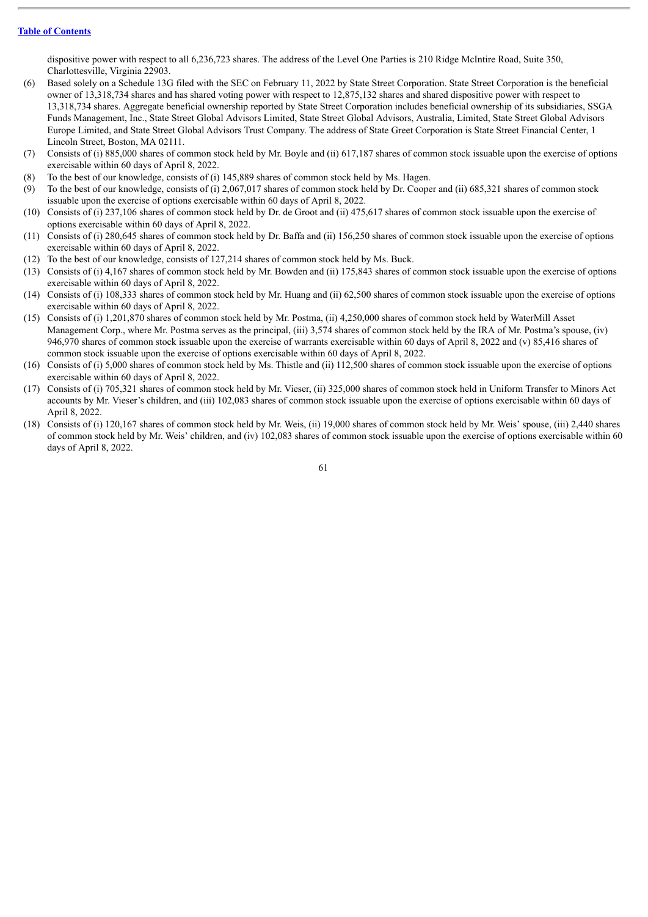dispositive power with respect to all 6,236,723 shares. The address of the Level One Parties is 210 Ridge McIntire Road, Suite 350, Charlottesville, Virginia 22903.

(6) Based solely on a Schedule 13G filed with the SEC on February 11, 2022 by State Street Corporation. State Street Corporation is the beneficial owner of 13,318,734 shares and has shared voting power with respect to 12,875,132 shares and shared dispositive power with respect to 13,318,734 shares. Aggregate beneficial ownership reported by State Street Corporation includes beneficial ownership of its subsidiaries, SSGA Funds Management, Inc., State Street Global Advisors Limited, State Street Global Advisors, Australia, Limited, State Street Global Advisors Europe Limited, and State Street Global Advisors Trust Company. The address of State Greet Corporation is State Street Financial Center, 1 Lincoln Street, Boston, MA 02111.

(7) Consists of (i) 885,000 shares of common stock held by Mr. Boyle and (ii) 617,187 shares of common stock issuable upon the exercise of options exercisable within 60 days of April 8, 2022.

(8) To the best of our knowledge, consists of (i) 145,889 shares of common stock held by Ms. Hagen.

(9) To the best of our knowledge, consists of (i) 2,067,017 shares of common stock held by Dr. Cooper and (ii) 685,321 shares of common stock issuable upon the exercise of options exercisable within 60 days of April 8, 2022.

(10) Consists of (i) 237,106 shares of common stock held by Dr. de Groot and (ii) 475,617 shares of common stock issuable upon the exercise of options exercisable within 60 days of April 8, 2022.

(11) Consists of (i) 280,645 shares of common stock held by Dr. Baffa and (ii) 156,250 shares of common stock issuable upon the exercise of options exercisable within 60 days of April 8, 2022.

(12) To the best of our knowledge, consists of 127,214 shares of common stock held by Ms. Buck.

(13) Consists of (i) 4,167 shares of common stock held by Mr. Bowden and (ii) 175,843 shares of common stock issuable upon the exercise of options exercisable within 60 days of April 8, 2022.

(14) Consists of (i) 108,333 shares of common stock held by Mr. Huang and (ii) 62,500 shares of common stock issuable upon the exercise of options exercisable within 60 days of April 8, 2022.

(15) Consists of (i) 1,201,870 shares of common stock held by Mr. Postma, (ii) 4,250,000 shares of common stock held by WaterMill Asset Management Corp., where Mr. Postma serves as the principal, (iii) 3,574 shares of common stock held by the IRA of Mr. Postma's spouse, (iv) 946,970 shares of common stock issuable upon the exercise of warrants exercisable within 60 days of April 8, 2022 and (v) 85,416 shares of common stock issuable upon the exercise of options exercisable within 60 days of April 8, 2022.

(16) Consists of (i) 5,000 shares of common stock held by Ms. Thistle and (ii) 112,500 shares of common stock issuable upon the exercise of options exercisable within 60 days of April 8, 2022.

(17) Consists of (i) 705,321 shares of common stock held by Mr. Vieser, (ii) 325,000 shares of common stock held in Uniform Transfer to Minors Act accounts by Mr. Vieser's children, and (iii) 102,083 shares of common stock issuable upon the exercise of options exercisable within 60 days of April 8, 2022.

(18) Consists of (i) 120,167 shares of common stock held by Mr. Weis, (ii) 19,000 shares of common stock held by Mr. Weis' spouse, (iii) 2,440 shares of common stock held by Mr. Weis' children, and (iv) 102,083 shares of common stock issuable upon the exercise of options exercisable within 60 days of April 8, 2022.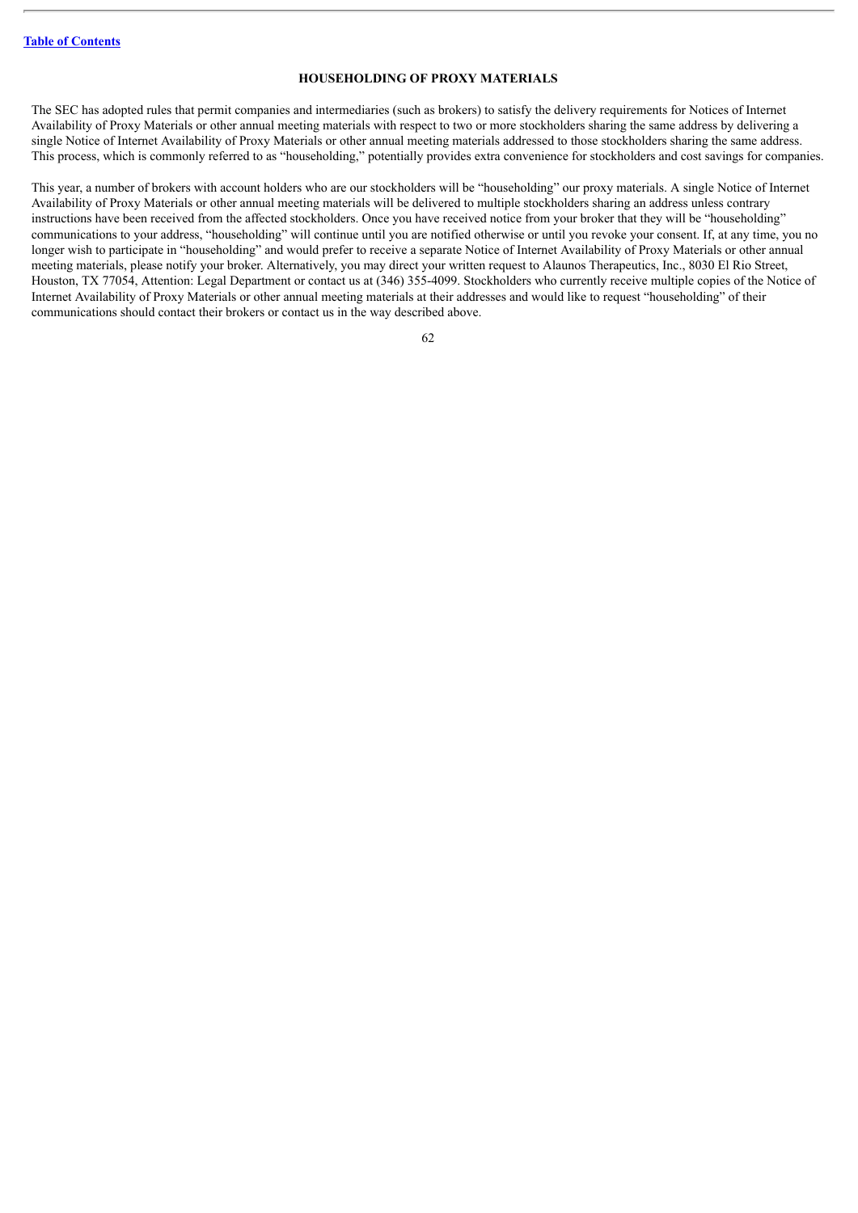## HOUSEHOLDING OF PROXY MATERIALS

The SEC has adopted rules that permit companies and intermediaries (such as brokers) to satisfy the delivery requirements for Notices of Internet Availability of Proxy Materials or other annual meeting materials with respect to two or more stockholders sharing the same address by delivering a single Notice of Internet Availability of Proxy Materials or other annual meeting materials addressed to those stockholders sharing the same address. This process, which is commonly referred to as "householding," potentially provides extra convenience for stockholders and cost savings for companies.

This year, a number of brokers with account holders who are our stockholders will be "householding" our proxy materials. A single Notice of Internet Availability of Proxy Materials or other annual meeting materials will be delivered to multiple stockholders sharing an address unless contrary instructions have been received from the affected stockholders. Once you have received notice from your broker that they will be "householding" communications to your address, "householding" will continue until you are notified otherwise or until you revoke your consent. If, at any time, you no longer wish to participate in "householding" and would prefer to receive a separate Notice of Internet Availability of Proxy Materials or other annual meeting materials, please notify your broker. Alternatively, you may direct your written request to Alaunos Therapeutics, Inc., 8030 El Rio Street, Houston, TX 77054, Attention: Legal Department or contact us at (346) 355-4099. Stockholders who currently receive multiple copies of the Notice of Internet Availability of Proxy Materials or other annual meeting materials at their addresses and would like to request "householding" of their communications should contact their brokers or contact us in the way described above.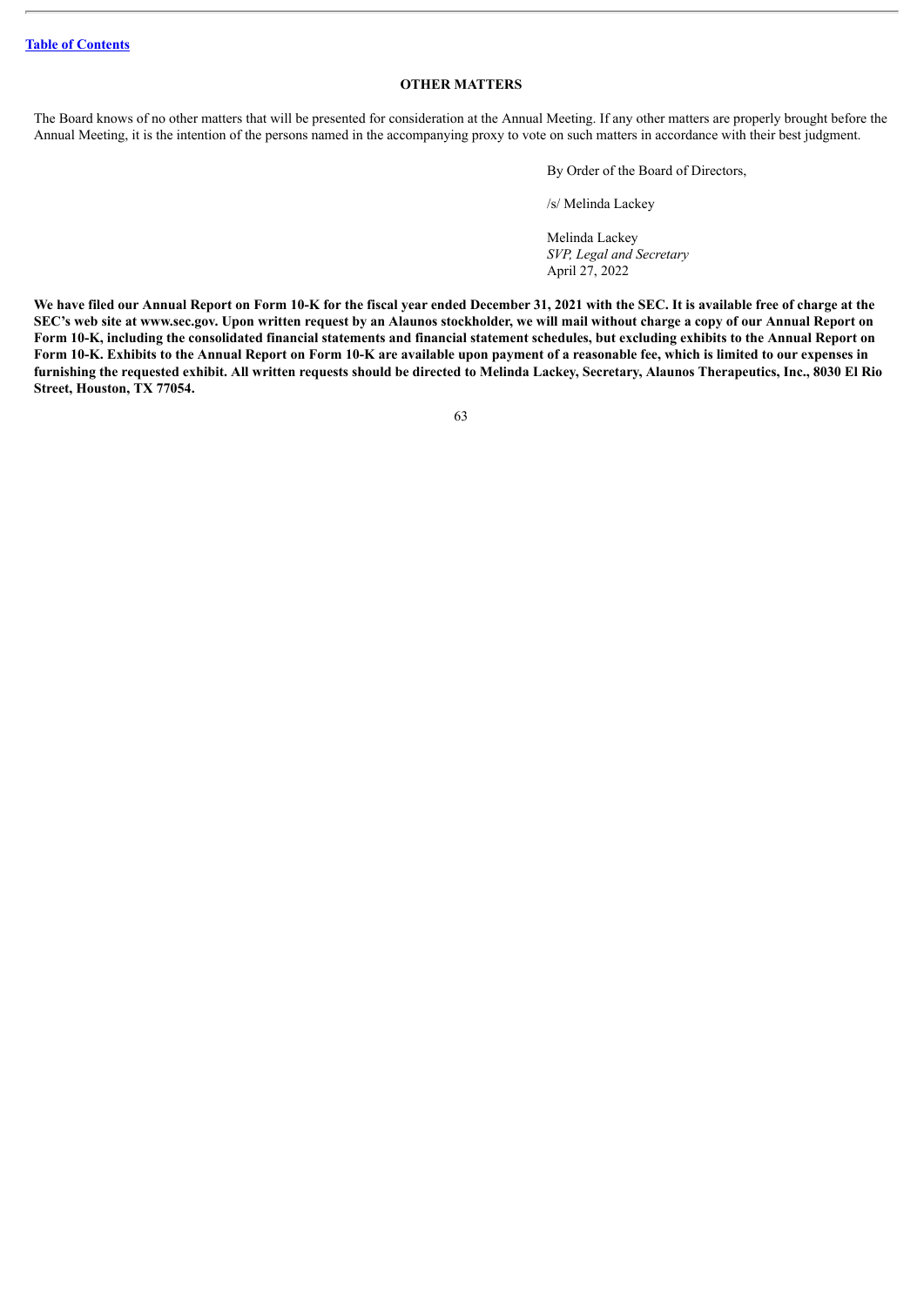## OTHER MATTERS

The Board knows of no other matters that will be presented for consideration at the Annual Meeting. If any other matters are properly brought before the Annual Meeting, it is the intention of the persons named in the accompanying proxy to vote on such matters in accordance with their best judgment.

By Order of the Board of Directors,

/s/ Melinda Lackey

Melinda Lackey
*SVP, Legal and Secretary*
April 27, 2022

**We have filed our Annual Report on Form 10-K for the fiscal year ended December 31, 2021 with the SEC. It is available free of charge at the SEC's web site at www.sec.gov. Upon written request by an Alaunos stockholder, we will mail without charge a copy of our Annual Report on Form 10-K, including the consolidated financial statements and financial statement schedules, but excluding exhibits to the Annual Report on Form 10-K. Exhibits to the Annual Report on Form 10-K are available upon payment of a reasonable fee, which is limited to our expenses in furnishing the requested exhibit. All written requests should be directed to Melinda Lackey, Secretary, Alaunos Therapeutics, Inc., 8030 El Rio Street, Houston, TX 77054.**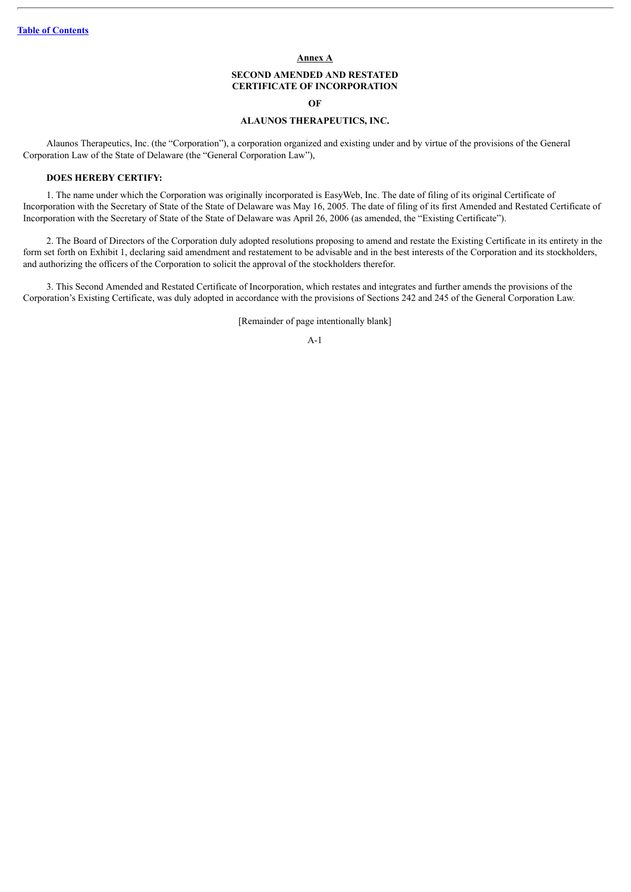**Annex A**

**SECOND AMENDED AND RESTATED CERTIFICATE OF INCORPORATION**

**OF**

**ALAUNOS THERAPEUTICS, INC.**

Alaunos Therapeutics, Inc. (the "Corporation"), a corporation organized and existing under and by virtue of the provisions of the General Corporation Law of the State of Delaware (the "General Corporation Law"),

**DOES HEREBY CERTIFY:**

1. The name under which the Corporation was originally incorporated is EasyWeb, Inc. The date of filing of its original Certificate of Incorporation with the Secretary of State of the State of Delaware was May 16, 2005. The date of filing of its first Amended and Restated Certificate of Incorporation with the Secretary of State of the State of Delaware was April 26, 2006 (as amended, the "Existing Certificate").

2. The Board of Directors of the Corporation duly adopted resolutions proposing to amend and restate the Existing Certificate in its entirety in the form set forth on Exhibit 1, declaring said amendment and restatement to be advisable and in the best interests of the Corporation and its stockholders, and authorizing the officers of the Corporation to solicit the approval of the stockholders therefor.

3. This Second Amended and Restated Certificate of Incorporation, which restates and integrates and further amends the provisions of the Corporation's Existing Certificate, was duly adopted in accordance with the provisions of Sections 242 and 245 of the General Corporation Law.

[Remainder of page intentionally blank]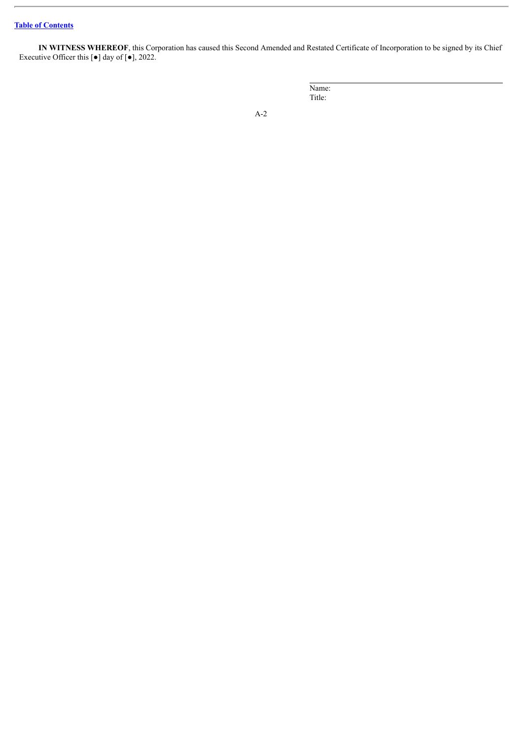**IN WITNESS WHEREOF**, this Corporation has caused this Second Amended and Restated Certificate of Incorporation to be signed by its Chief Executive Officer this [●] day of [●], 2022.

\_\_\_\_\_\_\_\_\_\_\_\_\_\_\_\_\_\_\_\_\_\_\_\_\_\_\_\_\_\_\_\_\_\_\_\_\_\_\_\_

Name:

Title: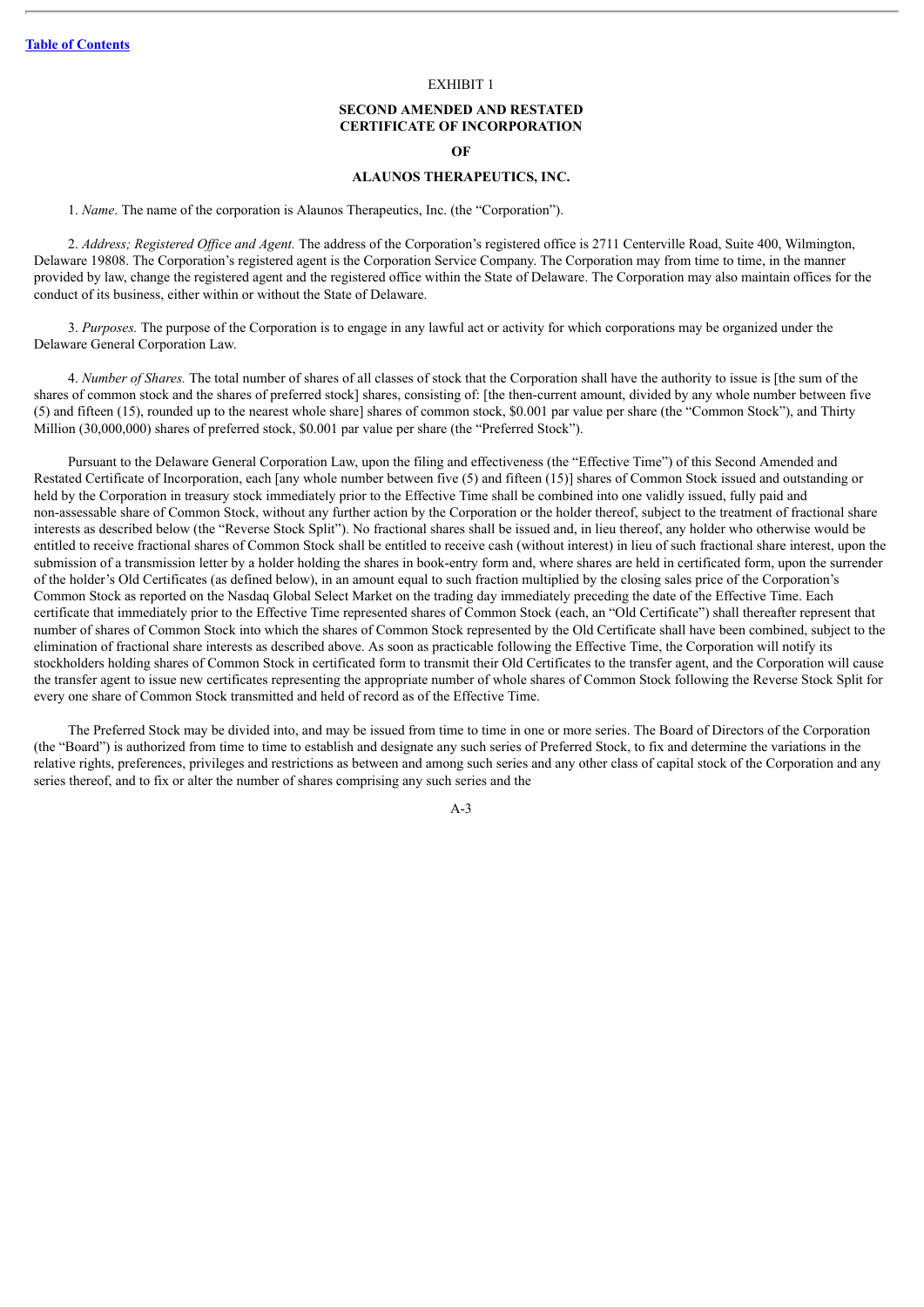EXHIBIT 1

**SECOND AMENDED AND RESTATED CERTIFICATE OF INCORPORATION**

**OF**

**ALAUNOS THERAPEUTICS, INC.**

1. *Name*. The name of the corporation is Alaunos Therapeutics, Inc. (the "Corporation").

2. *Address; Registered Office and Agent.* The address of the Corporation's registered office is 2711 Centerville Road, Suite 400, Wilmington, Delaware 19808. The Corporation's registered agent is the Corporation Service Company. The Corporation may from time to time, in the manner provided by law, change the registered agent and the registered office within the State of Delaware. The Corporation may also maintain offices for the conduct of its business, either within or without the State of Delaware.

3. *Purposes.* The purpose of the Corporation is to engage in any lawful act or activity for which corporations may be organized under the Delaware General Corporation Law.

4. *Number of Shares.* The total number of shares of all classes of stock that the Corporation shall have the authority to issue is [the sum of the shares of common stock and the shares of preferred stock] shares, consisting of: [the then-current amount, divided by any whole number between five (5) and fifteen (15), rounded up to the nearest whole share] shares of common stock, $0.001 par value per share (the "Common Stock"), and Thirty Million (30,000,000) shares of preferred stock, $0.001 par value per share (the "Preferred Stock").

Pursuant to the Delaware General Corporation Law, upon the filing and effectiveness (the "Effective Time") of this Second Amended and Restated Certificate of Incorporation, each [any whole number between five (5) and fifteen (15)] shares of Common Stock issued and outstanding or held by the Corporation in treasury stock immediately prior to the Effective Time shall be combined into one validly issued, fully paid and non-assessable share of Common Stock, without any further action by the Corporation or the holder thereof, subject to the treatment of fractional share interests as described below (the "Reverse Stock Split"). No fractional shares shall be issued and, in lieu thereof, any holder who otherwise would be entitled to receive fractional shares of Common Stock shall be entitled to receive cash (without interest) in lieu of such fractional share interest, upon the submission of a transmission letter by a holder holding the shares in book-entry form and, where shares are held in certificated form, upon the surrender of the holder's Old Certificates (as defined below), in an amount equal to such fraction multiplied by the closing sales price of the Corporation's Common Stock as reported on the Nasdaq Global Select Market on the trading day immediately preceding the date of the Effective Time. Each certificate that immediately prior to the Effective Time represented shares of Common Stock (each, an "Old Certificate") shall thereafter represent that number of shares of Common Stock into which the shares of Common Stock represented by the Old Certificate shall have been combined, subject to the elimination of fractional share interests as described above. As soon as practicable following the Effective Time, the Corporation will notify its stockholders holding shares of Common Stock in certificated form to transmit their Old Certificates to the transfer agent, and the Corporation will cause the transfer agent to issue new certificates representing the appropriate number of whole shares of Common Stock following the Reverse Stock Split for every one share of Common Stock transmitted and held of record as of the Effective Time.

The Preferred Stock may be divided into, and may be issued from time to time in one or more series. The Board of Directors of the Corporation (the "Board") is authorized from time to time to establish and designate any such series of Preferred Stock, to fix and determine the variations in the relative rights, preferences, privileges and restrictions as between and among such series and any other class of capital stock of the Corporation and any series thereof, and to fix or alter the number of shares comprising any such series and the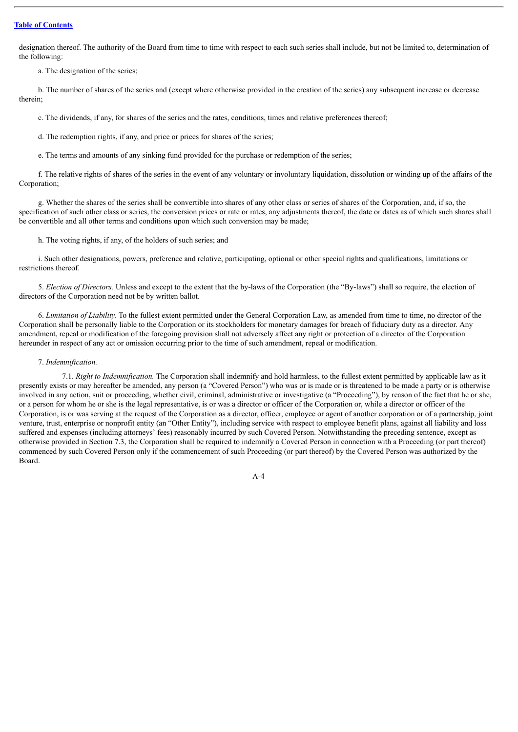designation thereof. The authority of the Board from time to time with respect to each such series shall include, but not be limited to, determination of the following:

a. The designation of the series;

b. The number of shares of the series and (except where otherwise provided in the creation of the series) any subsequent increase or decrease therein;

c. The dividends, if any, for shares of the series and the rates, conditions, times and relative preferences thereof;

d. The redemption rights, if any, and price or prices for shares of the series;

e. The terms and amounts of any sinking fund provided for the purchase or redemption of the series;

f. The relative rights of shares of the series in the event of any voluntary or involuntary liquidation, dissolution or winding up of the affairs of the Corporation;

g. Whether the shares of the series shall be convertible into shares of any other class or series of shares of the Corporation, and, if so, the specification of such other class or series, the conversion prices or rate or rates, any adjustments thereof, the date or dates as of which such shares shall be convertible and all other terms and conditions upon which such conversion may be made;

h. The voting rights, if any, of the holders of such series; and

i. Such other designations, powers, preference and relative, participating, optional or other special rights and qualifications, limitations or restrictions thereof.

5. *Election of Directors.* Unless and except to the extent that the by-laws of the Corporation (the "By-laws") shall so require, the election of directors of the Corporation need not be by written ballot.

6. *Limitation of Liability.* To the fullest extent permitted under the General Corporation Law, as amended from time to time, no director of the Corporation shall be personally liable to the Corporation or its stockholders for monetary damages for breach of fiduciary duty as a director. Any amendment, repeal or modification of the foregoing provision shall not adversely affect any right or protection of a director of the Corporation hereunder in respect of any act or omission occurring prior to the time of such amendment, repeal or modification.

7. *Indemnification.*

7.1. *Right to Indemnification.* The Corporation shall indemnify and hold harmless, to the fullest extent permitted by applicable law as it presently exists or may hereafter be amended, any person (a "Covered Person") who was or is made or is threatened to be made a party or is otherwise involved in any action, suit or proceeding, whether civil, criminal, administrative or investigative (a "Proceeding"), by reason of the fact that he or she, or a person for whom he or she is the legal representative, is or was a director or officer of the Corporation or, while a director or officer of the Corporation, is or was serving at the request of the Corporation as a director, officer, employee or agent of another corporation or of a partnership, joint venture, trust, enterprise or nonprofit entity (an "Other Entity"), including service with respect to employee benefit plans, against all liability and loss suffered and expenses (including attorneys' fees) reasonably incurred by such Covered Person. Notwithstanding the preceding sentence, except as otherwise provided in Section 7.3, the Corporation shall be required to indemnify a Covered Person in connection with a Proceeding (or part thereof) commenced by such Covered Person only if the commencement of such Proceeding (or part thereof) by the Covered Person was authorized by the Board.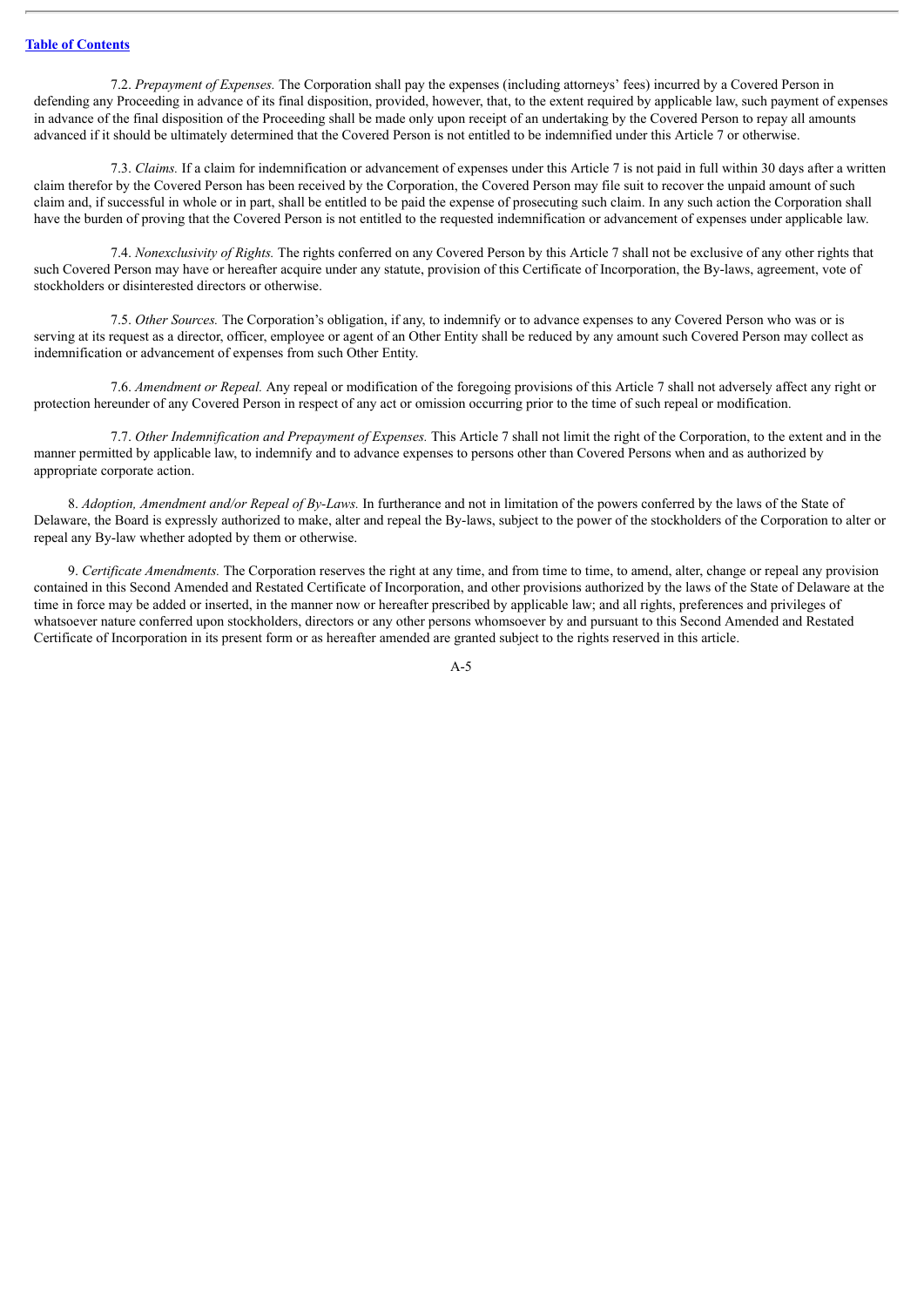7.2. *Prepayment of Expenses.* The Corporation shall pay the expenses (including attorneys' fees) incurred by a Covered Person in defending any Proceeding in advance of its final disposition, provided, however, that, to the extent required by applicable law, such payment of expenses in advance of the final disposition of the Proceeding shall be made only upon receipt of an undertaking by the Covered Person to repay all amounts advanced if it should be ultimately determined that the Covered Person is not entitled to be indemnified under this Article 7 or otherwise.

7.3. *Claims.* If a claim for indemnification or advancement of expenses under this Article 7 is not paid in full within 30 days after a written claim therefor by the Covered Person has been received by the Corporation, the Covered Person may file suit to recover the unpaid amount of such claim and, if successful in whole or in part, shall be entitled to be paid the expense of prosecuting such claim. In any such action the Corporation shall have the burden of proving that the Covered Person is not entitled to the requested indemnification or advancement of expenses under applicable law.

7.4. *Nonexclusivity of Rights.* The rights conferred on any Covered Person by this Article 7 shall not be exclusive of any other rights that such Covered Person may have or hereafter acquire under any statute, provision of this Certificate of Incorporation, the By-laws, agreement, vote of stockholders or disinterested directors or otherwise.

7.5. *Other Sources.* The Corporation's obligation, if any, to indemnify or to advance expenses to any Covered Person who was or is serving at its request as a director, officer, employee or agent of an Other Entity shall be reduced by any amount such Covered Person may collect as indemnification or advancement of expenses from such Other Entity.

7.6. *Amendment or Repeal.* Any repeal or modification of the foregoing provisions of this Article 7 shall not adversely affect any right or protection hereunder of any Covered Person in respect of any act or omission occurring prior to the time of such repeal or modification.

7.7. *Other Indemnification and Prepayment of Expenses.* This Article 7 shall not limit the right of the Corporation, to the extent and in the manner permitted by applicable law, to indemnify and to advance expenses to persons other than Covered Persons when and as authorized by appropriate corporate action.

8. *Adoption, Amendment and/or Repeal of By-Laws.* In furtherance and not in limitation of the powers conferred by the laws of the State of Delaware, the Board is expressly authorized to make, alter and repeal the By-laws, subject to the power of the stockholders of the Corporation to alter or repeal any By-law whether adopted by them or otherwise.

9. *Certificate Amendments.* The Corporation reserves the right at any time, and from time to time, to amend, alter, change or repeal any provision contained in this Second Amended and Restated Certificate of Incorporation, and other provisions authorized by the laws of the State of Delaware at the time in force may be added or inserted, in the manner now or hereafter prescribed by applicable law; and all rights, preferences and privileges of whatsoever nature conferred upon stockholders, directors or any other persons whomsoever by and pursuant to this Second Amended and Restated Certificate of Incorporation in its present form or as hereafter amended are granted subject to the rights reserved in this article.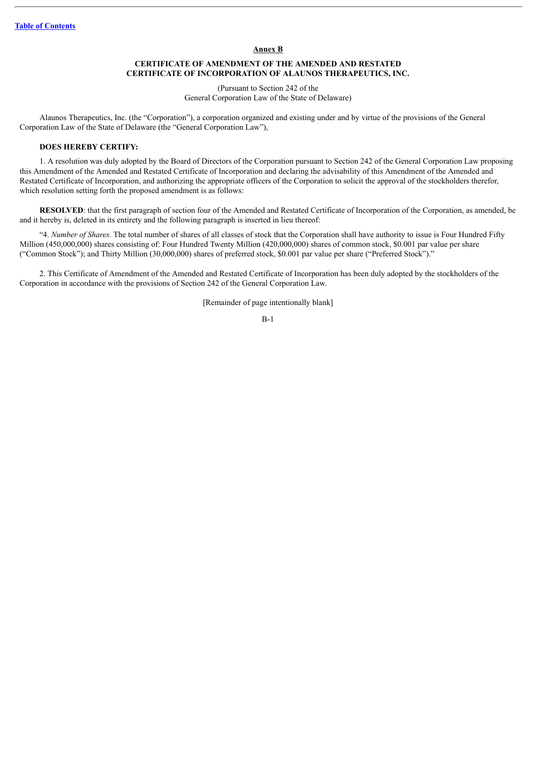[Table of Contents](#)

**Annex B**

**CERTIFICATE OF AMENDMENT OF THE AMENDED AND RESTATED CERTIFICATE OF INCORPORATION OF ALAUNOS THERAPEUTICS, INC.**

(Pursuant to Section 242 of the General Corporation Law of the State of Delaware)

Alaunos Therapeutics, Inc. (the "Corporation"), a corporation organized and existing under and by virtue of the provisions of the General Corporation Law of the State of Delaware (the "General Corporation Law"),

**DOES HEREBY CERTIFY:**

1. A resolution was duly adopted by the Board of Directors of the Corporation pursuant to Section 242 of the General Corporation Law proposing this Amendment of the Amended and Restated Certificate of Incorporation and declaring the advisability of this Amendment of the Amended and Restated Certificate of Incorporation, and authorizing the appropriate officers of the Corporation to solicit the approval of the stockholders therefor, which resolution setting forth the proposed amendment is as follows:

**RESOLVED**: that the first paragraph of section four of the Amended and Restated Certificate of Incorporation of the Corporation, as amended, be and it hereby is, deleted in its entirety and the following paragraph is inserted in lieu thereof:

"4. *Number of Shares.* The total number of shares of all classes of stock that the Corporation shall have authority to issue is Four Hundred Fifty Million (450,000,000) shares consisting of: Four Hundred Twenty Million (420,000,000) shares of common stock, $0.001 par value per share ("Common Stock"); and Thirty Million (30,000,000) shares of preferred stock, $0.001 par value per share ("Preferred Stock")."

2. This Certificate of Amendment of the Amended and Restated Certificate of Incorporation has been duly adopted by the stockholders of the Corporation in accordance with the provisions of Section 242 of the General Corporation Law.

[Remainder of page intentionally blank]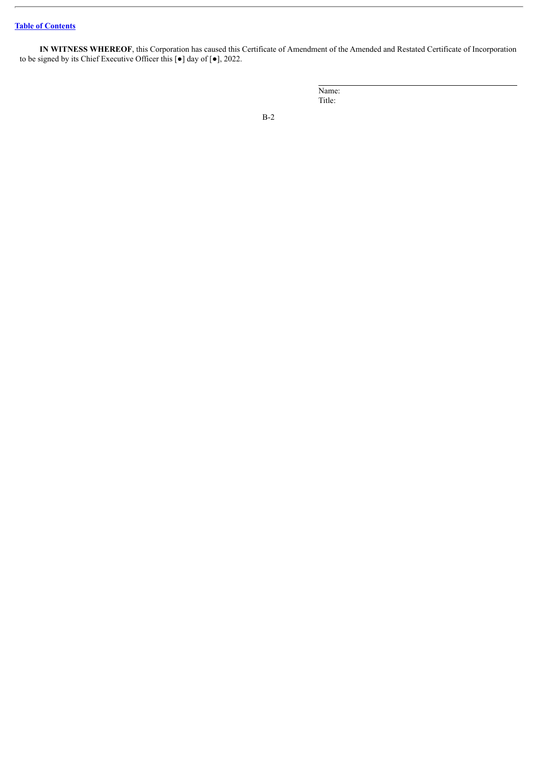**IN WITNESS WHEREOF**, this Corporation has caused this Certificate of Amendment of the Amended and Restated Certificate of Incorporation to be signed by its Chief Executive Officer this [●] day of [●], 2022.

\_\_\_\_\_\_\_\_\_\_\_\_\_\_\_\_\_\_\_\_\_\_\_\_\_\_\_\_\_\_\_\_

Name:
Title: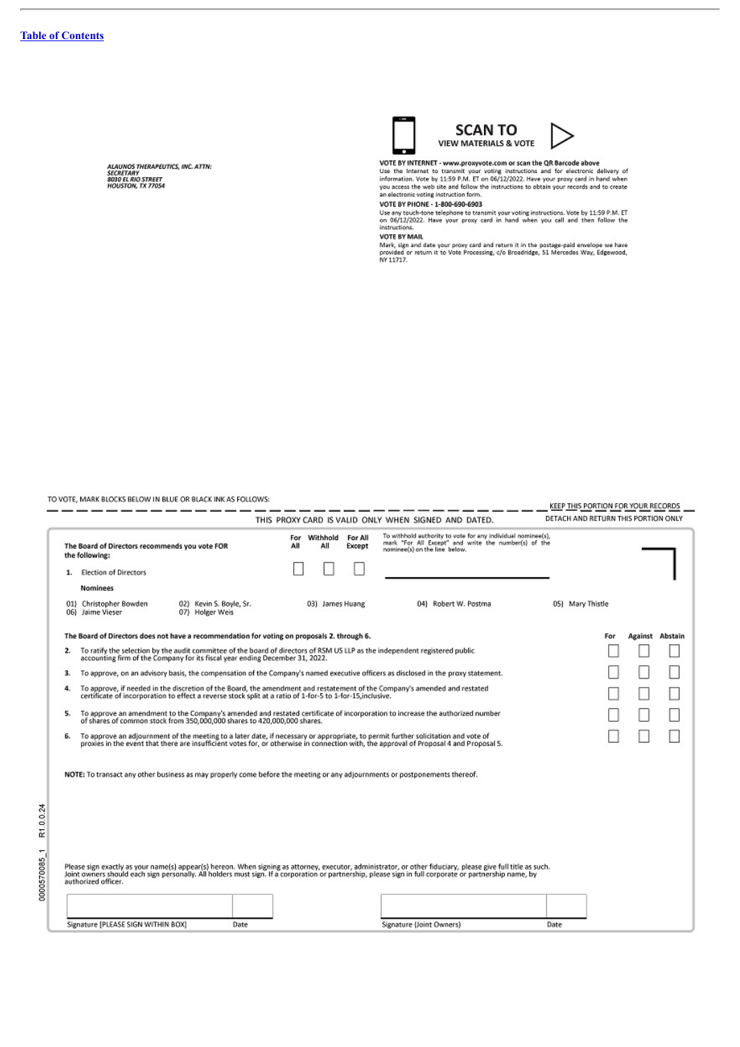[Table of Contents](#)

*ALAUNOS THERAPEUTICS, INC. ATTN: SECRETARY*
*8030 EL RIO STREET*
*HOUSTON, TX 77054*

**SCAN TO**
**VIEW MATERIALS & VOTE**

**VOTE BY INTERNET - www.proxyvote.com or scan the QR Barcode above**
Use the Internet to transmit your voting instructions and for electronic delivery of information. Vote by 11:59 P.M. ET on 06/12/2022. Have your proxy card in hand when you access the web site and follow the instructions to obtain your records and to create an electronic voting instruction form.

**VOTE BY PHONE - 1-800-690-6903**
Use any touch-tone telephone to transmit your voting instructions. Vote by 11:59 P.M. ET on 06/12/2022. Have your proxy card in hand when you call and then follow the instructions.

**VOTE BY MAIL**
Mark, sign and date your proxy card and return it in the postage-paid envelope we have provided or return it to Vote Processing, c/o Broadridge, 51 Mercedes Way, Edgewood, NY 11717.

TO VOTE, MARK BLOCKS BELOW IN BLUE OR BLACK INK AS FOLLOWS:

KEEP THIS PORTION FOR YOUR RECORDS

THIS PROXY CARD IS VALID ONLY WHEN SIGNED AND DATED.

DETACH AND RETURN THIS PORTION ONLY

**The Board of Directors recommends you vote FOR the following:**

| | For All | Withhold All | For All Except |
|---|---|---|---|
| 1. Election of Directors | ☐ | ☐ | ☐ |

To withhold authority to vote for any individual nominee(s), mark "For All Except" and write the number(s) of the nominee(s) on the line below.

**Nominees**

01) Christopher Bowden
02) Kevin S. Boyle, Sr.
03) James Huang
04) Robert W. Postma
05) Mary Thistle
06) Jaime Vieser
07) Holger Weis

**The Board of Directors does not have a recommendation for voting on proposals 2. through 6.**

| | For | Against | Abstain |
|---|---|---|---|
| 2. To ratify the selection by the audit committee of the board of directors of RSM US LLP as the independent registered public accounting firm of the Company for its fiscal year ending December 31, 2022. | ☐ | ☐ | ☐ |
| 3. To approve, on an advisory basis, the compensation of the Company's named executive officers as disclosed in the proxy statement. | ☐ | ☐ | ☐ |
| 4. To approve, if needed in the discretion of the Board, the amendment and restatement of the Company's amended and restated certificate of incorporation to effect a reverse stock split at a ratio of 1-for-5 to 1-for-15,inclusive. | ☐ | ☐ | ☐ |
| 5. To approve an amendment to the Company's amended and restated certificate of incorporation to increase the authorized number of shares of common stock from 350,000,000 shares to 420,000,000 shares. | ☐ | ☐ | ☐ |
| 6. To approve an adjournment of the meeting to a later date, if necessary or appropriate, to permit further solicitation and vote of proxies in the event that there are insufficient votes for, or otherwise in connection with, the approval of Proposal 4 and Proposal 5. | ☐ | ☐ | ☐ |

**NOTE:** To transact any other business as may properly come before the meeting or any adjournments or postponements thereof.

Please sign exactly as your name(s) appear(s) hereon. When signing as attorney, executor, administrator, or other fiduciary, please give full title as such. Joint owners should each sign personally. All holders must sign. If a corporation or partnership, please sign in full corporate or partnership name, by authorized officer.

| Signature [PLEASE SIGN WITHIN BOX] | Date | Signature (Joint Owners) | Date |
|---|---|---|---|
| | | | |

0000570085_1 R1.0.0.24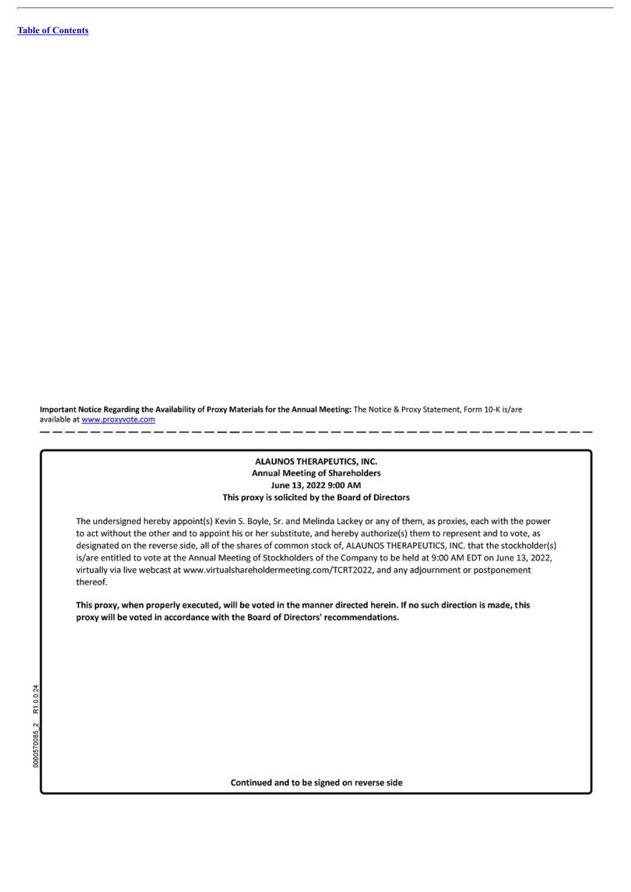**Important Notice Regarding the Availability of Proxy Materials for the Annual Meeting:** The Notice & Proxy Statement, Form 10-K is/are available at www.proxyvote.com

**ALAUNOS THERAPEUTICS, INC.**
**Annual Meeting of Shareholders**
**June 13, 2022 9:00 AM**
**This proxy is solicited by the Board of Directors**

The undersigned hereby appoint(s) Kevin S. Boyle, Sr. and Melinda Lackey or any of them, as proxies, each with the power to act without the other and to appoint his or her substitute, and hereby authorize(s) them to represent and to vote, as designated on the reverse side, all of the shares of common stock of, ALAUNOS THERAPEUTICS, INC. that the stockholder(s) is/are entitled to vote at the Annual Meeting of Stockholders of the Company to be held at 9:00 AM EDT on June 13, 2022, virtually via live webcast at www.virtualshareholdermeeting.com/TCRT2022, and any adjournment or postponement thereof.

**This proxy, when properly executed, will be voted in the manner directed herein. If no such direction is made, this proxy will be voted in accordance with the Board of Directors' recommendations.**

0000570085_2 R1.0.0.24

**Continued and to be signed on reverse side**